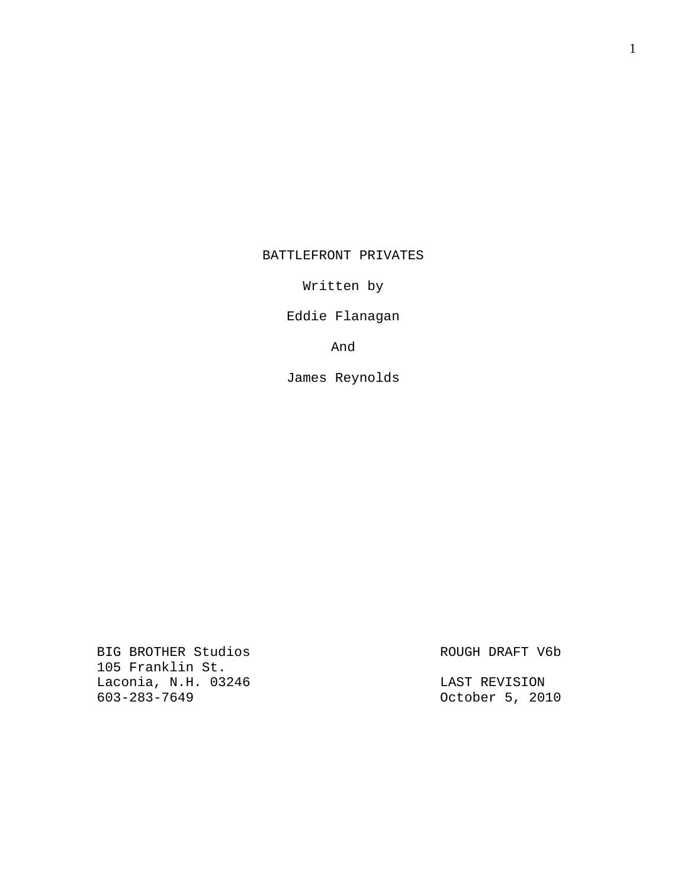# BATTLEFRONT PRIVATES

Written by

Eddie Flanagan

And

James Reynolds

BIG BROTHER Studios
105 Franklin St.
Laconia, N.H. 03246
603-283-7649

ROUGH DRAFT V6b

LAST REVISION
October 5, 2010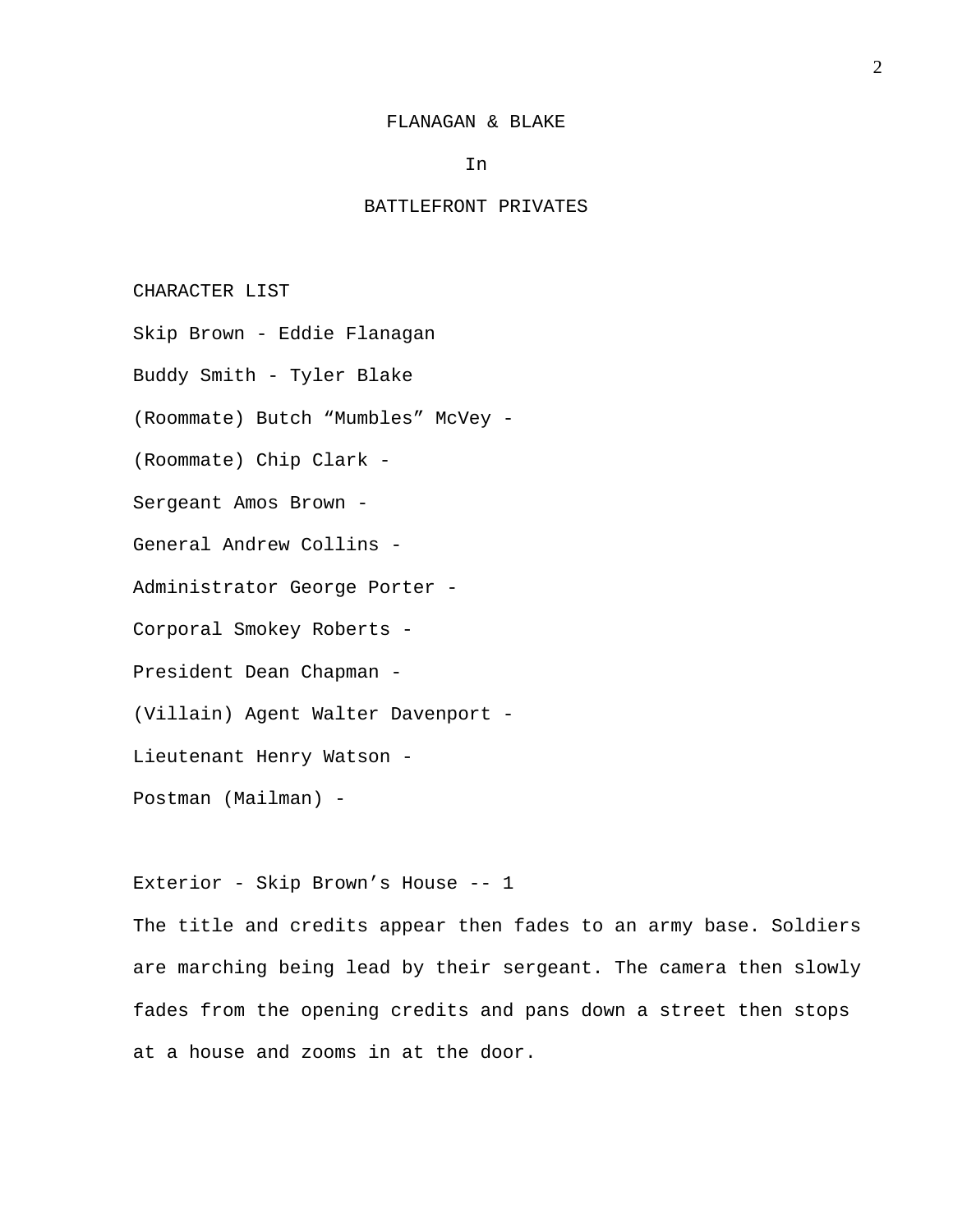FLANAGAN & BLAKE

In

BATTLEFRONT PRIVATES

CHARACTER LIST

Skip Brown - Eddie Flanagan

Buddy Smith - Tyler Blake

(Roommate) Butch “Mumbles” McVey -

(Roommate) Chip Clark -

Sergeant Amos Brown -

General Andrew Collins -

Administrator George Porter -

Corporal Smokey Roberts -

President Dean Chapman -

(Villain) Agent Walter Davenport -

Lieutenant Henry Watson -

Postman (Mailman) -

Exterior - Skip Brown’s House -- 1

The title and credits appear then fades to an army base. Soldiers are marching being lead by their sergeant. The camera then slowly fades from the opening credits and pans down a street then stops at a house and zooms in at the door.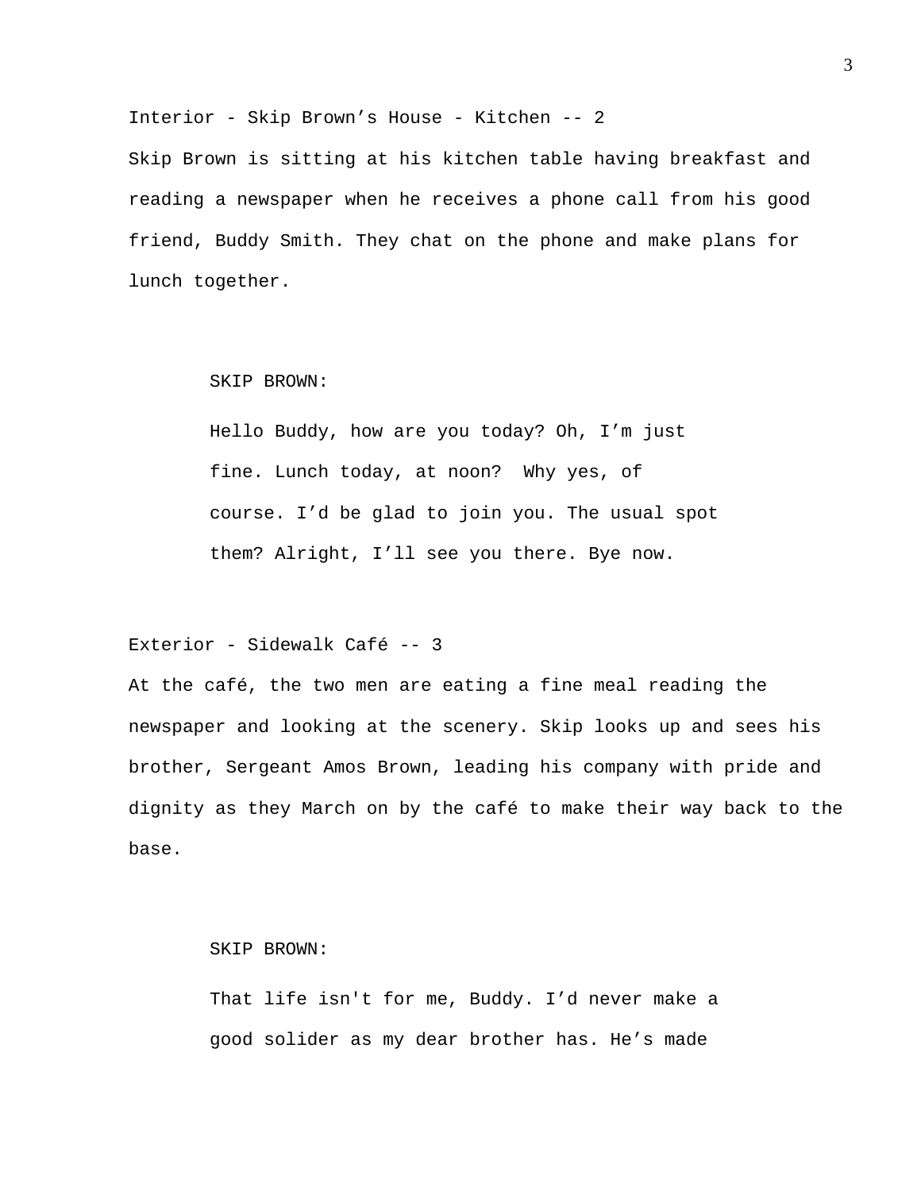Interior - Skip Brown’s House - Kitchen -- 2

Skip Brown is sitting at his kitchen table having breakfast and reading a newspaper when he receives a phone call from his good friend, Buddy Smith. They chat on the phone and make plans for lunch together.

SKIP BROWN:

Hello Buddy, how are you today? Oh, I’m just fine. Lunch today, at noon?  Why yes, of course. I’d be glad to join you. The usual spot them? Alright, I’ll see you there. Bye now.

Exterior - Sidewalk Café -- 3

At the café, the two men are eating a fine meal reading the newspaper and looking at the scenery. Skip looks up and sees his brother, Sergeant Amos Brown, leading his company with pride and dignity as they March on by the café to make their way back to the base.

SKIP BROWN:

That life isn't for me, Buddy. I’d never make a good solider as my dear brother has. He’s made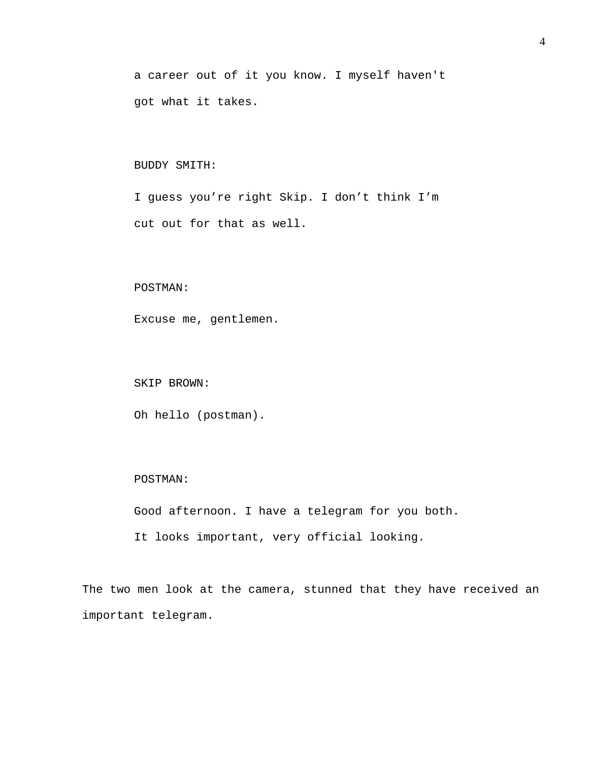a career out of it you know. I myself haven't got what it takes.

BUDDY SMITH:

I guess you’re right Skip. I don’t think I’m cut out for that as well.

POSTMAN:

Excuse me, gentlemen.

SKIP BROWN:

Oh hello (postman).

POSTMAN:

Good afternoon. I have a telegram for you both. It looks important, very official looking.

The two men look at the camera, stunned that they have received an important telegram.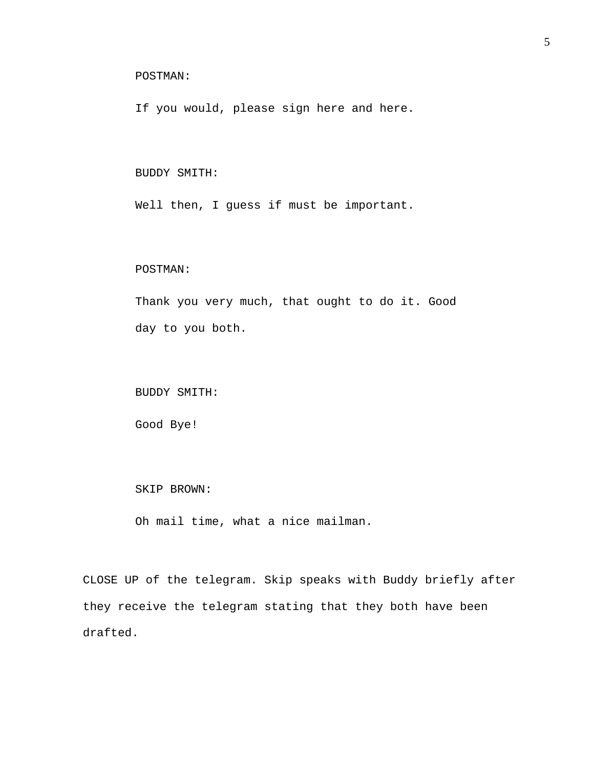POSTMAN:

If you would, please sign here and here.

BUDDY SMITH:

Well then, I guess if must be important.

POSTMAN:

Thank you very much, that ought to do it. Good day to you both.

BUDDY SMITH:

Good Bye!

SKIP BROWN:

Oh mail time, what a nice mailman.

CLOSE UP of the telegram. Skip speaks with Buddy briefly after they receive the telegram stating that they both have been drafted.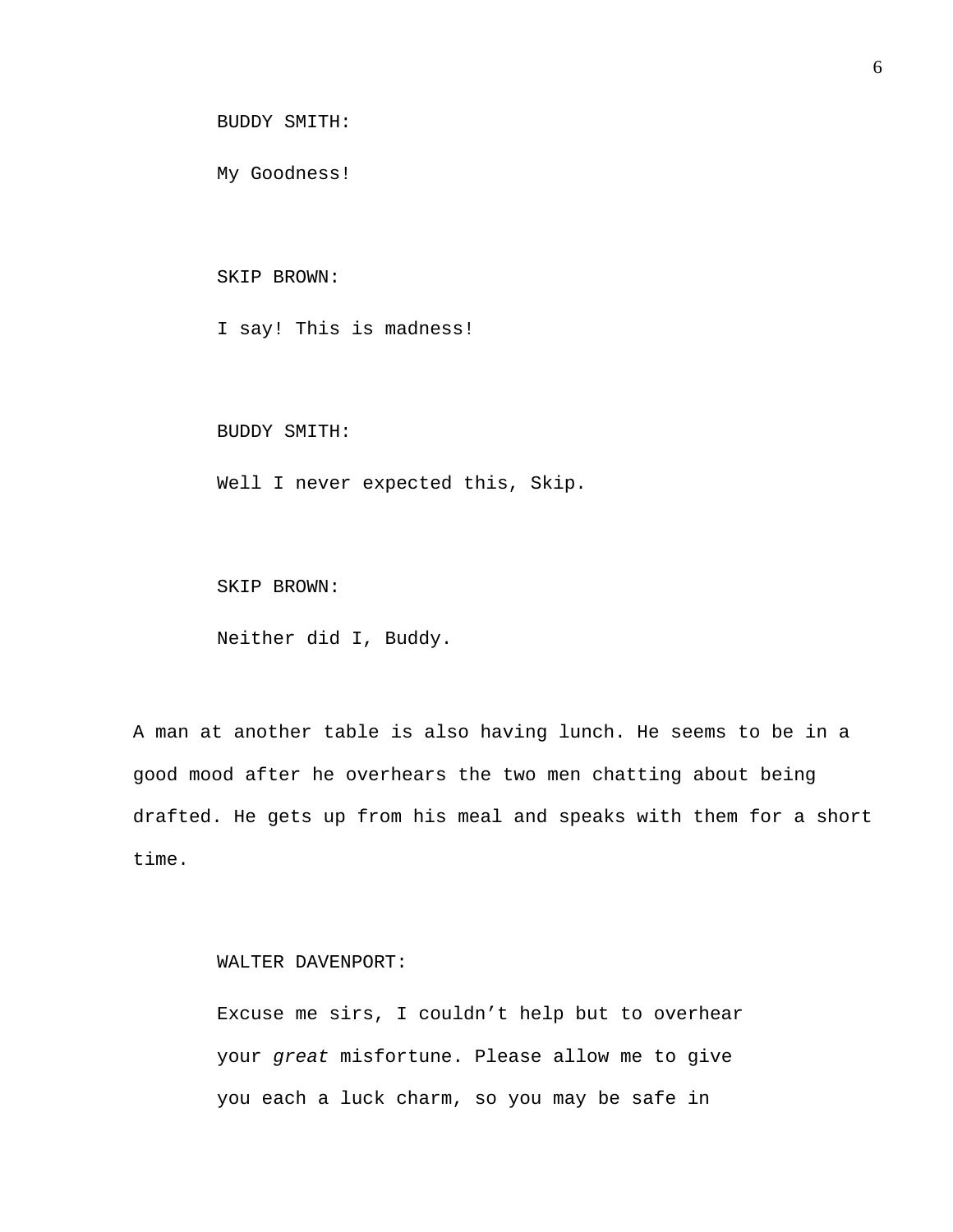BUDDY SMITH:

My Goodness!

SKIP BROWN:

I say! This is madness!

BUDDY SMITH:

Well I never expected this, Skip.

SKIP BROWN:

Neither did I, Buddy.

A man at another table is also having lunch. He seems to be in a good mood after he overhears the two men chatting about being drafted. He gets up from his meal and speaks with them for a short time.

WALTER DAVENPORT:

Excuse me sirs, I couldn't help but to overhear your *great* misfortune. Please allow me to give you each a luck charm, so you may be safe in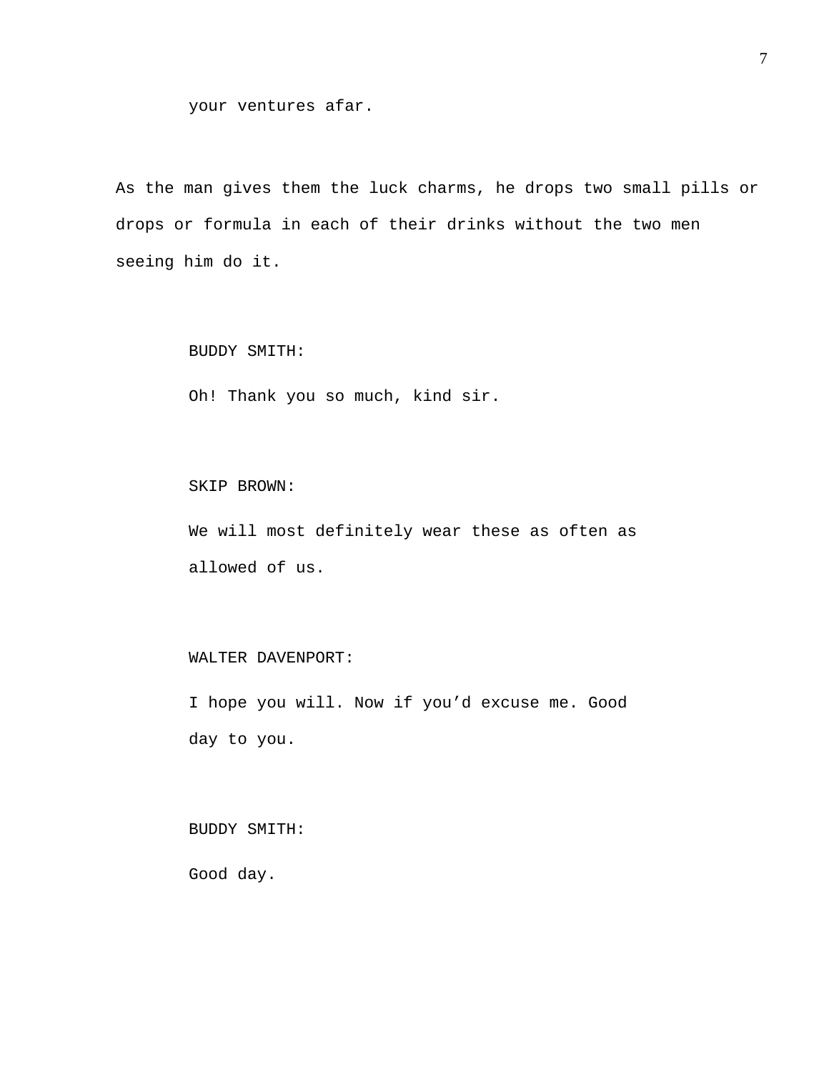your ventures afar.

As the man gives them the luck charms, he drops two small pills or drops or formula in each of their drinks without the two men seeing him do it.

BUDDY SMITH:

Oh! Thank you so much, kind sir.

SKIP BROWN:

We will most definitely wear these as often as allowed of us.

WALTER DAVENPORT:

I hope you will. Now if you'd excuse me. Good day to you.

BUDDY SMITH:

Good day.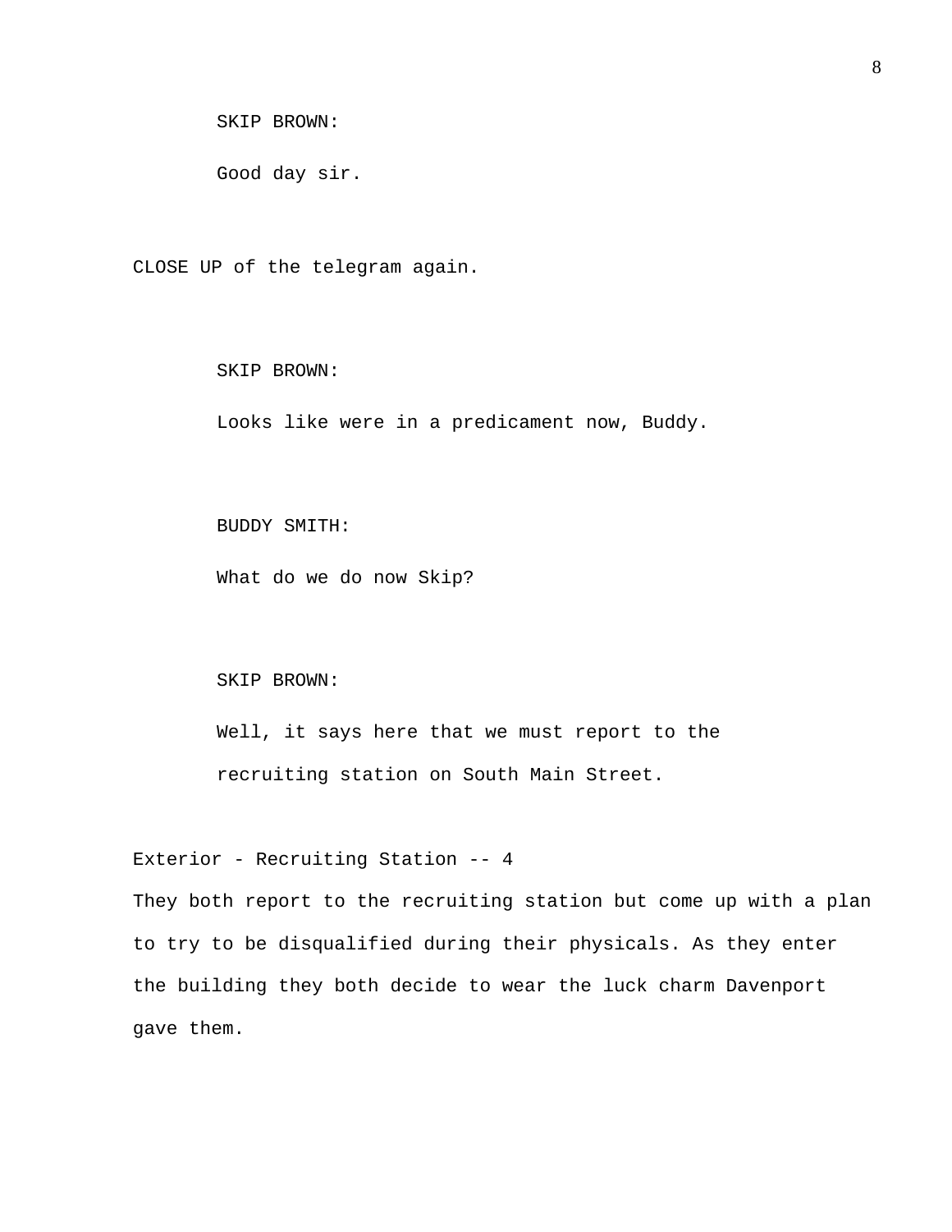SKIP BROWN:

Good day sir.

CLOSE UP of the telegram again.

SKIP BROWN:

Looks like were in a predicament now, Buddy.

BUDDY SMITH:

What do we do now Skip?

SKIP BROWN:

Well, it says here that we must report to the recruiting station on South Main Street.

Exterior - Recruiting Station -- 4

They both report to the recruiting station but come up with a plan to try to be disqualified during their physicals. As they enter the building they both decide to wear the luck charm Davenport gave them.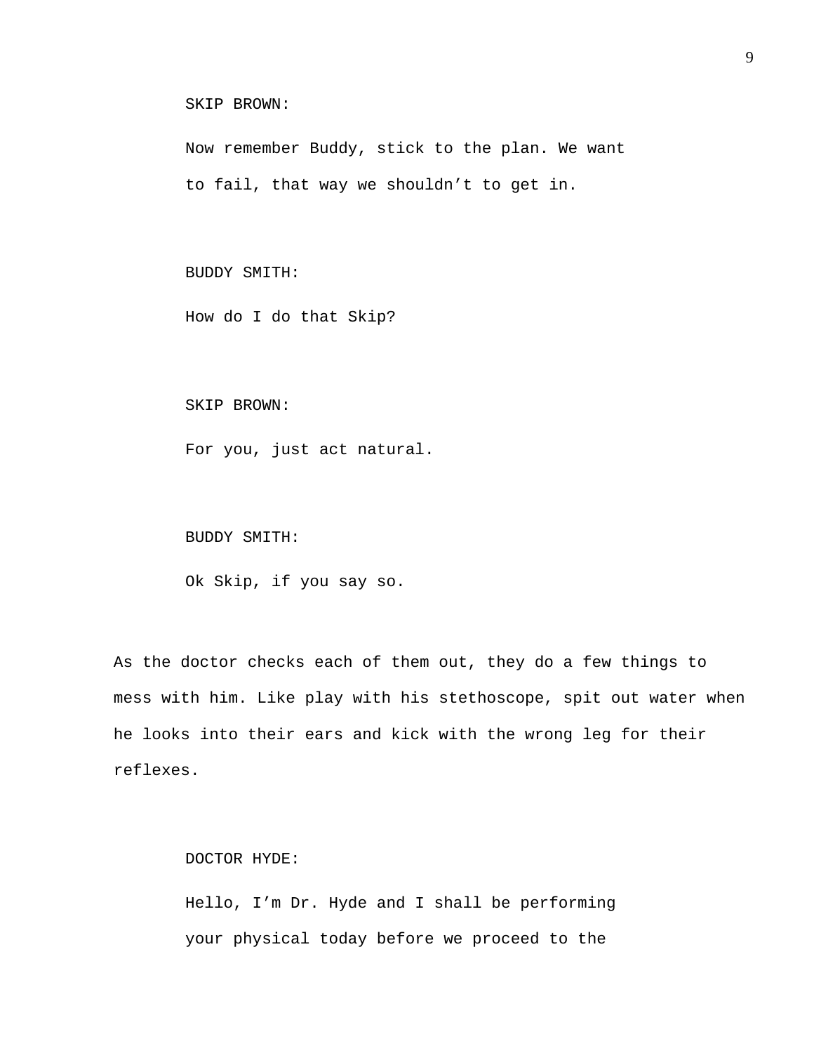SKIP BROWN:

Now remember Buddy, stick to the plan. We want to fail, that way we shouldn’t to get in.

BUDDY SMITH:

How do I do that Skip?

SKIP BROWN:

For you, just act natural.

BUDDY SMITH:

Ok Skip, if you say so.

As the doctor checks each of them out, they do a few things to mess with him. Like play with his stethoscope, spit out water when he looks into their ears and kick with the wrong leg for their reflexes.

DOCTOR HYDE:

Hello, I’m Dr. Hyde and I shall be performing your physical today before we proceed to the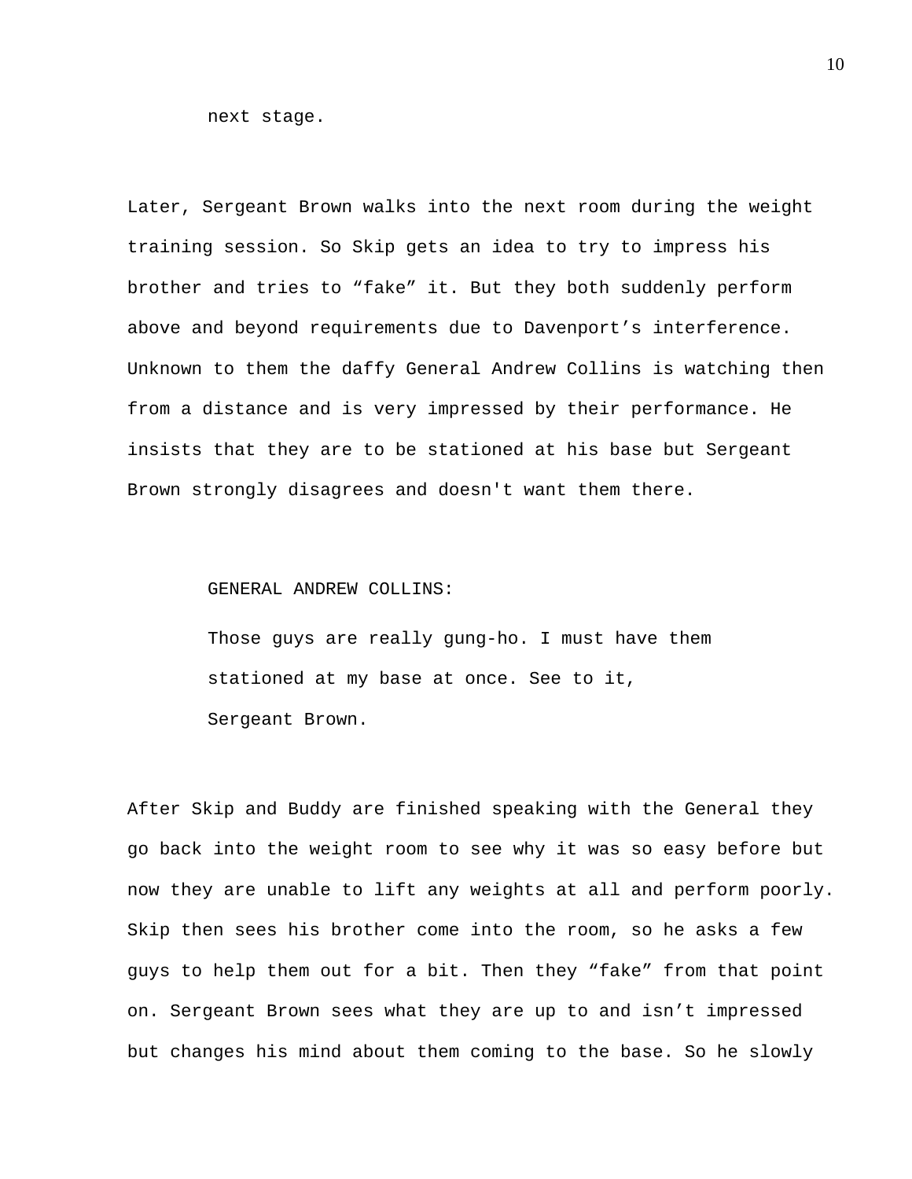next stage.

Later, Sergeant Brown walks into the next room during the weight training session. So Skip gets an idea to try to impress his brother and tries to “fake” it. But they both suddenly perform above and beyond requirements due to Davenport’s interference. Unknown to them the daffy General Andrew Collins is watching then from a distance and is very impressed by their performance. He insists that they are to be stationed at his base but Sergeant Brown strongly disagrees and doesn't want them there.

GENERAL ANDREW COLLINS:

Those guys are really gung-ho. I must have them stationed at my base at once. See to it, Sergeant Brown.

After Skip and Buddy are finished speaking with the General they go back into the weight room to see why it was so easy before but now they are unable to lift any weights at all and perform poorly. Skip then sees his brother come into the room, so he asks a few guys to help them out for a bit. Then they “fake” from that point on. Sergeant Brown sees what they are up to and isn’t impressed but changes his mind about them coming to the base. So he slowly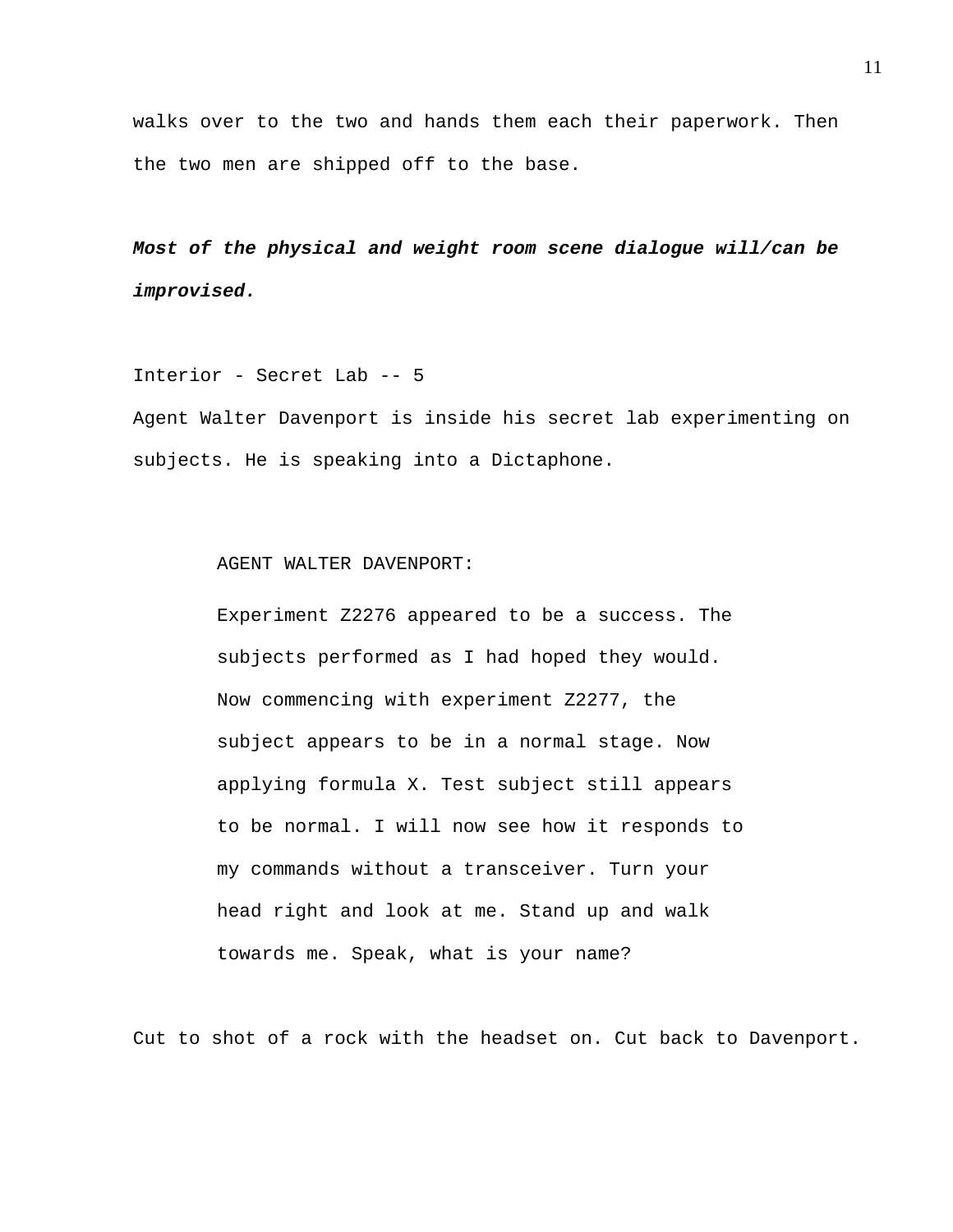walks over to the two and hands them each their paperwork. Then the two men are shipped off to the base.

***Most of the physical and weight room scene dialogue will/can be improvised.***

Interior - Secret Lab -- 5

Agent Walter Davenport is inside his secret lab experimenting on subjects. He is speaking into a Dictaphone.

AGENT WALTER DAVENPORT:

Experiment Z2276 appeared to be a success. The subjects performed as I had hoped they would. Now commencing with experiment Z2277, the subject appears to be in a normal stage. Now applying formula X. Test subject still appears to be normal. I will now see how it responds to my commands without a transceiver. Turn your head right and look at me. Stand up and walk towards me. Speak, what is your name?

Cut to shot of a rock with the headset on. Cut back to Davenport.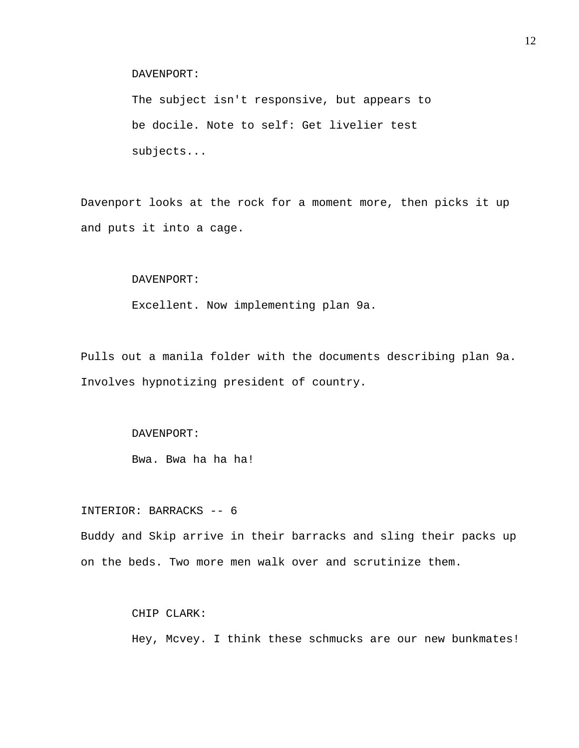DAVENPORT:

The subject isn't responsive, but appears to be docile. Note to self: Get livelier test subjects...

Davenport looks at the rock for a moment more, then picks it up and puts it into a cage.

DAVENPORT:

Excellent. Now implementing plan 9a.

Pulls out a manila folder with the documents describing plan 9a. Involves hypnotizing president of country.

DAVENPORT:

Bwa. Bwa ha ha ha!

INTERIOR: BARRACKS -- 6

Buddy and Skip arrive in their barracks and sling their packs up on the beds. Two more men walk over and scrutinize them.

CHIP CLARK:

Hey, Mcvey. I think these schmucks are our new bunkmates!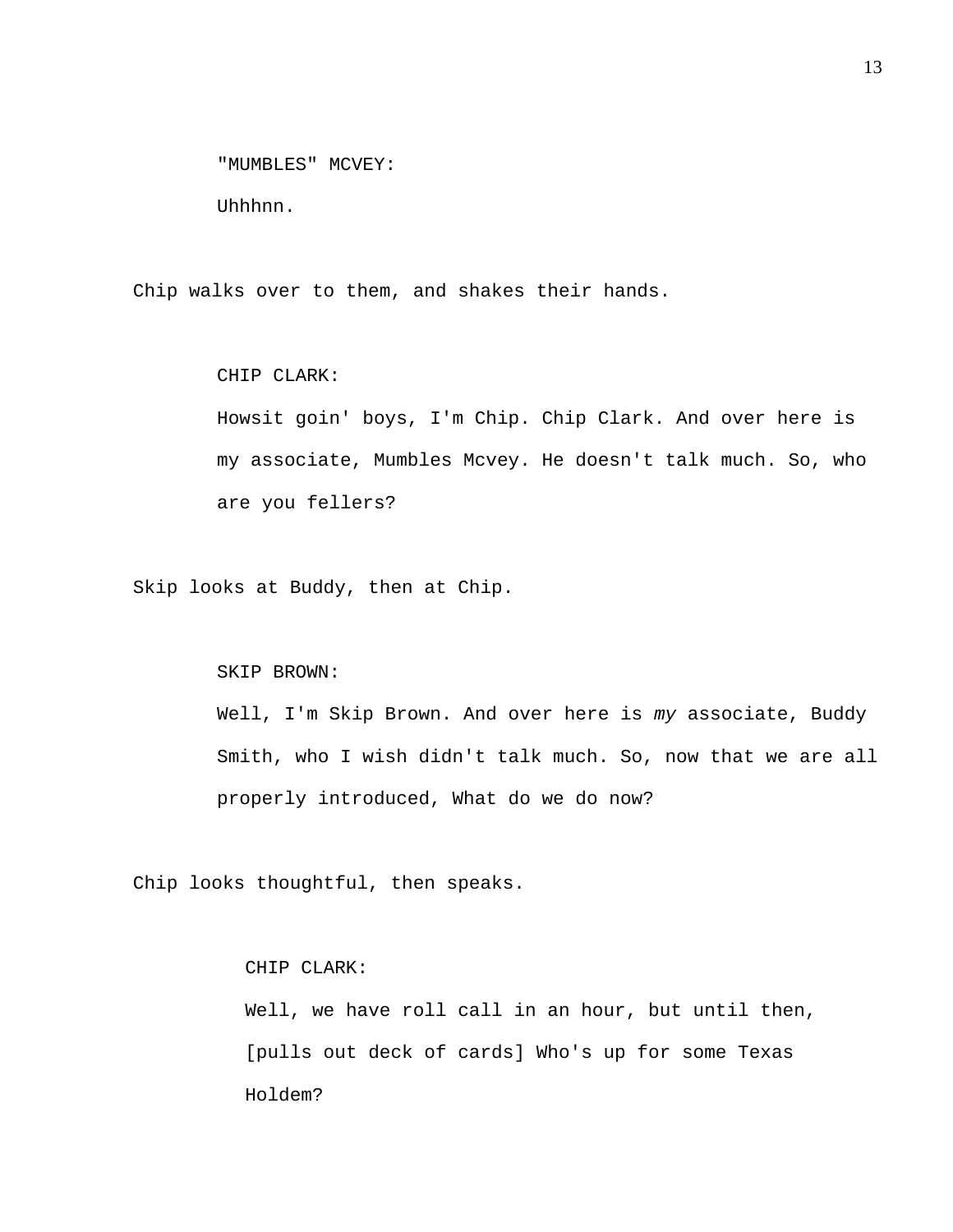"MUMBLES" MCVEY:

Uhhhnn.

Chip walks over to them, and shakes their hands.

CHIP CLARK:

Howsit goin' boys, I'm Chip. Chip Clark. And over here is my associate, Mumbles Mcvey. He doesn't talk much. So, who are you fellers?

Skip looks at Buddy, then at Chip.

SKIP BROWN:

Well, I'm Skip Brown. And over here is *my* associate, Buddy Smith, who I wish didn't talk much. So, now that we are all properly introduced, What do we do now?

Chip looks thoughtful, then speaks.

CHIP CLARK:

Well, we have roll call in an hour, but until then, [pulls out deck of cards] Who's up for some Texas Holdem?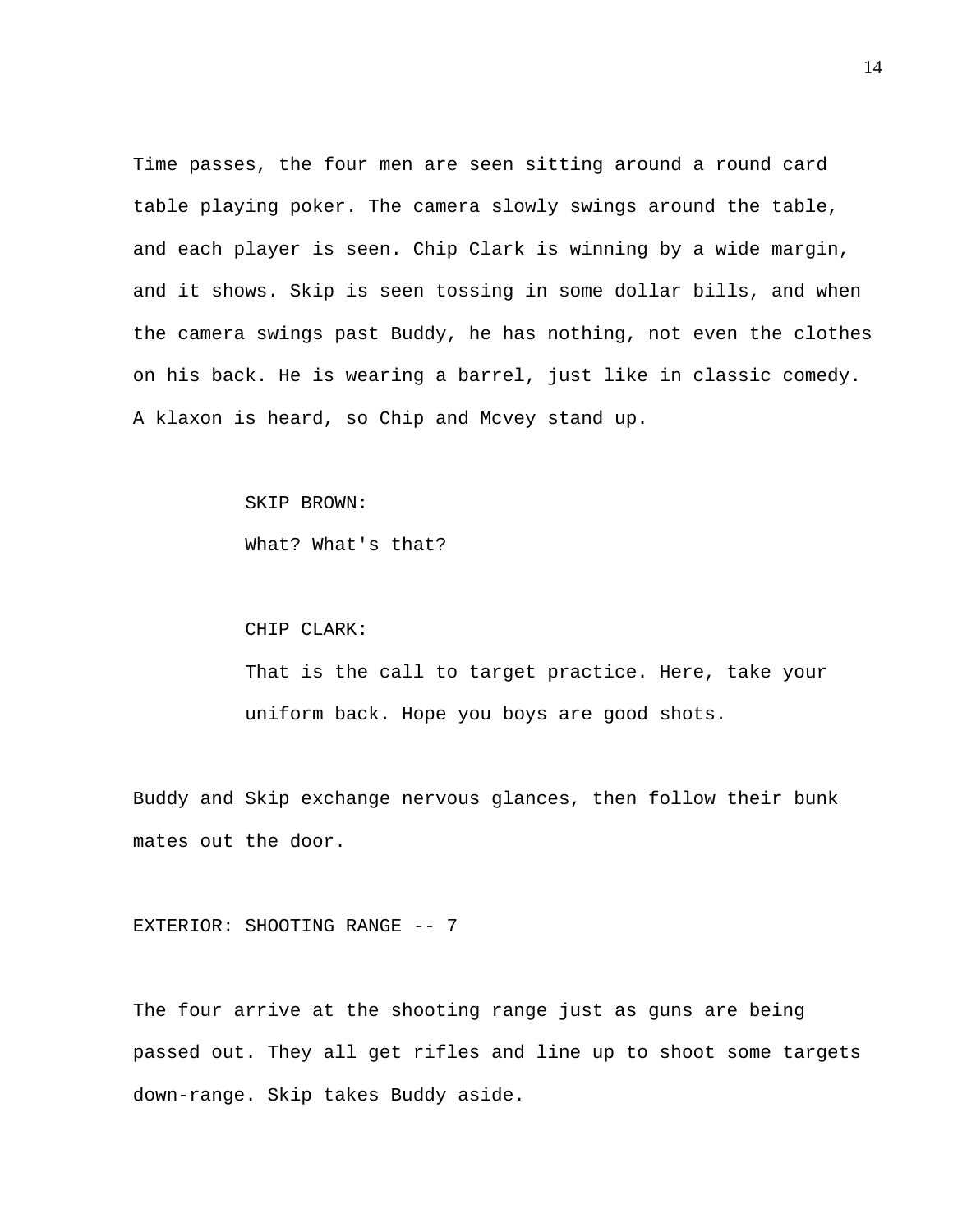Time passes, the four men are seen sitting around a round card table playing poker. The camera slowly swings around the table, and each player is seen. Chip Clark is winning by a wide margin, and it shows. Skip is seen tossing in some dollar bills, and when the camera swings past Buddy, he has nothing, not even the clothes on his back. He is wearing a barrel, just like in classic comedy. A klaxon is heard, so Chip and Mcvey stand up.

SKIP BROWN:
What? What's that?

CHIP CLARK:
That is the call to target practice. Here, take your uniform back. Hope you boys are good shots.

Buddy and Skip exchange nervous glances, then follow their bunk mates out the door.

EXTERIOR: SHOOTING RANGE -- 7

The four arrive at the shooting range just as guns are being passed out. They all get rifles and line up to shoot some targets down-range. Skip takes Buddy aside.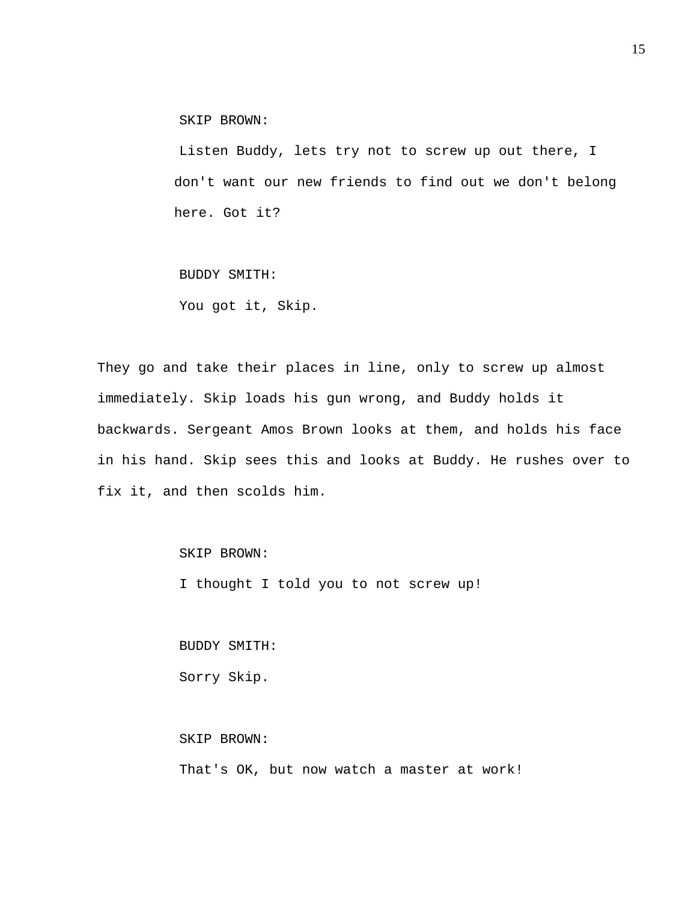SKIP BROWN:

Listen Buddy, lets try not to screw up out there, I don't want our new friends to find out we don't belong here. Got it?

BUDDY SMITH:

You got it, Skip.

They go and take their places in line, only to screw up almost immediately. Skip loads his gun wrong, and Buddy holds it backwards. Sergeant Amos Brown looks at them, and holds his face in his hand. Skip sees this and looks at Buddy. He rushes over to fix it, and then scolds him.

SKIP BROWN:

I thought I told you to not screw up!

BUDDY SMITH:

Sorry Skip.

SKIP BROWN:

That's OK, but now watch a master at work!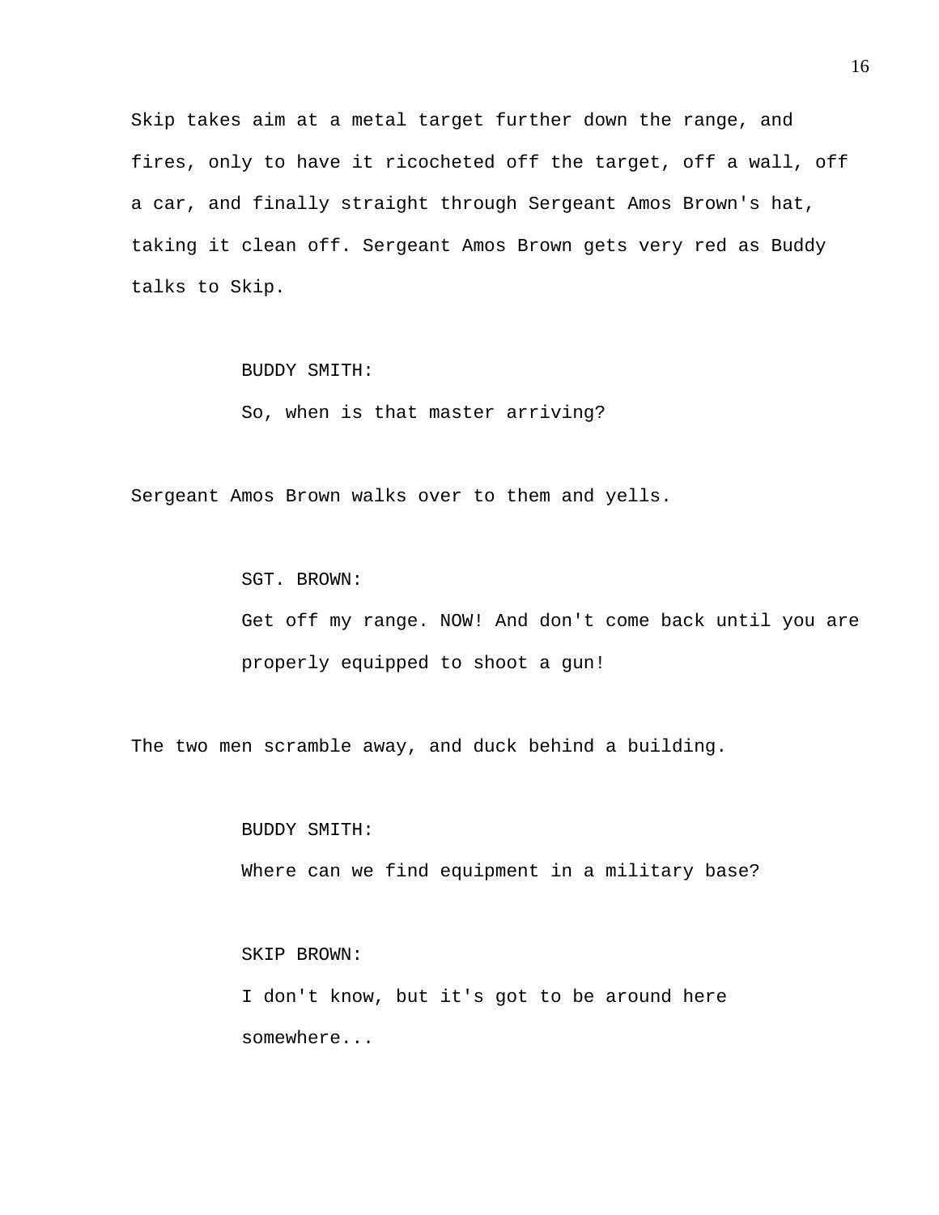Skip takes aim at a metal target further down the range, and fires, only to have it ricocheted off the target, off a wall, off a car, and finally straight through Sergeant Amos Brown's hat, taking it clean off. Sergeant Amos Brown gets very red as Buddy talks to Skip.

BUDDY SMITH:
So, when is that master arriving?

Sergeant Amos Brown walks over to them and yells.

SGT. BROWN:
Get off my range. NOW! And don't come back until you are properly equipped to shoot a gun!

The two men scramble away, and duck behind a building.

BUDDY SMITH:
Where can we find equipment in a military base?

SKIP BROWN:
I don't know, but it's got to be around here somewhere...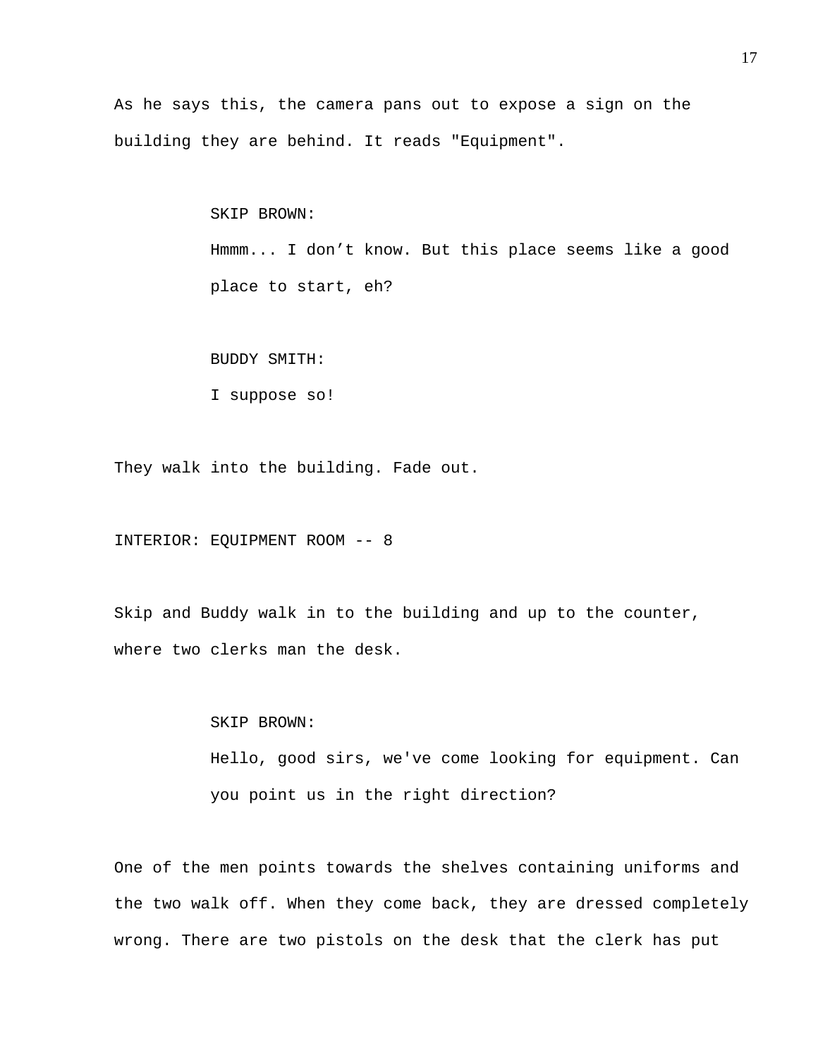As he says this, the camera pans out to expose a sign on the building they are behind. It reads "Equipment".

SKIP BROWN:

Hmmm... I don’t know. But this place seems like a good place to start, eh?

BUDDY SMITH:

I suppose so!

They walk into the building. Fade out.

INTERIOR: EQUIPMENT ROOM -- 8

Skip and Buddy walk in to the building and up to the counter, where two clerks man the desk.

SKIP BROWN:

Hello, good sirs, we've come looking for equipment. Can you point us in the right direction?

One of the men points towards the shelves containing uniforms and the two walk off. When they come back, they are dressed completely wrong. There are two pistols on the desk that the clerk has put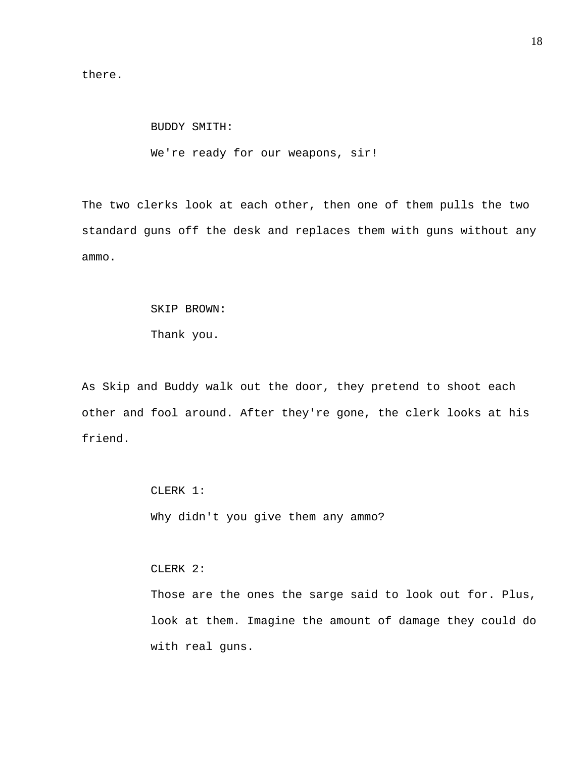there.

BUDDY SMITH:

We're ready for our weapons, sir!

The two clerks look at each other, then one of them pulls the two standard guns off the desk and replaces them with guns without any ammo.

SKIP BROWN:

Thank you.

As Skip and Buddy walk out the door, they pretend to shoot each other and fool around. After they're gone, the clerk looks at his friend.

CLERK 1:

Why didn't you give them any ammo?

CLERK 2:

Those are the ones the sarge said to look out for. Plus, look at them. Imagine the amount of damage they could do with real guns.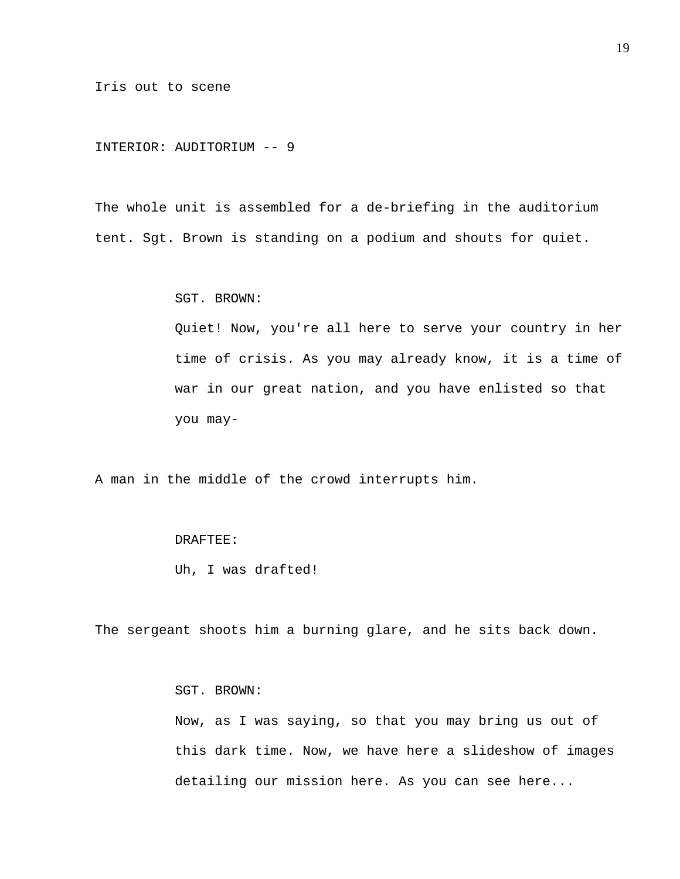Iris out to scene

INTERIOR: AUDITORIUM -- 9

The whole unit is assembled for a de-briefing in the auditorium tent. Sgt. Brown is standing on a podium and shouts for quiet.

SGT. BROWN:

Quiet! Now, you're all here to serve your country in her time of crisis. As you may already know, it is a time of war in our great nation, and you have enlisted so that you may-

A man in the middle of the crowd interrupts him.

DRAFTEE:

Uh, I was drafted!

The sergeant shoots him a burning glare, and he sits back down.

SGT. BROWN:

Now, as I was saying, so that you may bring us out of this dark time. Now, we have here a slideshow of images detailing our mission here. As you can see here...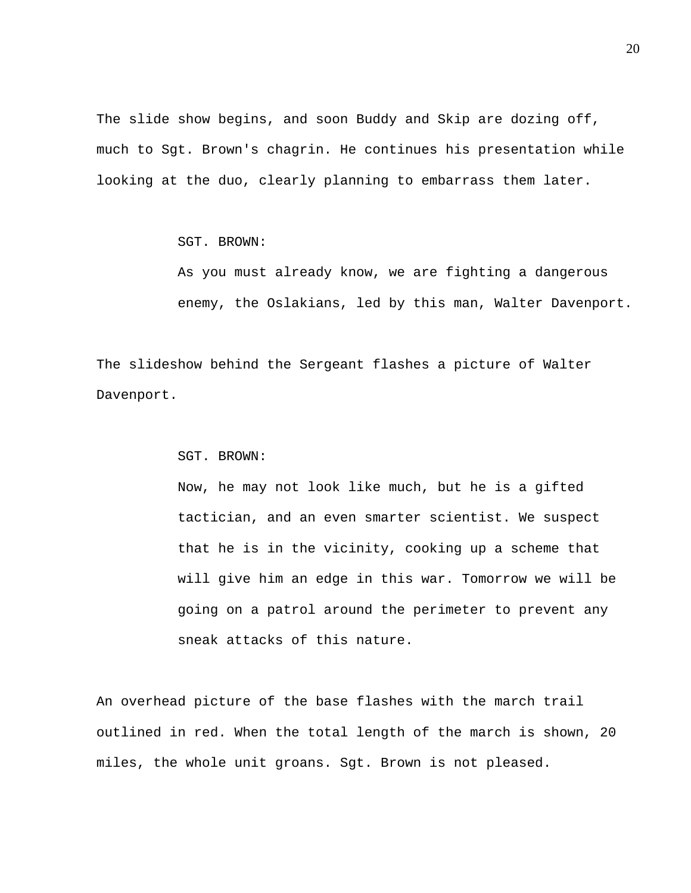The slide show begins, and soon Buddy and Skip are dozing off, much to Sgt. Brown's chagrin. He continues his presentation while looking at the duo, clearly planning to embarrass them later.

SGT. BROWN:
As you must already know, we are fighting a dangerous enemy, the Oslakians, led by this man, Walter Davenport.

The slideshow behind the Sergeant flashes a picture of Walter Davenport.

SGT. BROWN:
Now, he may not look like much, but he is a gifted tactician, and an even smarter scientist. We suspect that he is in the vicinity, cooking up a scheme that will give him an edge in this war. Tomorrow we will be going on a patrol around the perimeter to prevent any sneak attacks of this nature.

An overhead picture of the base flashes with the march trail outlined in red. When the total length of the march is shown, 20 miles, the whole unit groans. Sgt. Brown is not pleased.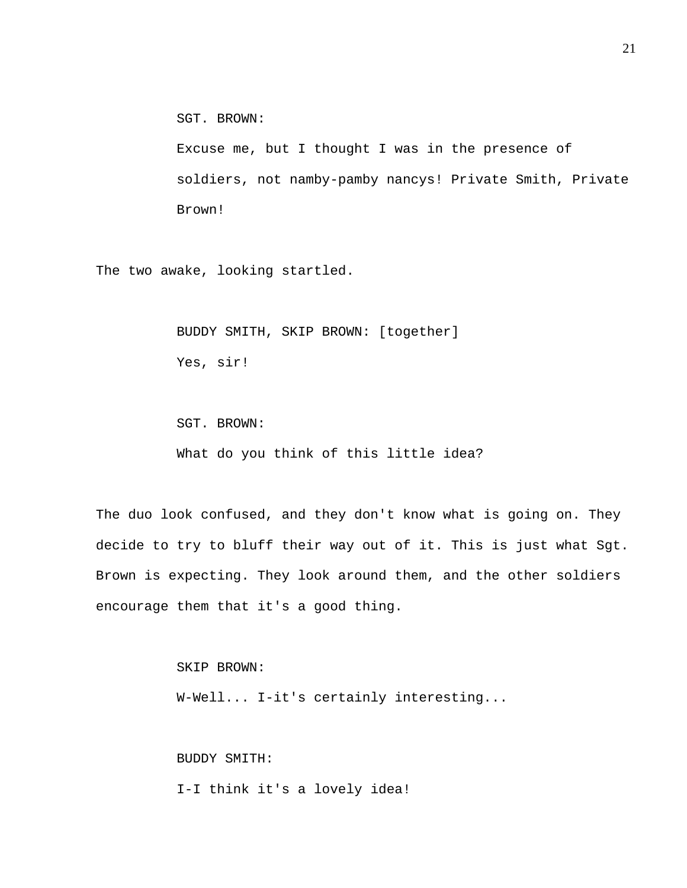SGT. BROWN:

Excuse me, but I thought I was in the presence of soldiers, not namby-pamby nancys! Private Smith, Private Brown!

The two awake, looking startled.

BUDDY SMITH, SKIP BROWN: [together]

Yes, sir!

SGT. BROWN:

What do you think of this little idea?

The duo look confused, and they don't know what is going on. They decide to try to bluff their way out of it. This is just what Sgt. Brown is expecting. They look around them, and the other soldiers encourage them that it's a good thing.

SKIP BROWN:

W-Well... I-it's certainly interesting...

BUDDY SMITH:

I-I think it's a lovely idea!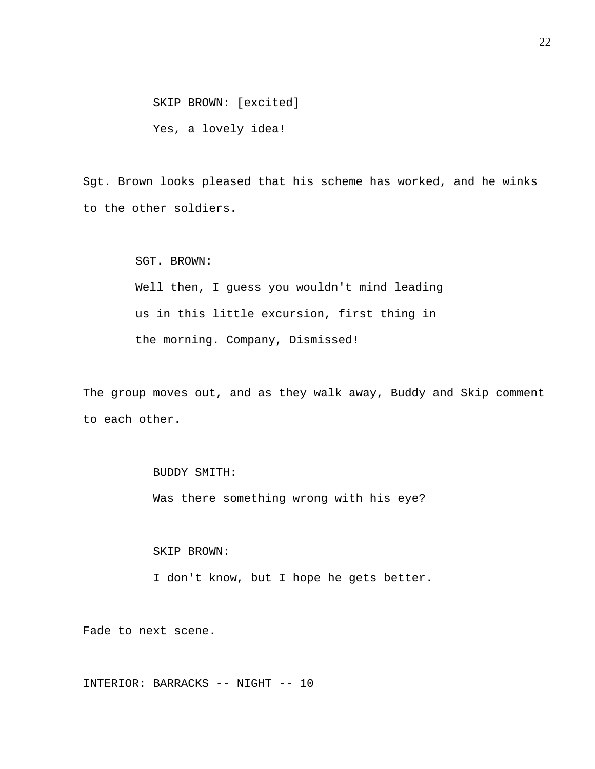SKIP BROWN: [excited]

Yes, a lovely idea!

Sgt. Brown looks pleased that his scheme has worked, and he winks to the other soldiers.

SGT. BROWN:

Well then, I guess you wouldn't mind leading us in this little excursion, first thing in the morning. Company, Dismissed!

The group moves out, and as they walk away, Buddy and Skip comment to each other.

BUDDY SMITH:

Was there something wrong with his eye?

SKIP BROWN:

I don't know, but I hope he gets better.

Fade to next scene.

INTERIOR: BARRACKS -- NIGHT -- 10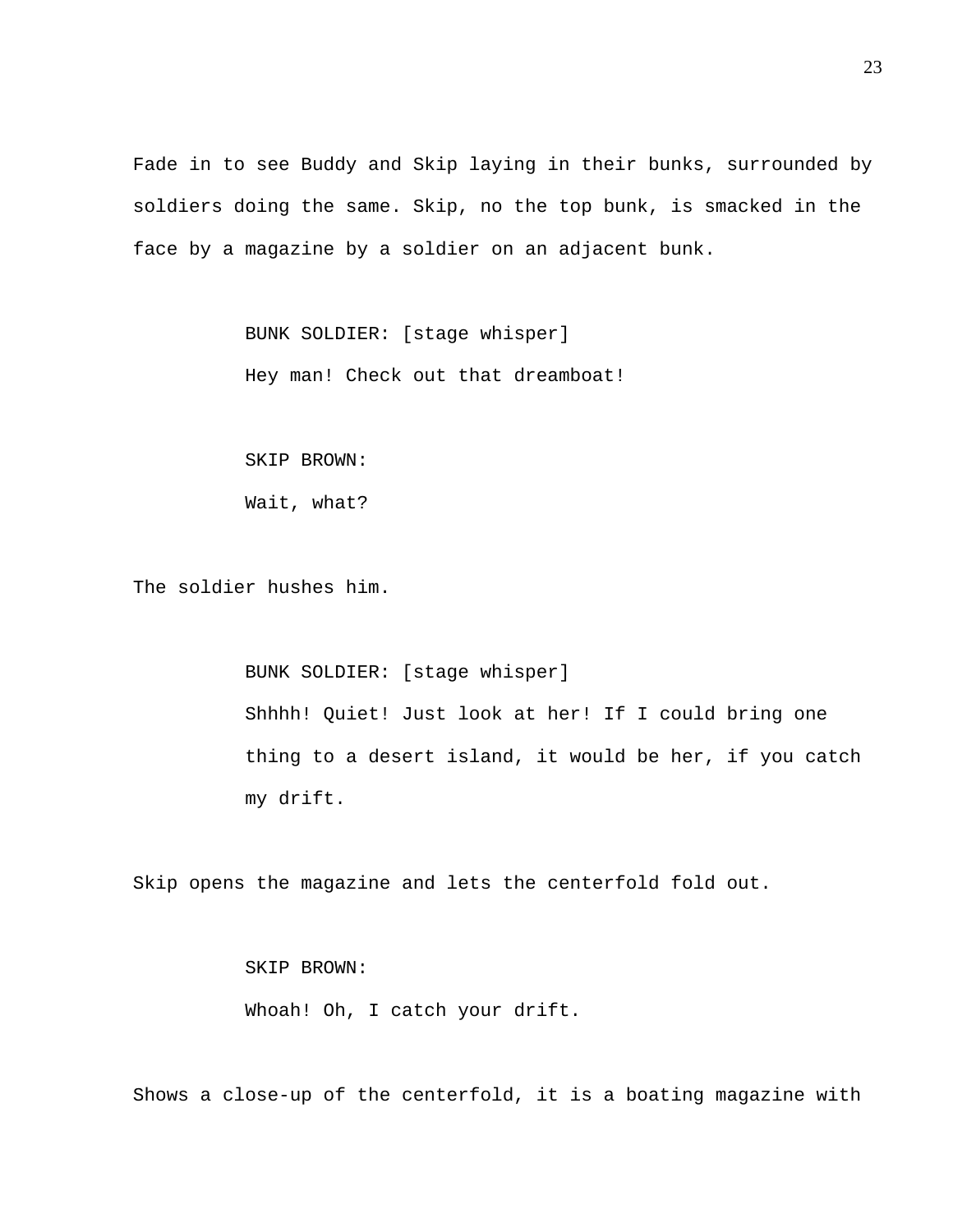Fade in to see Buddy and Skip laying in their bunks, surrounded by soldiers doing the same. Skip, no the top bunk, is smacked in the face by a magazine by a soldier on an adjacent bunk.

> BUNK SOLDIER: [stage whisper]
> Hey man! Check out that dreamboat!

> SKIP BROWN:
> Wait, what?

The soldier hushes him.

> BUNK SOLDIER: [stage whisper]
> Shhhh! Quiet! Just look at her! If I could bring one thing to a desert island, it would be her, if you catch my drift.

Skip opens the magazine and lets the centerfold fold out.

> SKIP BROWN:
> Whoah! Oh, I catch your drift.

Shows a close-up of the centerfold, it is a boating magazine with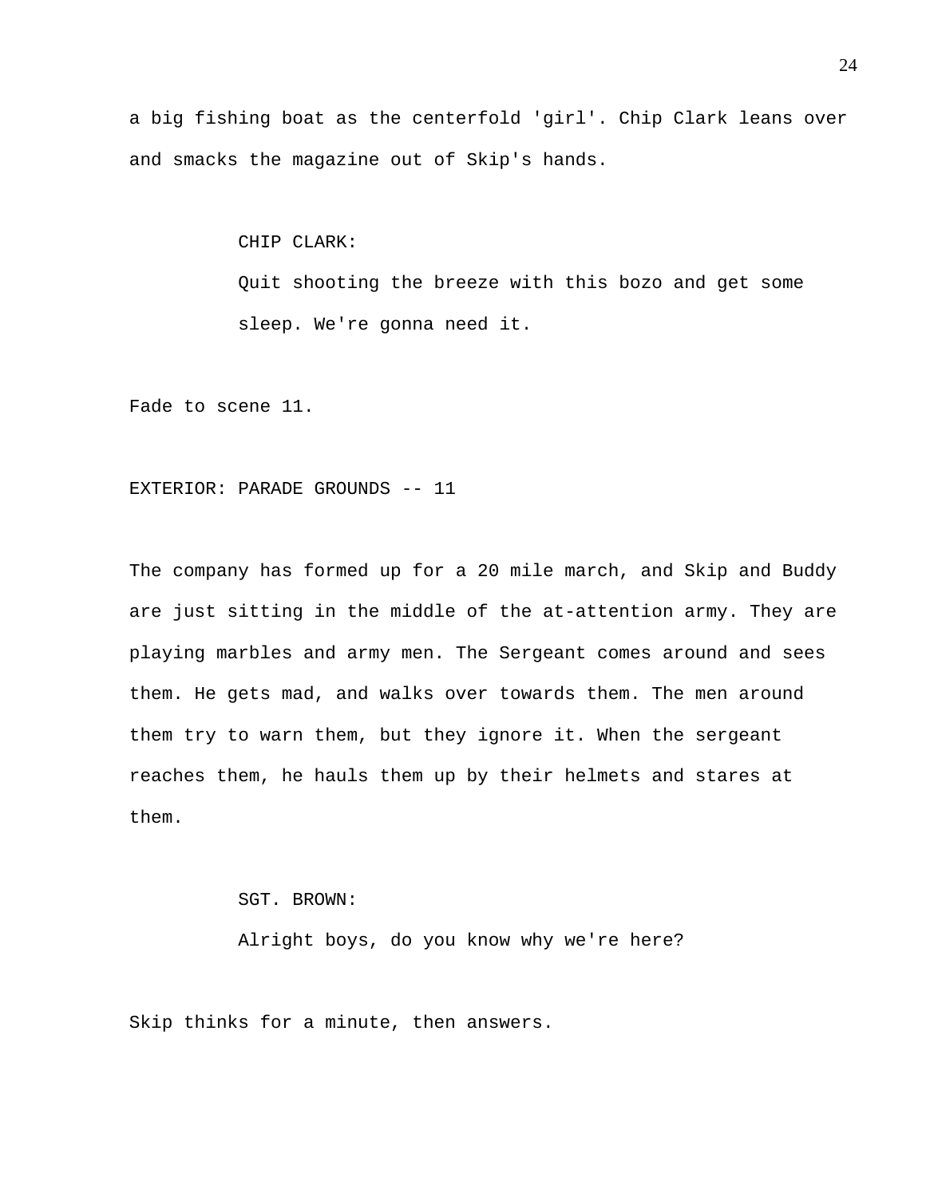a big fishing boat as the centerfold 'girl'. Chip Clark leans over and smacks the magazine out of Skip's hands.

CHIP CLARK:

Quit shooting the breeze with this bozo and get some sleep. We're gonna need it.

Fade to scene 11.

EXTERIOR: PARADE GROUNDS -- 11

The company has formed up for a 20 mile march, and Skip and Buddy are just sitting in the middle of the at-attention army. They are playing marbles and army men. The Sergeant comes around and sees them. He gets mad, and walks over towards them. The men around them try to warn them, but they ignore it. When the sergeant reaches them, he hauls them up by their helmets and stares at them.

SGT. BROWN:

Alright boys, do you know why we're here?

Skip thinks for a minute, then answers.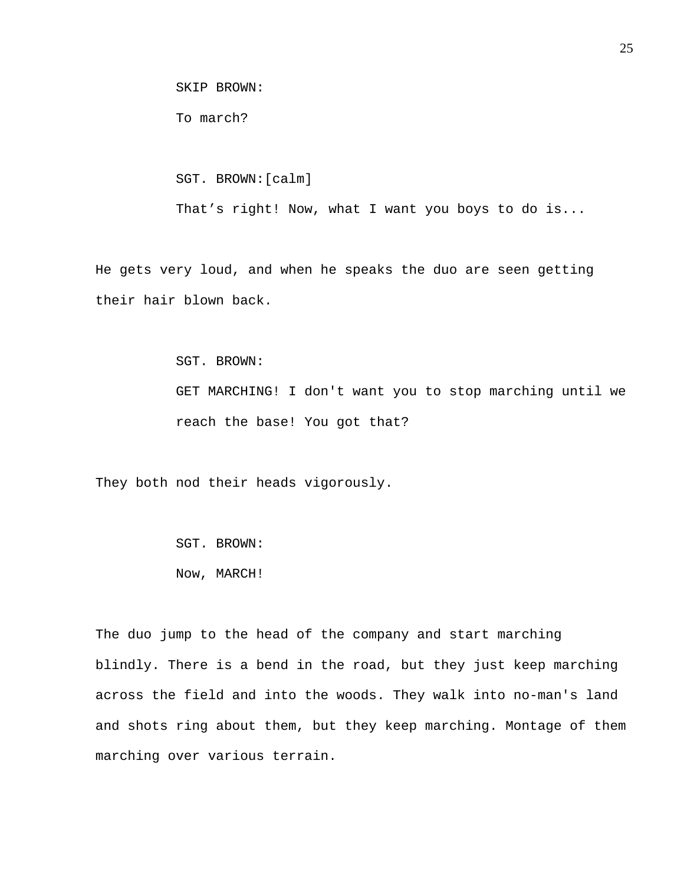SKIP BROWN:

To march?

SGT. BROWN:[calm]

That’s right! Now, what I want you boys to do is...

He gets very loud, and when he speaks the duo are seen getting their hair blown back.

SGT. BROWN:

GET MARCHING! I don't want you to stop marching until we reach the base! You got that?

They both nod their heads vigorously.

SGT. BROWN:

Now, MARCH!

The duo jump to the head of the company and start marching blindly. There is a bend in the road, but they just keep marching across the field and into the woods. They walk into no-man's land and shots ring about them, but they keep marching. Montage of them marching over various terrain.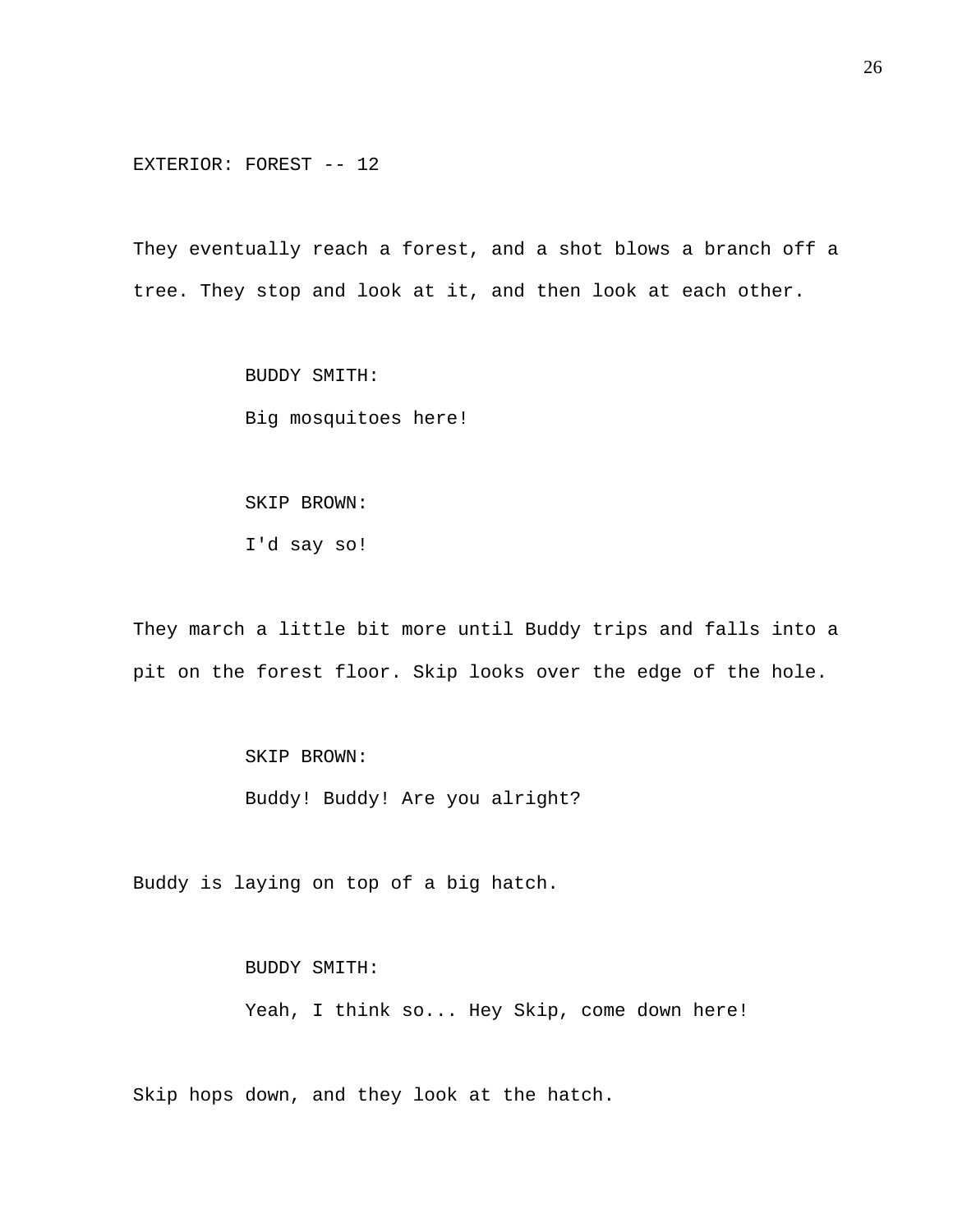EXTERIOR: FOREST -- 12

They eventually reach a forest, and a shot blows a branch off a tree. They stop and look at it, and then look at each other.

BUDDY SMITH:
Big mosquitoes here!

SKIP BROWN:
I'd say so!

They march a little bit more until Buddy trips and falls into a pit on the forest floor. Skip looks over the edge of the hole.

SKIP BROWN:
Buddy! Buddy! Are you alright?

Buddy is laying on top of a big hatch.

BUDDY SMITH:
Yeah, I think so... Hey Skip, come down here!

Skip hops down, and they look at the hatch.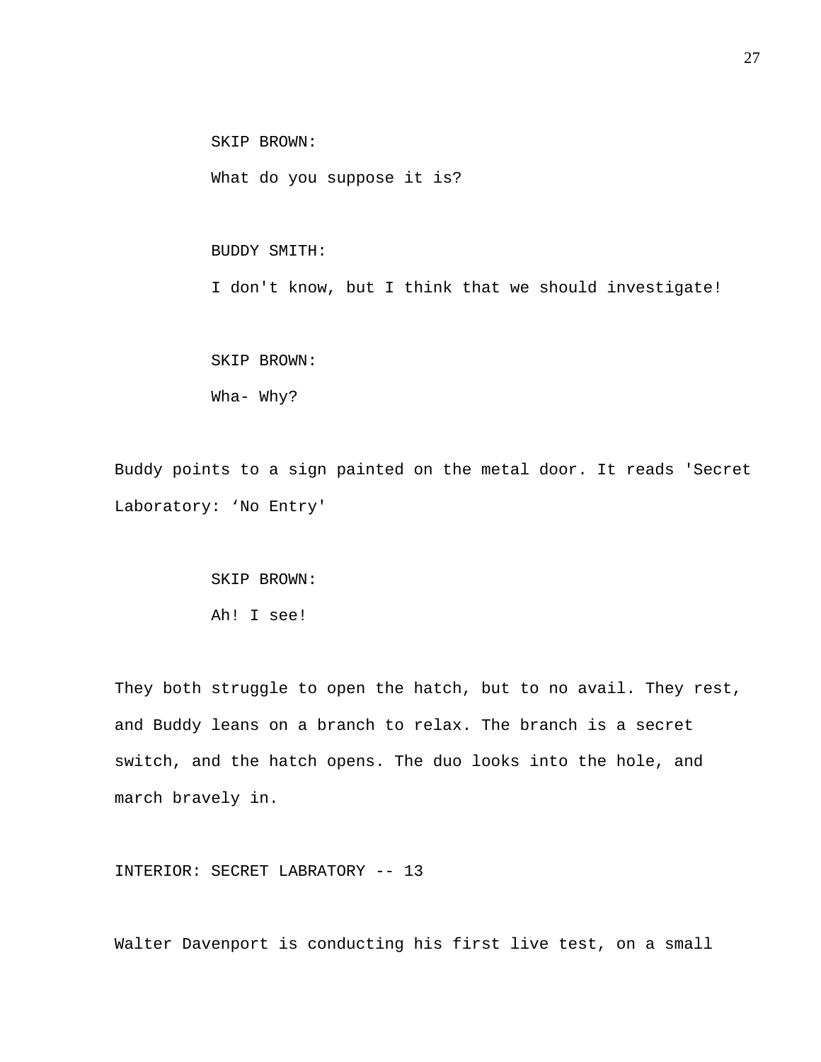SKIP BROWN:

What do you suppose it is?

BUDDY SMITH:

I don't know, but I think that we should investigate!

SKIP BROWN:

Wha- Why?

Buddy points to a sign painted on the metal door. It reads 'Secret Laboratory: ‘No Entry'

SKIP BROWN:

Ah! I see!

They both struggle to open the hatch, but to no avail. They rest, and Buddy leans on a branch to relax. The branch is a secret switch, and the hatch opens. The duo looks into the hole, and march bravely in.

INTERIOR: SECRET LABRATORY -- 13

Walter Davenport is conducting his first live test, on a small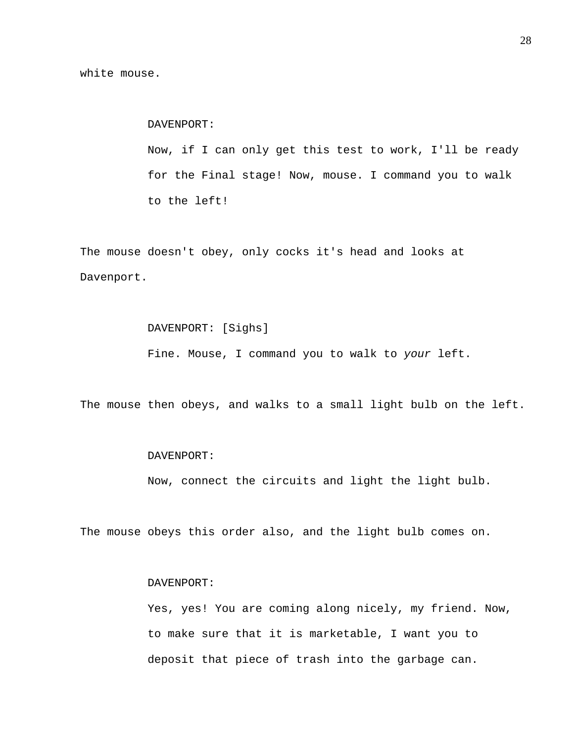white mouse.

DAVENPORT:

Now, if I can only get this test to work, I'll be ready for the Final stage! Now, mouse. I command you to walk to the left!

The mouse doesn't obey, only cocks it's head and looks at Davenport.

DAVENPORT: [Sighs]

Fine. Mouse, I command you to walk to *your* left.

The mouse then obeys, and walks to a small light bulb on the left.

DAVENPORT:

Now, connect the circuits and light the light bulb.

The mouse obeys this order also, and the light bulb comes on.

DAVENPORT:

Yes, yes! You are coming along nicely, my friend. Now, to make sure that it is marketable, I want you to deposit that piece of trash into the garbage can.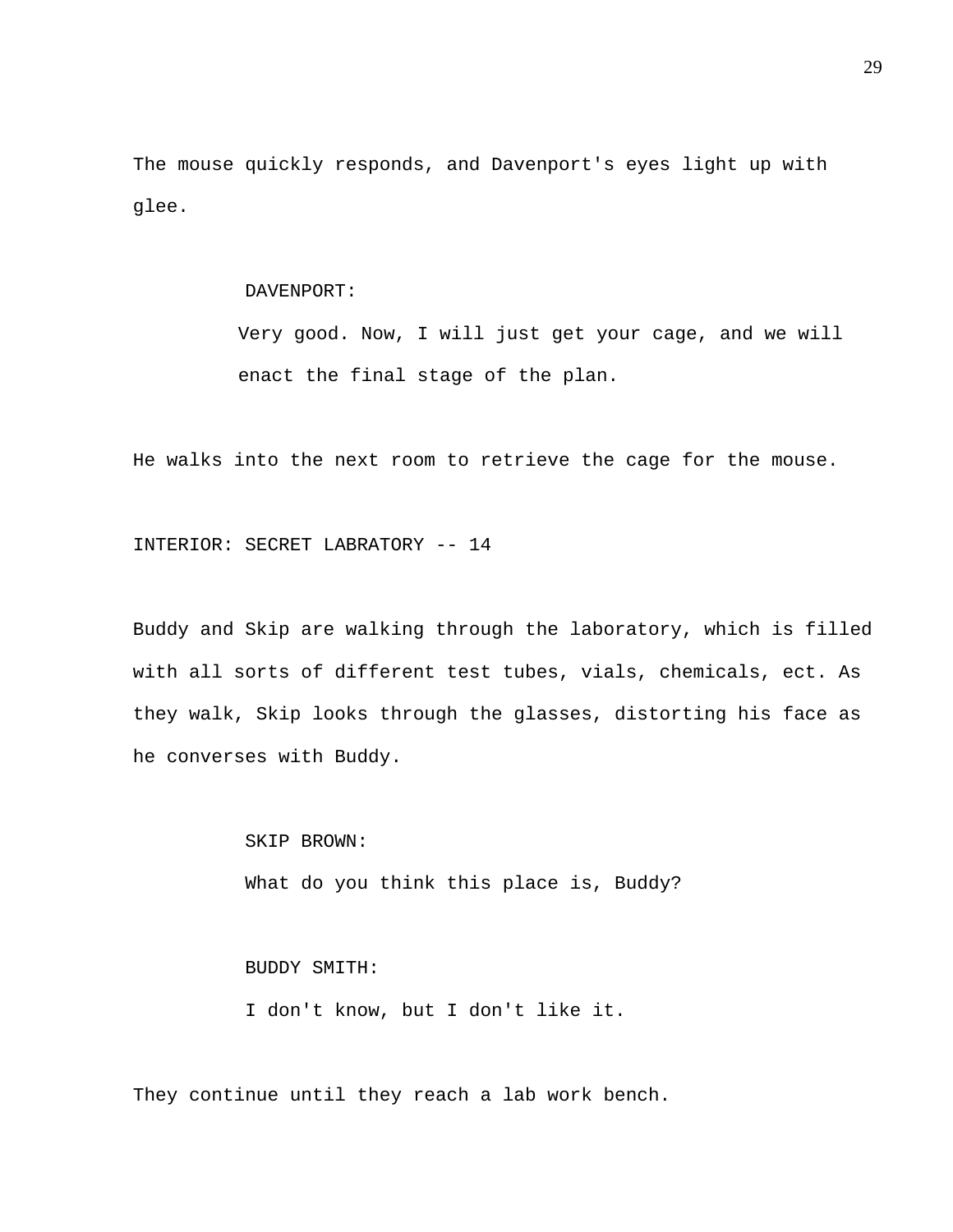The mouse quickly responds, and Davenport's eyes light up with glee.

DAVENPORT:

Very good. Now, I will just get your cage, and we will enact the final stage of the plan.

He walks into the next room to retrieve the cage for the mouse.

INTERIOR: SECRET LABRATORY -- 14

Buddy and Skip are walking through the laboratory, which is filled with all sorts of different test tubes, vials, chemicals, ect. As they walk, Skip looks through the glasses, distorting his face as he converses with Buddy.

SKIP BROWN:

What do you think this place is, Buddy?

BUDDY SMITH:

I don't know, but I don't like it.

They continue until they reach a lab work bench.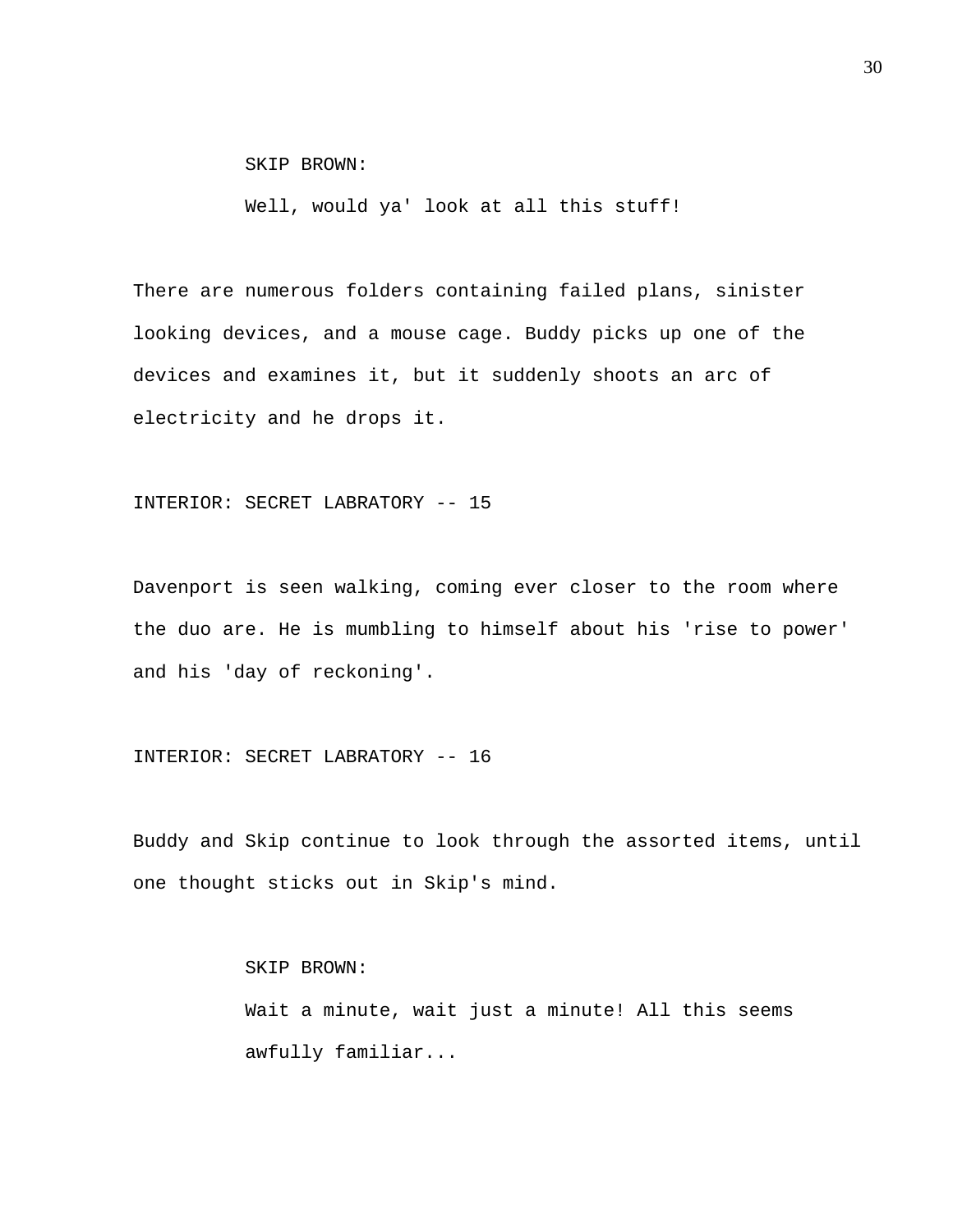SKIP BROWN:

Well, would ya' look at all this stuff!

There are numerous folders containing failed plans, sinister looking devices, and a mouse cage. Buddy picks up one of the devices and examines it, but it suddenly shoots an arc of electricity and he drops it.

INTERIOR: SECRET LABRATORY -- 15

Davenport is seen walking, coming ever closer to the room where the duo are. He is mumbling to himself about his 'rise to power' and his 'day of reckoning'.

INTERIOR: SECRET LABRATORY -- 16

Buddy and Skip continue to look through the assorted items, until one thought sticks out in Skip's mind.

SKIP BROWN:

Wait a minute, wait just a minute! All this seems awfully familiar...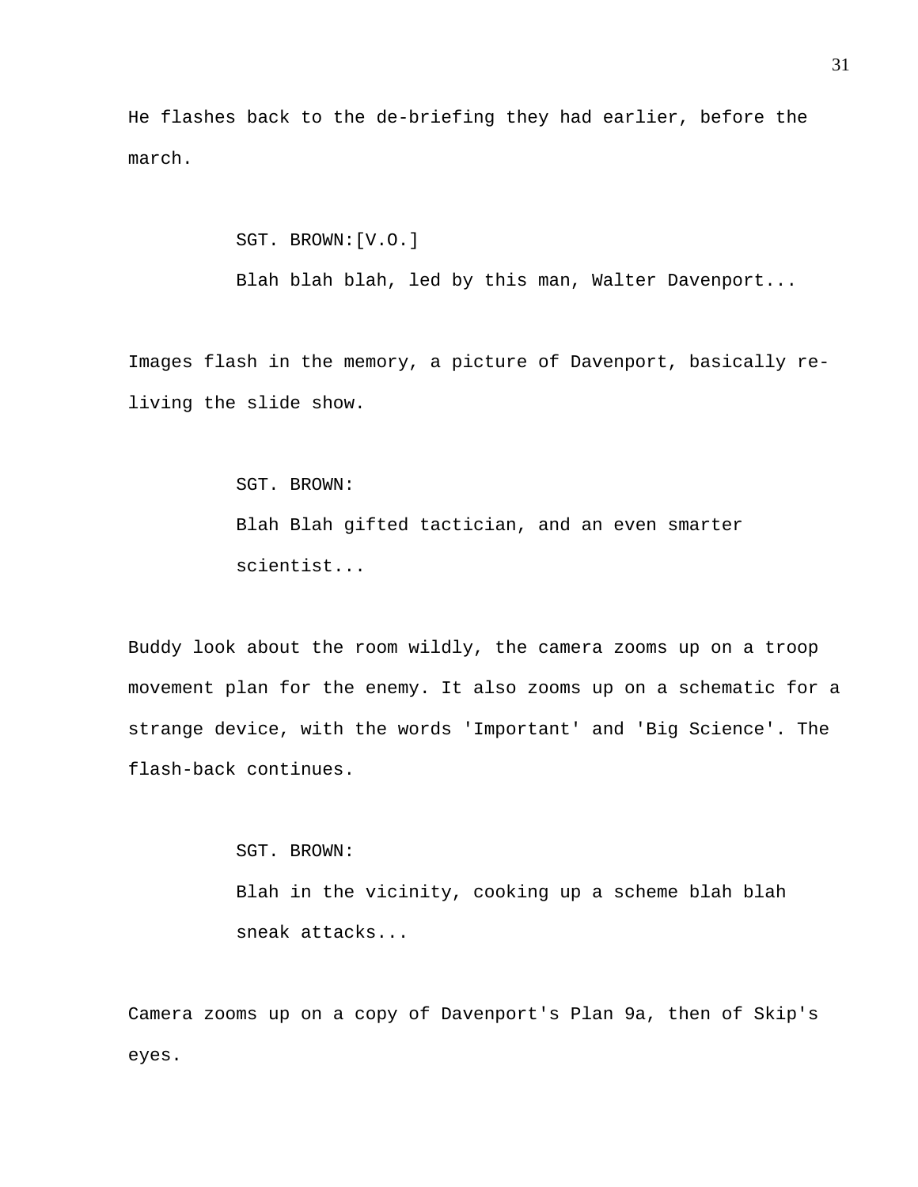He flashes back to the de-briefing they had earlier, before the march.

SGT. BROWN:[V.O.]
Blah blah blah, led by this man, Walter Davenport...

Images flash in the memory, a picture of Davenport, basically re-living the slide show.

SGT. BROWN:
Blah Blah gifted tactician, and an even smarter scientist...

Buddy look about the room wildly, the camera zooms up on a troop movement plan for the enemy. It also zooms up on a schematic for a strange device, with the words 'Important' and 'Big Science'. The flash-back continues.

SGT. BROWN:
Blah in the vicinity, cooking up a scheme blah blah sneak attacks...

Camera zooms up on a copy of Davenport's Plan 9a, then of Skip's eyes.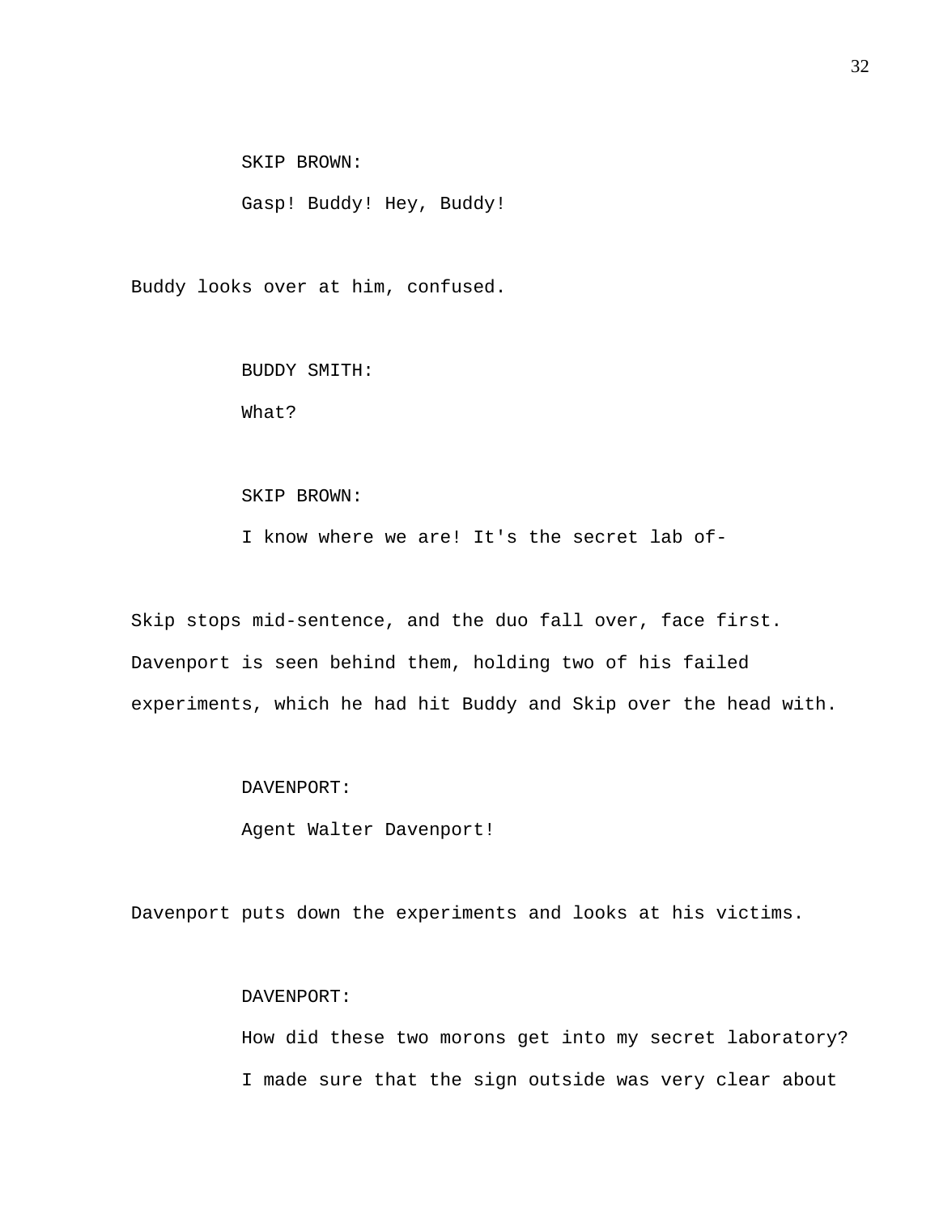SKIP BROWN:

Gasp! Buddy! Hey, Buddy!

Buddy looks over at him, confused.

BUDDY SMITH:

What?

SKIP BROWN:

I know where we are! It's the secret lab of-

Skip stops mid-sentence, and the duo fall over, face first. Davenport is seen behind them, holding two of his failed experiments, which he had hit Buddy and Skip over the head with.

DAVENPORT:

Agent Walter Davenport!

Davenport puts down the experiments and looks at his victims.

DAVENPORT:

How did these two morons get into my secret laboratory? I made sure that the sign outside was very clear about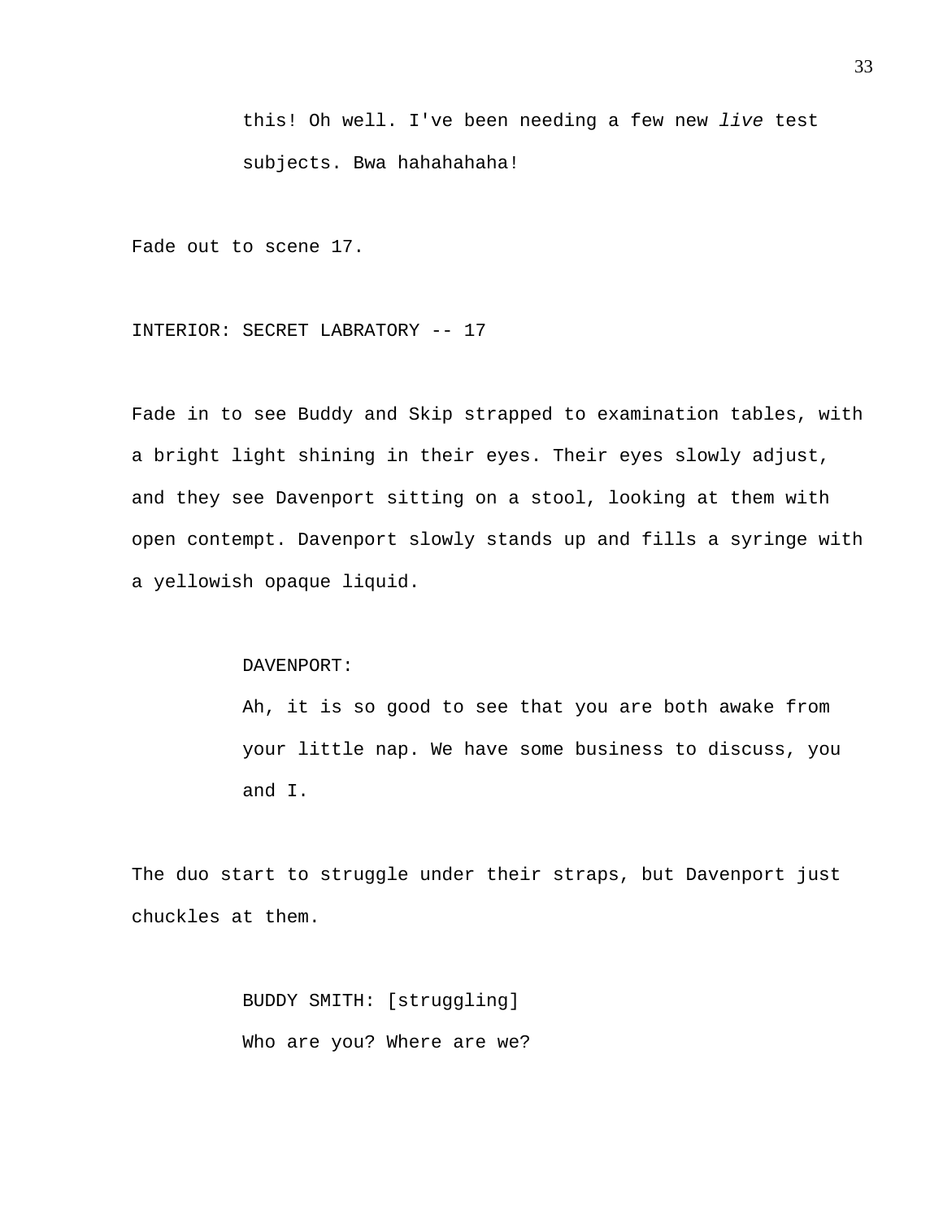this! Oh well. I've been needing a few new *live* test subjects. Bwa hahahahaha!

Fade out to scene 17.

INTERIOR: SECRET LABRATORY -- 17

Fade in to see Buddy and Skip strapped to examination tables, with a bright light shining in their eyes. Their eyes slowly adjust, and they see Davenport sitting on a stool, looking at them with open contempt. Davenport slowly stands up and fills a syringe with a yellowish opaque liquid.

DAVENPORT:

Ah, it is so good to see that you are both awake from your little nap. We have some business to discuss, you and I.

The duo start to struggle under their straps, but Davenport just chuckles at them.

BUDDY SMITH: [struggling]

Who are you? Where are we?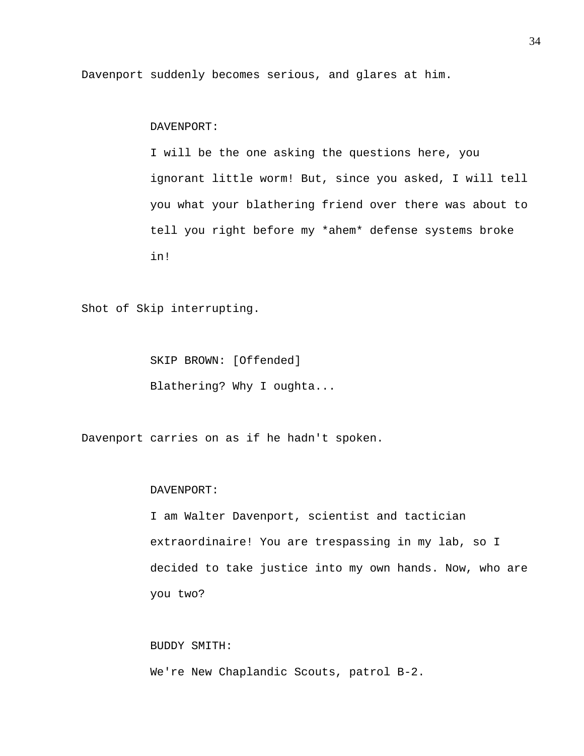Davenport suddenly becomes serious, and glares at him.

DAVENPORT:

I will be the one asking the questions here, you ignorant little worm! But, since you asked, I will tell you what your blathering friend over there was about to tell you right before my *ahem* defense systems broke in!

Shot of Skip interrupting.

SKIP BROWN: [Offended]

Blathering? Why I oughta...

Davenport carries on as if he hadn't spoken.

DAVENPORT:

I am Walter Davenport, scientist and tactician extraordinaire! You are trespassing in my lab, so I decided to take justice into my own hands. Now, who are you two?

BUDDY SMITH:

We're New Chaplandic Scouts, patrol B-2.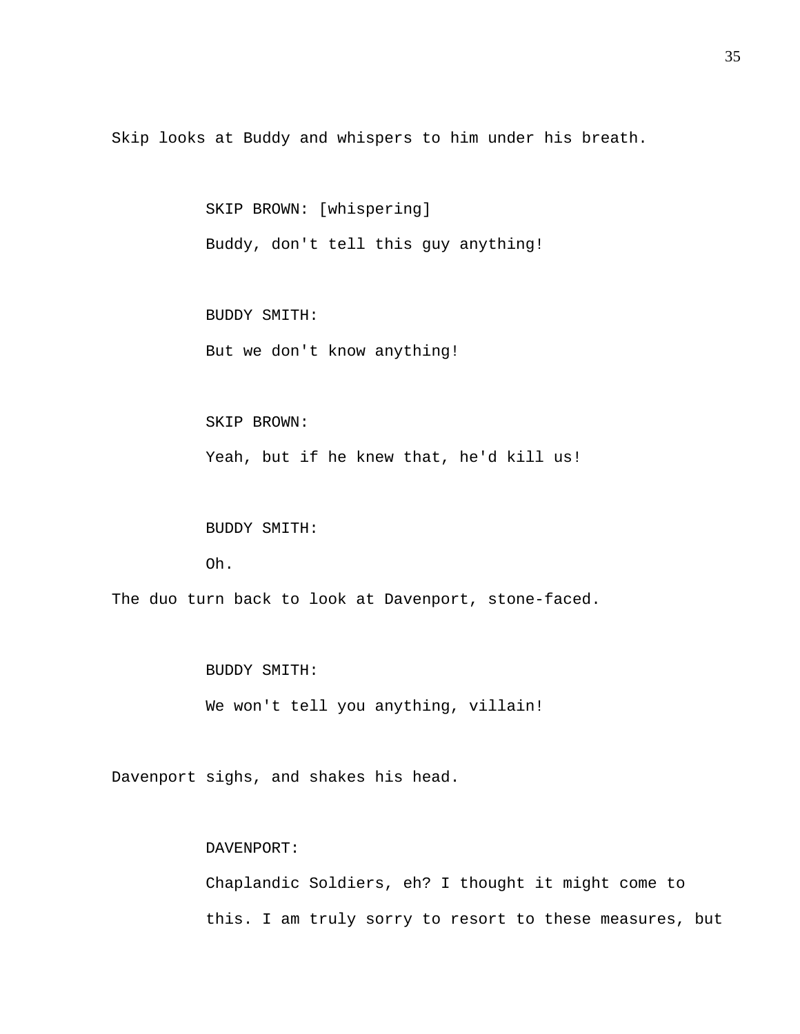Skip looks at Buddy and whispers to him under his breath.

SKIP BROWN: [whispering]

Buddy, don't tell this guy anything!

BUDDY SMITH:

But we don't know anything!

SKIP BROWN:

Yeah, but if he knew that, he'd kill us!

BUDDY SMITH:

Oh.

The duo turn back to look at Davenport, stone-faced.

BUDDY SMITH:

We won't tell you anything, villain!

Davenport sighs, and shakes his head.

DAVENPORT:

Chaplandic Soldiers, eh? I thought it might come to this. I am truly sorry to resort to these measures, but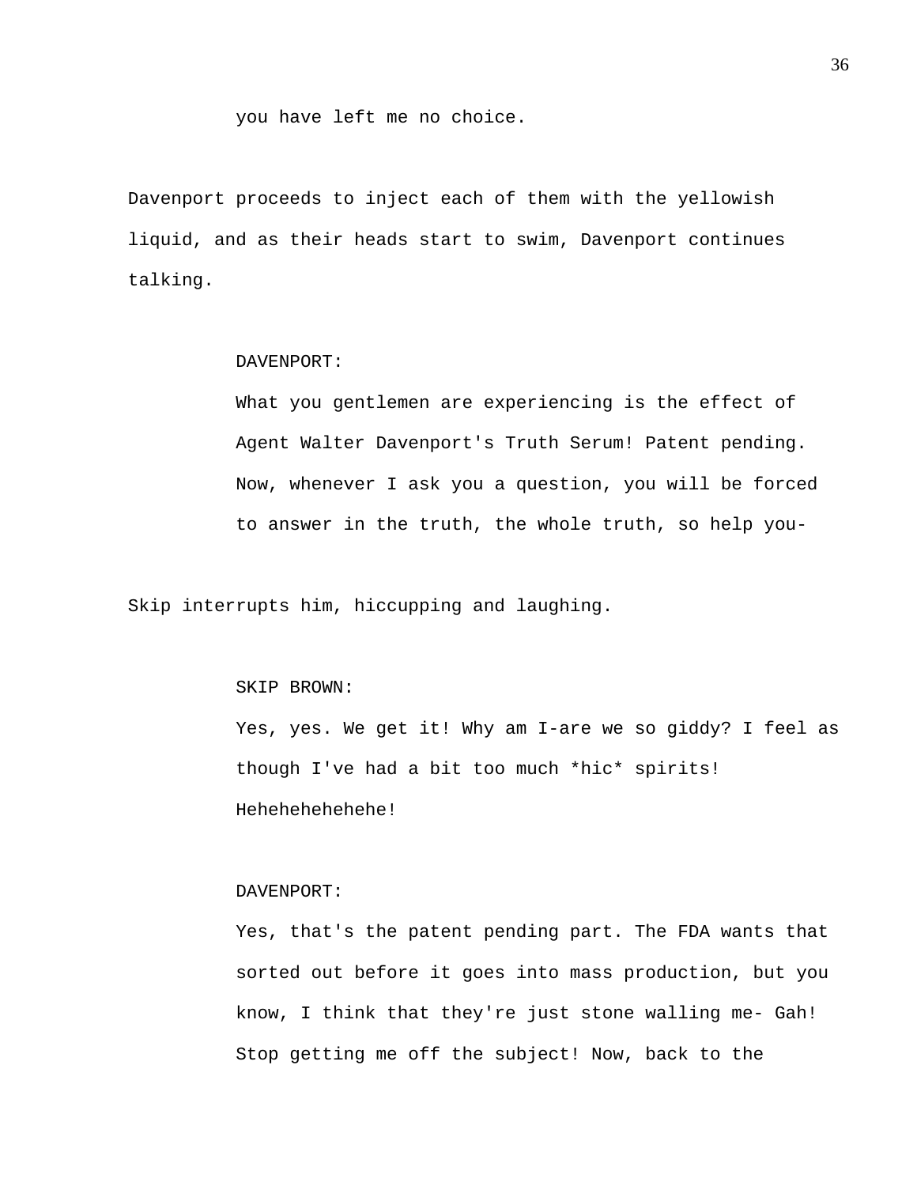you have left me no choice.

Davenport proceeds to inject each of them with the yellowish liquid, and as their heads start to swim, Davenport continues talking.

DAVENPORT:

What you gentlemen are experiencing is the effect of Agent Walter Davenport's Truth Serum! Patent pending. Now, whenever I ask you a question, you will be forced to answer in the truth, the whole truth, so help you-

Skip interrupts him, hiccupping and laughing.

SKIP BROWN:

Yes, yes. We get it! Why am I-are we so giddy? I feel as though I've had a bit too much *hic* spirits! Hehehehehehehe!

DAVENPORT:

Yes, that's the patent pending part. The FDA wants that sorted out before it goes into mass production, but you know, I think that they're just stone walling me- Gah! Stop getting me off the subject! Now, back to the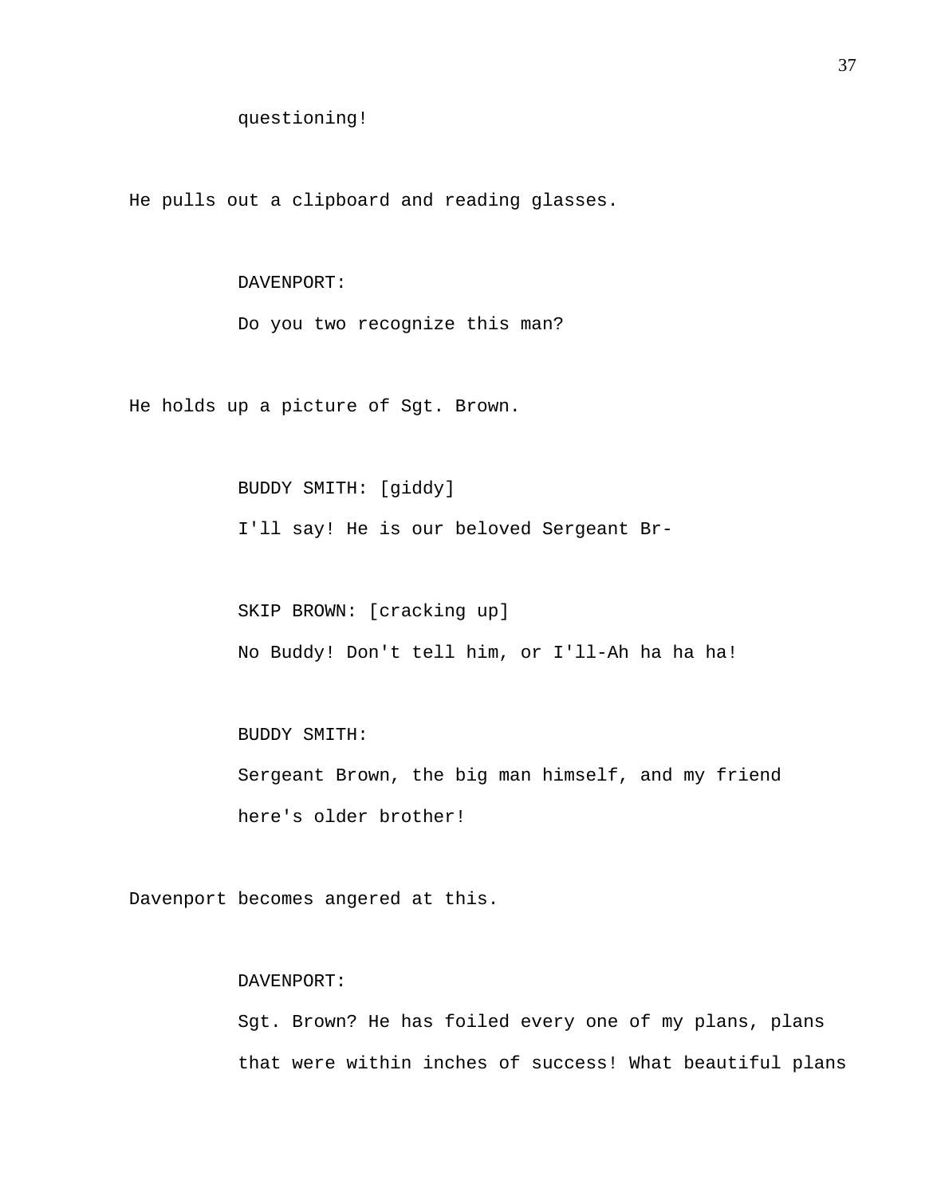questioning!

He pulls out a clipboard and reading glasses.

DAVENPORT:

Do you two recognize this man?

He holds up a picture of Sgt. Brown.

BUDDY SMITH: [giddy]

I'll say! He is our beloved Sergeant Br-

SKIP BROWN: [cracking up]

No Buddy! Don't tell him, or I'll-Ah ha ha ha!

BUDDY SMITH:

Sergeant Brown, the big man himself, and my friend here's older brother!

Davenport becomes angered at this.

DAVENPORT:

Sgt. Brown? He has foiled every one of my plans, plans that were within inches of success! What beautiful plans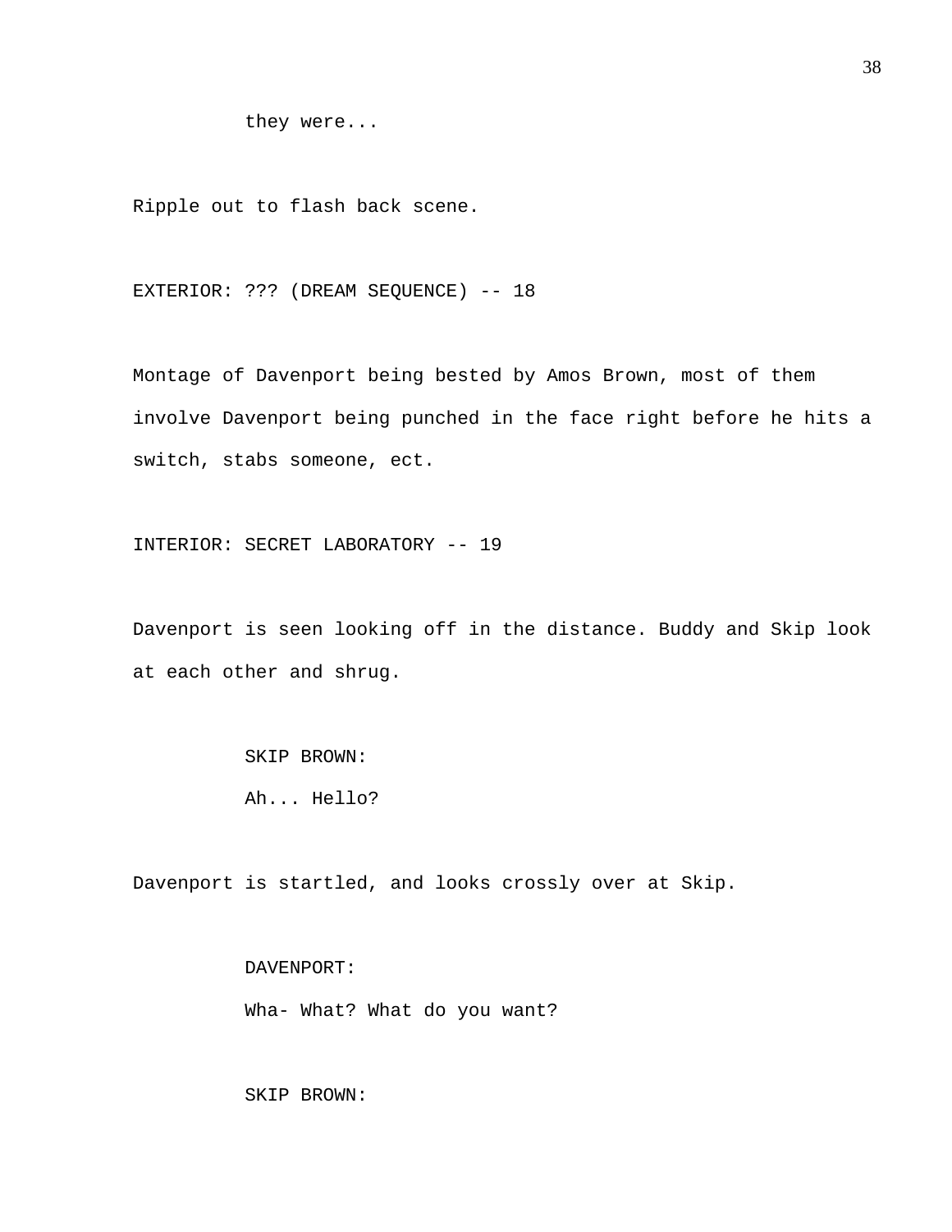they were...

Ripple out to flash back scene.

EXTERIOR: ??? (DREAM SEQUENCE) -- 18

Montage of Davenport being bested by Amos Brown, most of them involve Davenport being punched in the face right before he hits a switch, stabs someone, ect.

INTERIOR: SECRET LABORATORY -- 19

Davenport is seen looking off in the distance. Buddy and Skip look at each other and shrug.

SKIP BROWN:
Ah... Hello?

Davenport is startled, and looks crossly over at Skip.

DAVENPORT:
Wha- What? What do you want?

SKIP BROWN: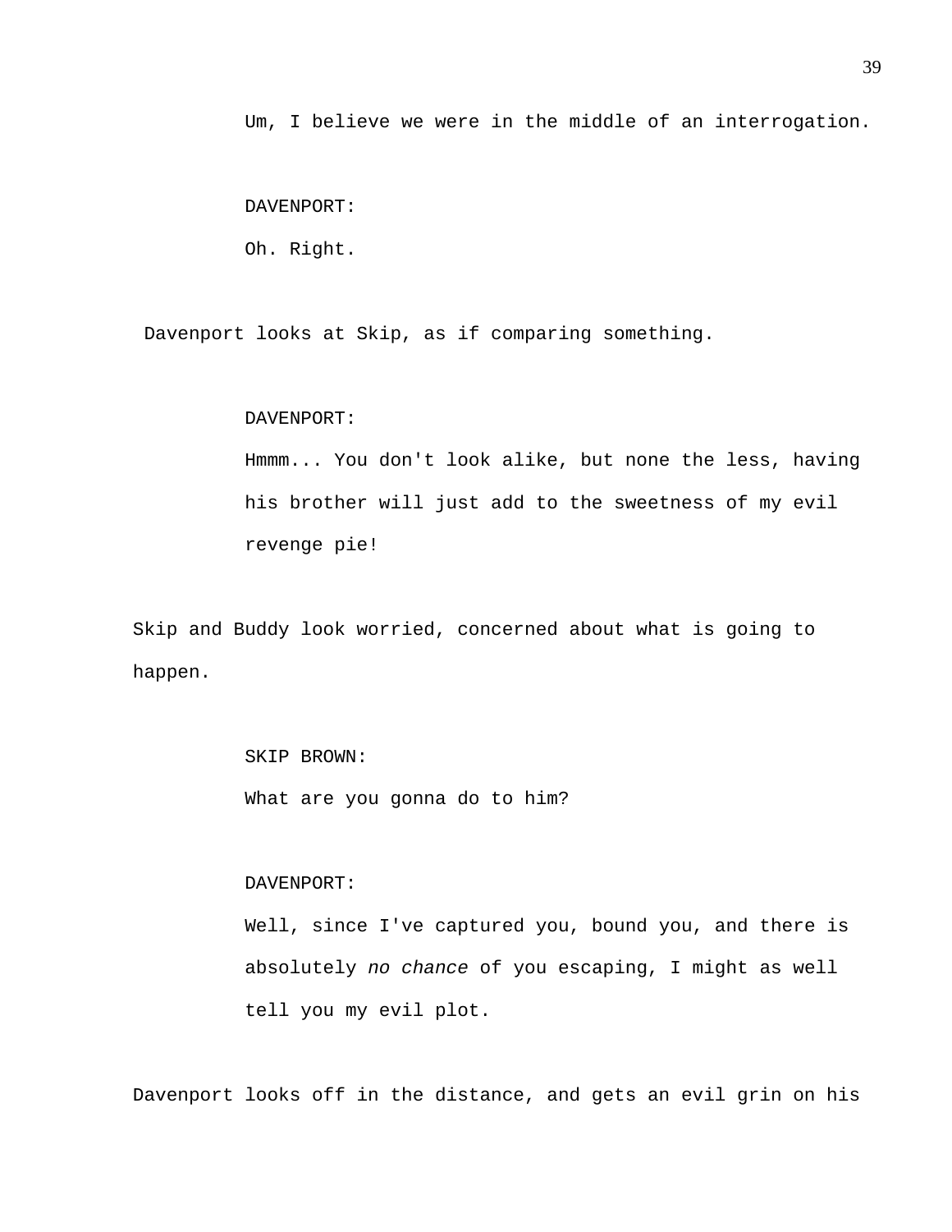Um, I believe we were in the middle of an interrogation.

DAVENPORT:

Oh. Right.

Davenport looks at Skip, as if comparing something.

DAVENPORT:

Hmmm... You don't look alike, but none the less, having his brother will just add to the sweetness of my evil revenge pie!

Skip and Buddy look worried, concerned about what is going to happen.

SKIP BROWN:

What are you gonna do to him?

DAVENPORT:

Well, since I've captured you, bound you, and there is absolutely *no chance* of you escaping, I might as well tell you my evil plot.

Davenport looks off in the distance, and gets an evil grin on his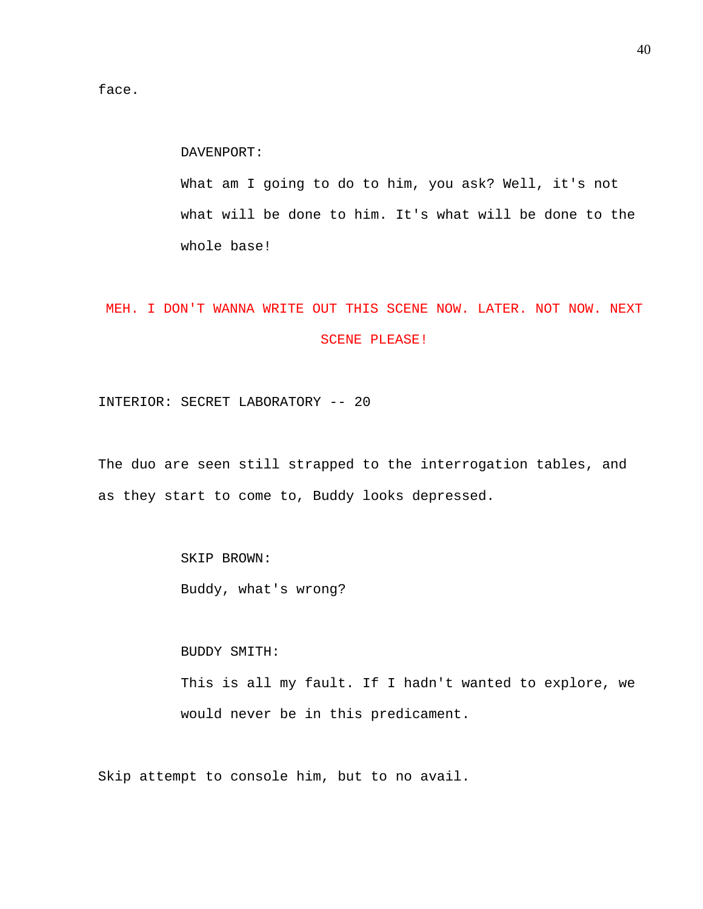face.

DAVENPORT:

What am I going to do to him, you ask? Well, it's not what will be done to him. It's what will be done to the whole base!

MEH. I DON'T WANNA WRITE OUT THIS SCENE NOW. LATER. NOT NOW. NEXT SCENE PLEASE!

INTERIOR: SECRET LABORATORY -- 20

The duo are seen still strapped to the interrogation tables, and as they start to come to, Buddy looks depressed.

SKIP BROWN:

Buddy, what's wrong?

BUDDY SMITH:

This is all my fault. If I hadn't wanted to explore, we would never be in this predicament.

Skip attempt to console him, but to no avail.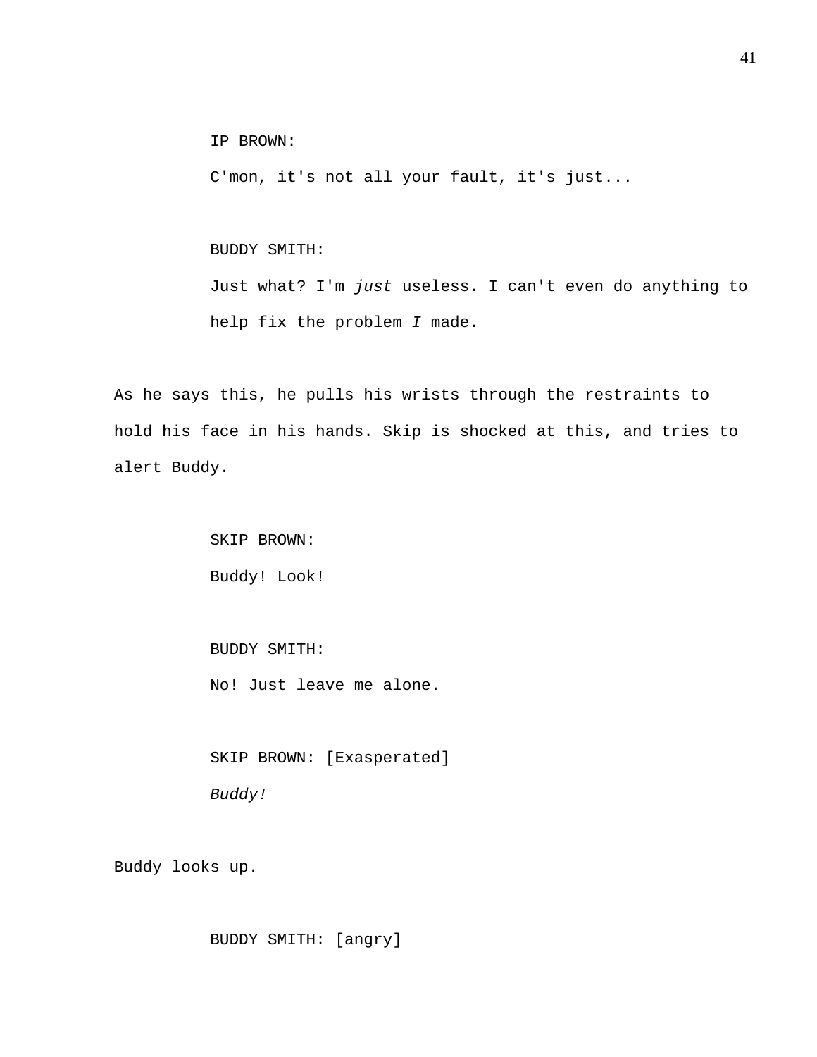IP BROWN:

C'mon, it's not all your fault, it's just...

BUDDY SMITH:

Just what? I'm *just* useless. I can't even do anything to help fix the problem *I* made.

As he says this, he pulls his wrists through the restraints to hold his face in his hands. Skip is shocked at this, and tries to alert Buddy.

SKIP BROWN:

Buddy! Look!

BUDDY SMITH:

No! Just leave me alone.

SKIP BROWN: [Exasperated]

*Buddy!*

Buddy looks up.

BUDDY SMITH: [angry]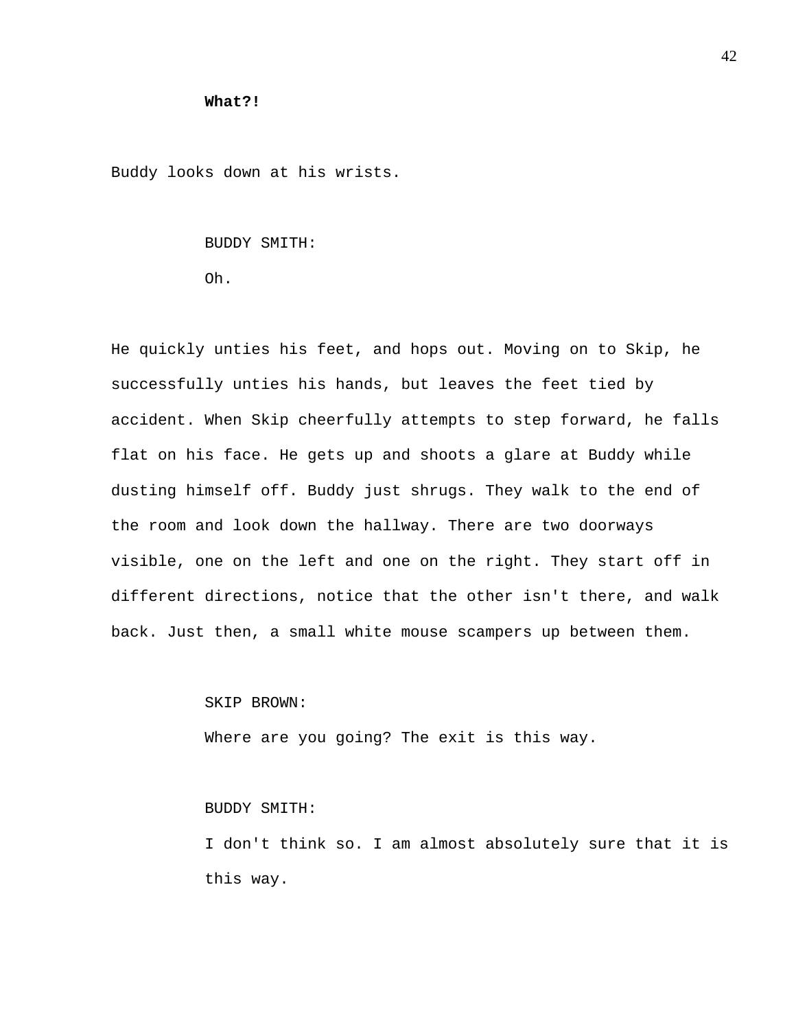**What?!**

Buddy looks down at his wrists.

BUDDY SMITH:

Oh.

He quickly unties his feet, and hops out. Moving on to Skip, he successfully unties his hands, but leaves the feet tied by accident. When Skip cheerfully attempts to step forward, he falls flat on his face. He gets up and shoots a glare at Buddy while dusting himself off. Buddy just shrugs. They walk to the end of the room and look down the hallway. There are two doorways visible, one on the left and one on the right. They start off in different directions, notice that the other isn't there, and walk back. Just then, a small white mouse scampers up between them.

SKIP BROWN:

Where are you going? The exit is this way.

BUDDY SMITH:

I don't think so. I am almost absolutely sure that it is this way.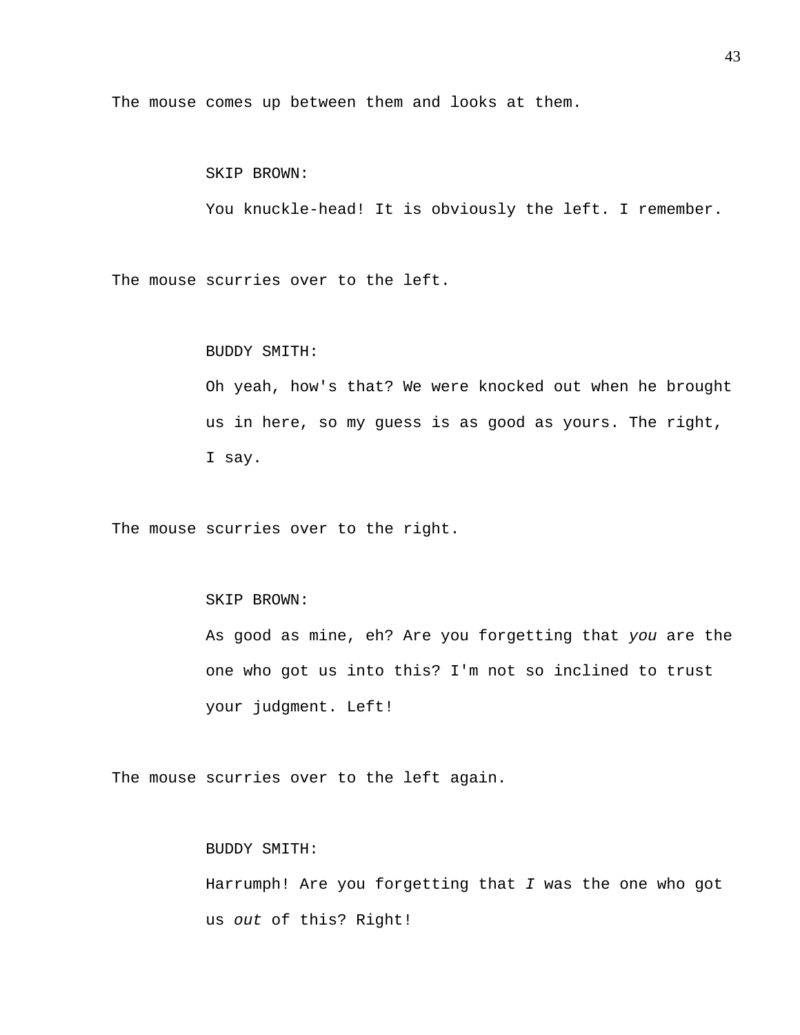The mouse comes up between them and looks at them.

SKIP BROWN:

You knuckle-head! It is obviously the left. I remember.

The mouse scurries over to the left.

BUDDY SMITH:

Oh yeah, how's that? We were knocked out when he brought us in here, so my guess is as good as yours. The right, I say.

The mouse scurries over to the right.

SKIP BROWN:

As good as mine, eh? Are you forgetting that *you* are the one who got us into this? I'm not so inclined to trust your judgment. Left!

The mouse scurries over to the left again.

BUDDY SMITH:

Harrumph! Are you forgetting that *I* was the one who got us *out* of this? Right!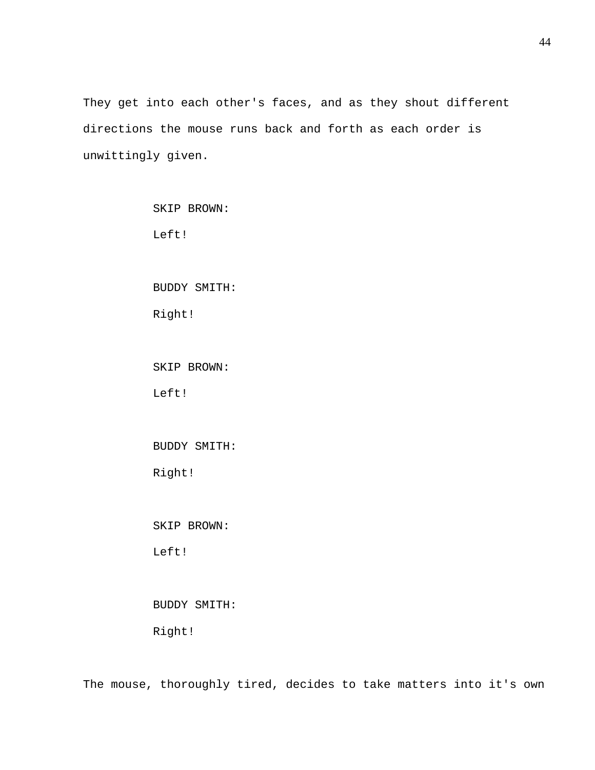They get into each other's faces, and as they shout different directions the mouse runs back and forth as each order is unwittingly given.

SKIP BROWN:

Left!

BUDDY SMITH:

Right!

SKIP BROWN:

Left!

BUDDY SMITH:

Right!

SKIP BROWN:

Left!

BUDDY SMITH:

Right!

The mouse, thoroughly tired, decides to take matters into it's own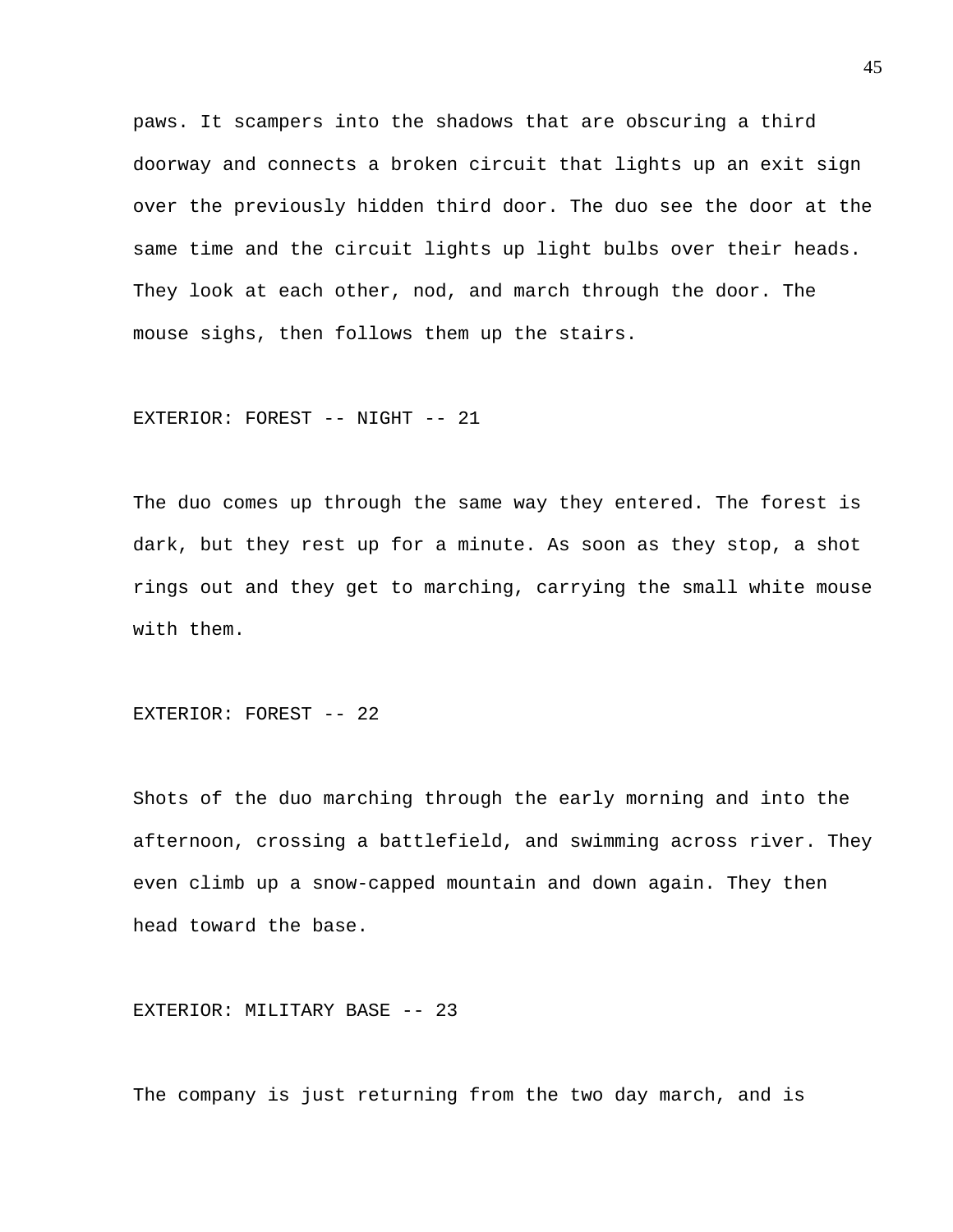paws. It scampers into the shadows that are obscuring a third doorway and connects a broken circuit that lights up an exit sign over the previously hidden third door. The duo see the door at the same time and the circuit lights up light bulbs over their heads. They look at each other, nod, and march through the door. The mouse sighs, then follows them up the stairs.

EXTERIOR: FOREST -- NIGHT -- 21

The duo comes up through the same way they entered. The forest is dark, but they rest up for a minute. As soon as they stop, a shot rings out and they get to marching, carrying the small white mouse with them.

EXTERIOR: FOREST -- 22

Shots of the duo marching through the early morning and into the afternoon, crossing a battlefield, and swimming across river. They even climb up a snow-capped mountain and down again. They then head toward the base.

EXTERIOR: MILITARY BASE -- 23

The company is just returning from the two day march, and is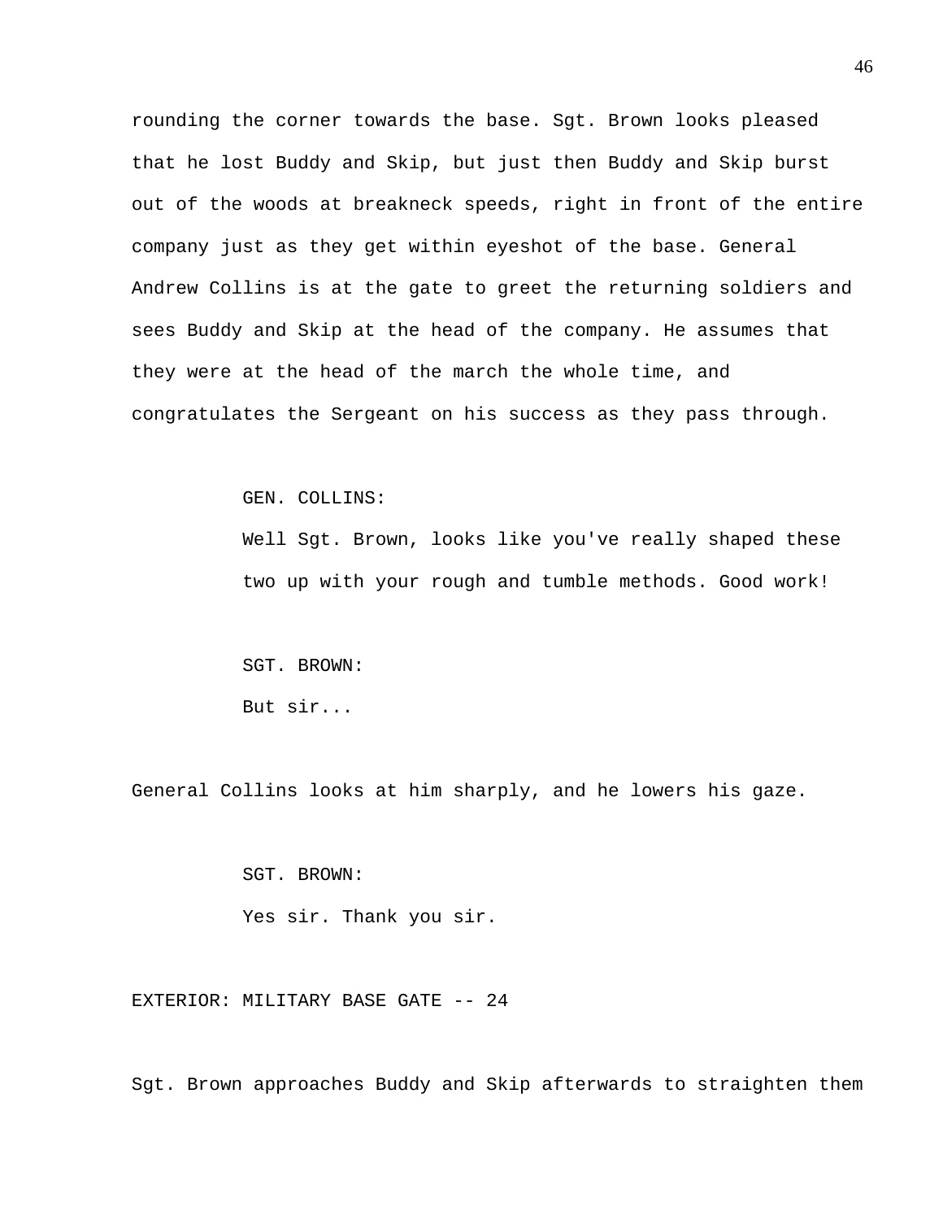rounding the corner towards the base. Sgt. Brown looks pleased that he lost Buddy and Skip, but just then Buddy and Skip burst out of the woods at breakneck speeds, right in front of the entire company just as they get within eyeshot of the base. General Andrew Collins is at the gate to greet the returning soldiers and sees Buddy and Skip at the head of the company. He assumes that they were at the head of the march the whole time, and congratulates the Sergeant on his success as they pass through.

GEN. COLLINS:
Well Sgt. Brown, looks like you've really shaped these two up with your rough and tumble methods. Good work!

SGT. BROWN:
But sir...

General Collins looks at him sharply, and he lowers his gaze.

SGT. BROWN:
Yes sir. Thank you sir.

EXTERIOR: MILITARY BASE GATE -- 24

Sgt. Brown approaches Buddy and Skip afterwards to straighten them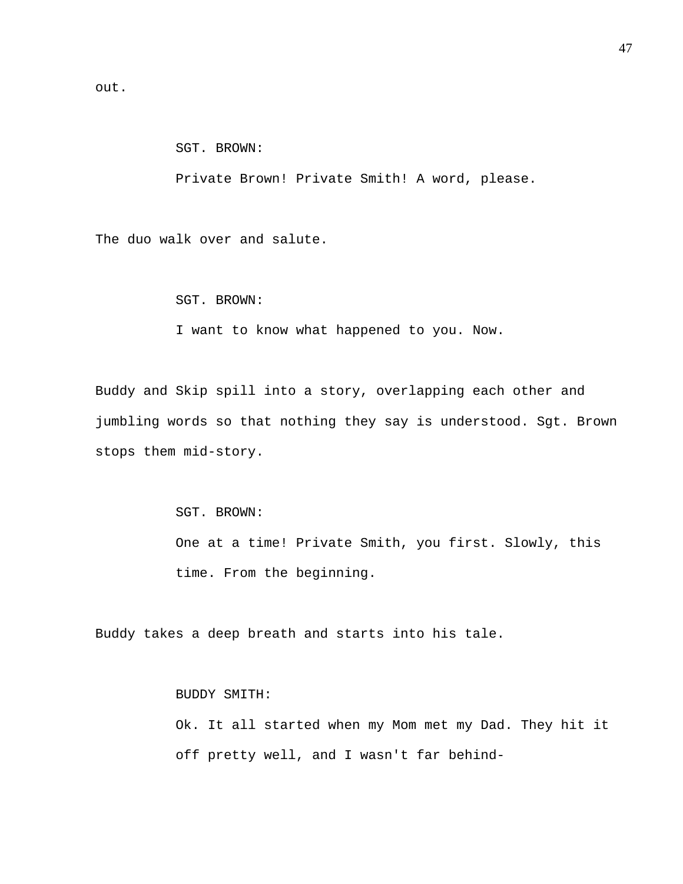out.

SGT. BROWN:

Private Brown! Private Smith! A word, please.

The duo walk over and salute.

SGT. BROWN:

I want to know what happened to you. Now.

Buddy and Skip spill into a story, overlapping each other and jumbling words so that nothing they say is understood. Sgt. Brown stops them mid-story.

SGT. BROWN:

One at a time! Private Smith, you first. Slowly, this time. From the beginning.

Buddy takes a deep breath and starts into his tale.

BUDDY SMITH:

Ok. It all started when my Mom met my Dad. They hit it off pretty well, and I wasn't far behind-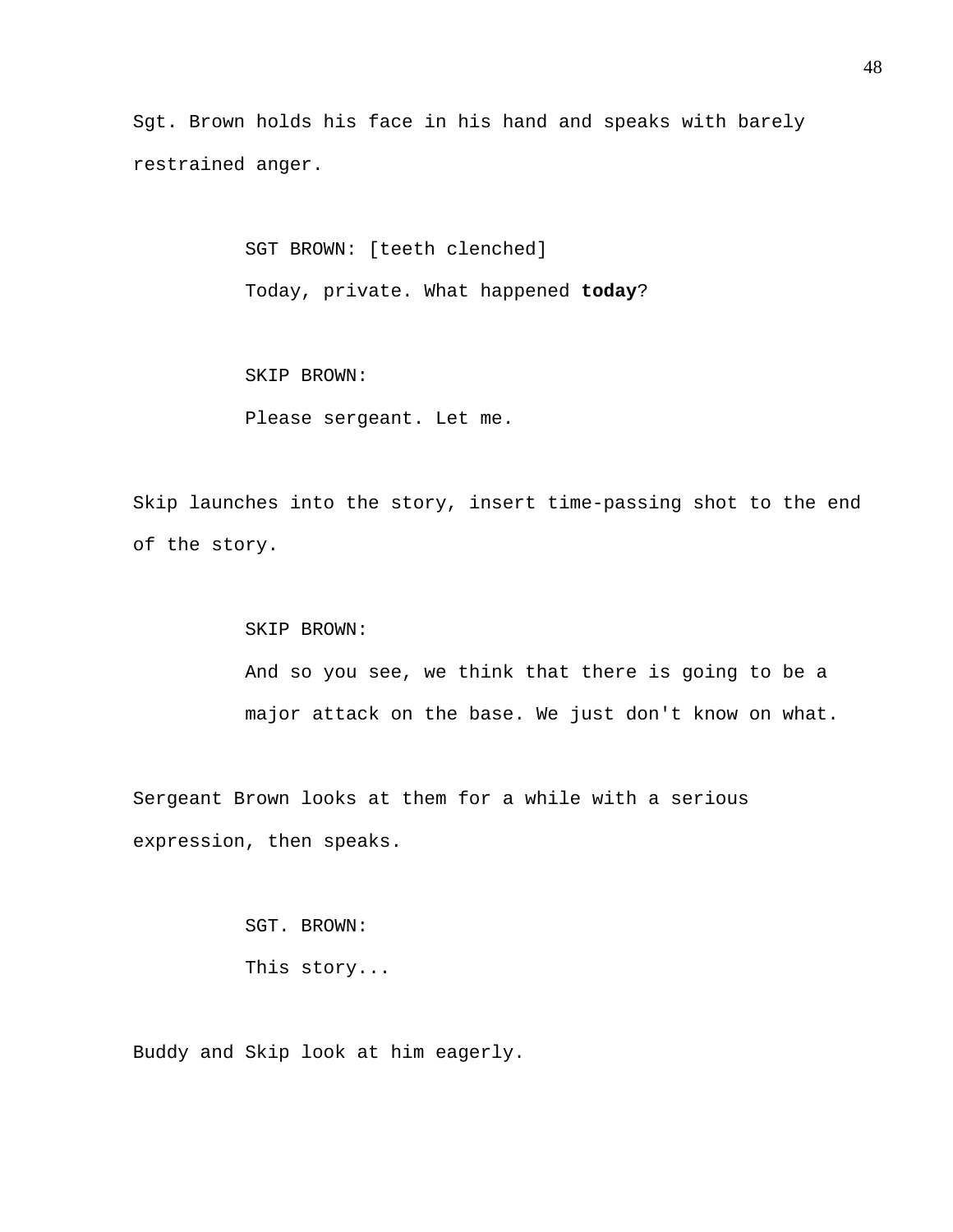Sgt. Brown holds his face in his hand and speaks with barely restrained anger.

SGT BROWN: [teeth clenched]
Today, private. What happened **today**?

SKIP BROWN:
Please sergeant. Let me.

Skip launches into the story, insert time-passing shot to the end of the story.

SKIP BROWN:
And so you see, we think that there is going to be a major attack on the base. We just don't know on what.

Sergeant Brown looks at them for a while with a serious expression, then speaks.

SGT. BROWN:
This story...

Buddy and Skip look at him eagerly.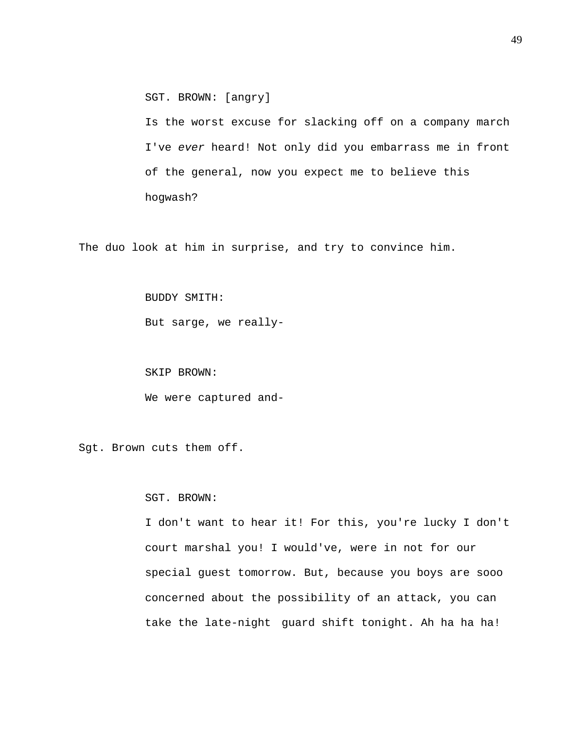SGT. BROWN: [angry]

Is the worst excuse for slacking off on a company march I've *ever* heard! Not only did you embarrass me in front of the general, now you expect me to believe this hogwash?

The duo look at him in surprise, and try to convince him.

BUDDY SMITH:

But sarge, we really-

SKIP BROWN:

We were captured and-

Sgt. Brown cuts them off.

SGT. BROWN:

I don't want to hear it! For this, you're lucky I don't court marshal you! I would've, were in not for our special guest tomorrow. But, because you boys are sooo concerned about the possibility of an attack, you can take the late-night guard shift tonight. Ah ha ha ha!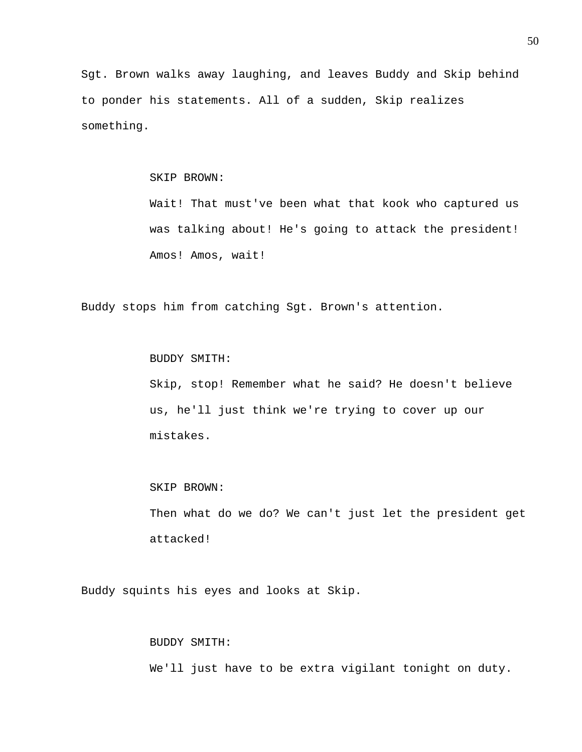Sgt. Brown walks away laughing, and leaves Buddy and Skip behind to ponder his statements. All of a sudden, Skip realizes something.

SKIP BROWN:
Wait! That must've been what that kook who captured us was talking about! He's going to attack the president! Amos! Amos, wait!

Buddy stops him from catching Sgt. Brown's attention.

BUDDY SMITH:
Skip, stop! Remember what he said? He doesn't believe us, he'll just think we're trying to cover up our mistakes.

SKIP BROWN:
Then what do we do? We can't just let the president get attacked!

Buddy squints his eyes and looks at Skip.

BUDDY SMITH:
We'll just have to be extra vigilant tonight on duty.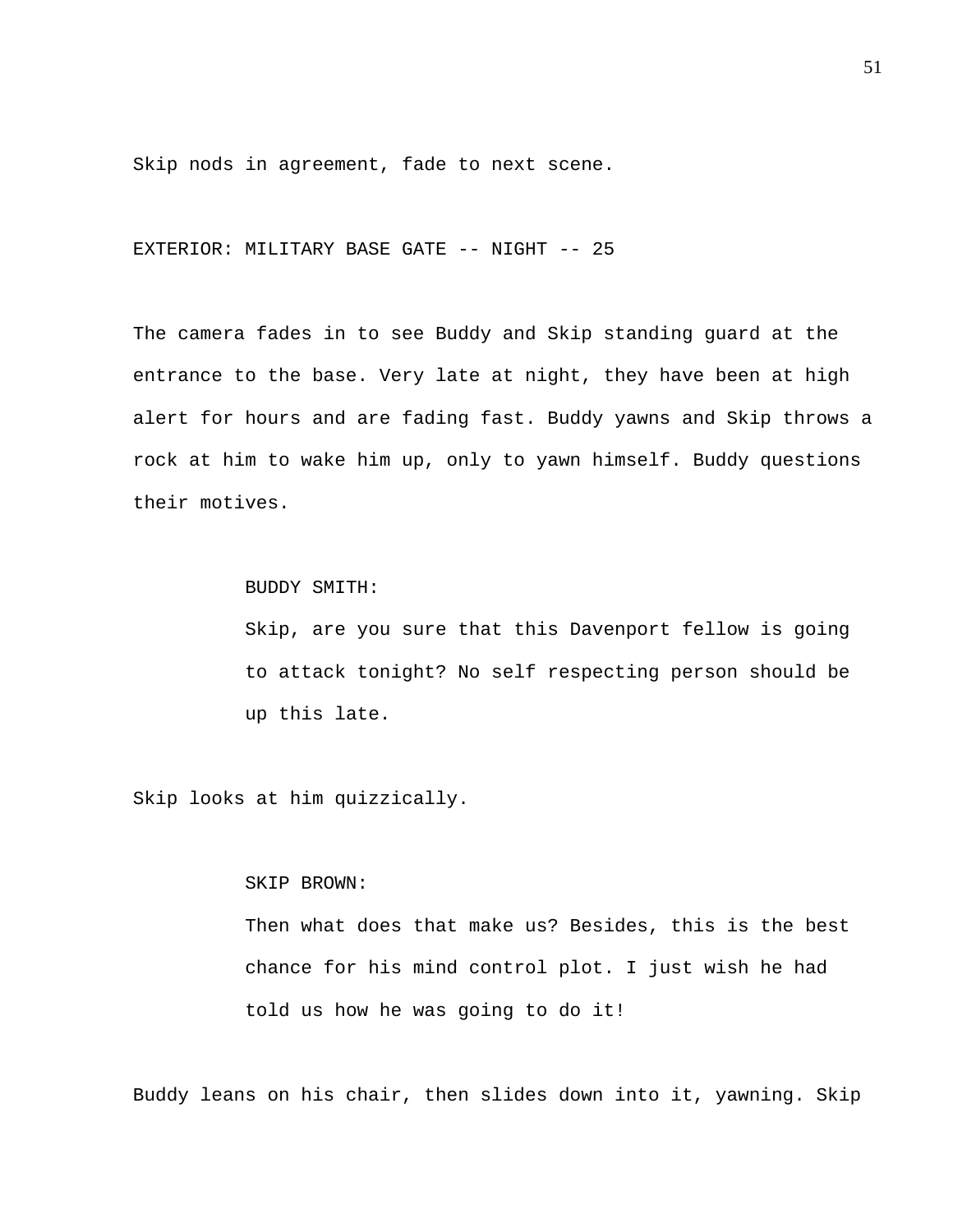Skip nods in agreement, fade to next scene.

EXTERIOR: MILITARY BASE GATE -- NIGHT -- 25

The camera fades in to see Buddy and Skip standing guard at the entrance to the base. Very late at night, they have been at high alert for hours and are fading fast. Buddy yawns and Skip throws a rock at him to wake him up, only to yawn himself. Buddy questions their motives.

BUDDY SMITH:

Skip, are you sure that this Davenport fellow is going to attack tonight? No self respecting person should be up this late.

Skip looks at him quizzically.

SKIP BROWN:

Then what does that make us? Besides, this is the best chance for his mind control plot. I just wish he had told us how he was going to do it!

Buddy leans on his chair, then slides down into it, yawning. Skip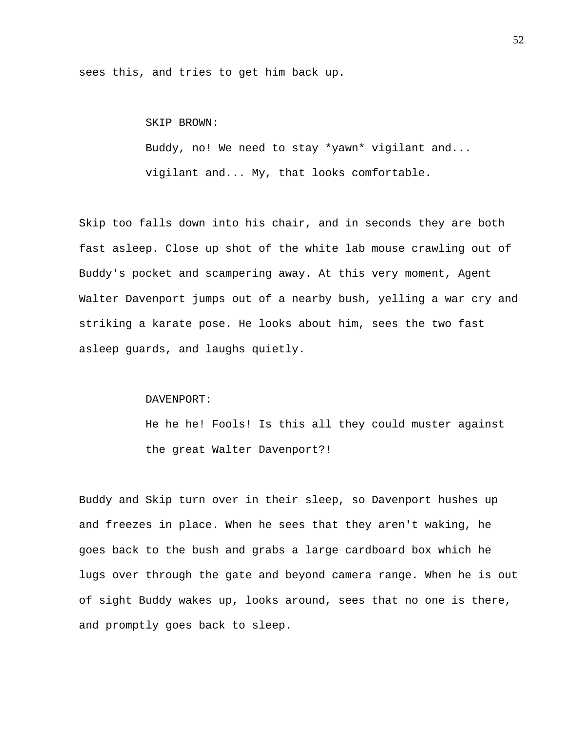sees this, and tries to get him back up.

SKIP BROWN:

Buddy, no! We need to stay *yawn* vigilant and... vigilant and... My, that looks comfortable.

Skip too falls down into his chair, and in seconds they are both fast asleep. Close up shot of the white lab mouse crawling out of Buddy's pocket and scampering away. At this very moment, Agent Walter Davenport jumps out of a nearby bush, yelling a war cry and striking a karate pose. He looks about him, sees the two fast asleep guards, and laughs quietly.

DAVENPORT:

He he he! Fools! Is this all they could muster against the great Walter Davenport?!

Buddy and Skip turn over in their sleep, so Davenport hushes up and freezes in place. When he sees that they aren't waking, he goes back to the bush and grabs a large cardboard box which he lugs over through the gate and beyond camera range. When he is out of sight Buddy wakes up, looks around, sees that no one is there, and promptly goes back to sleep.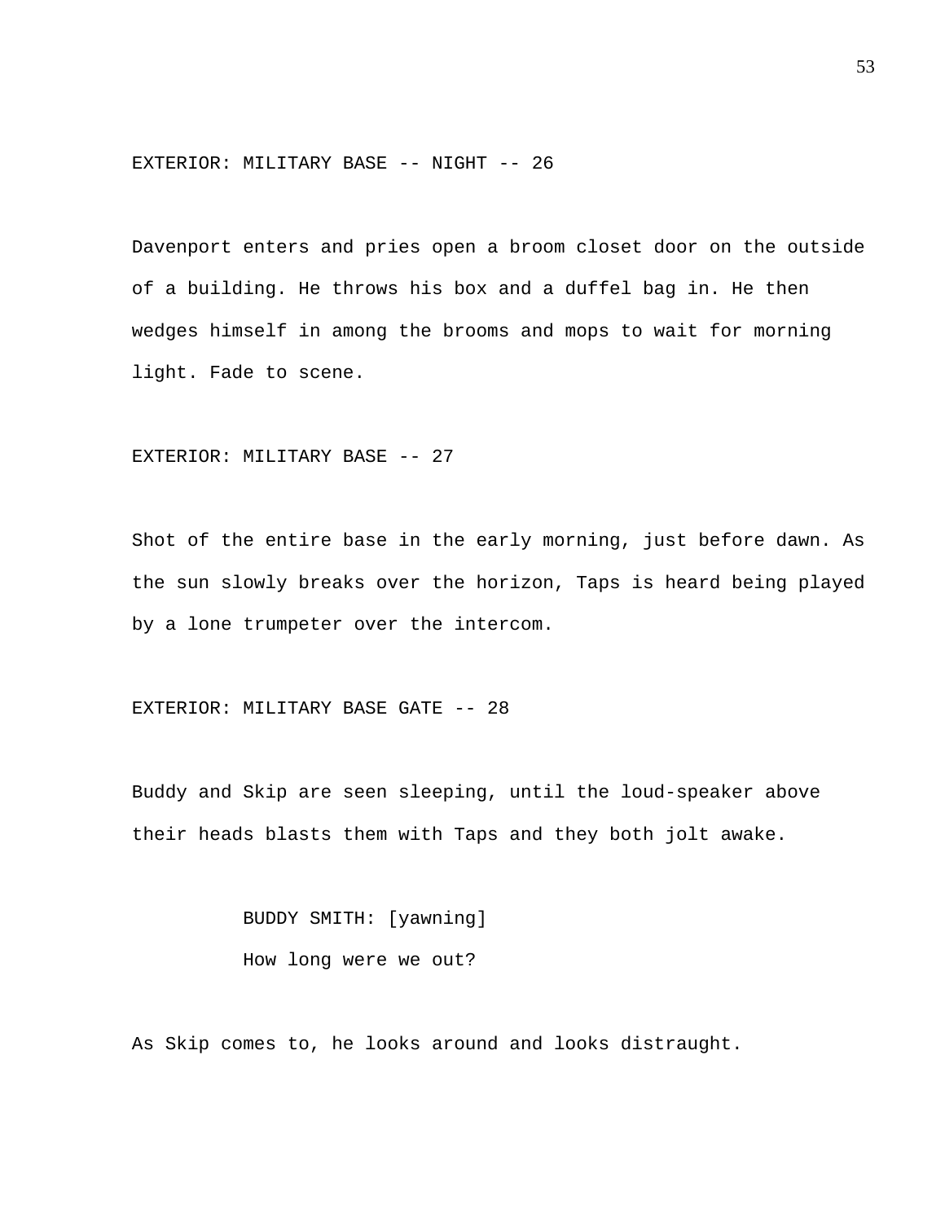EXTERIOR: MILITARY BASE -- NIGHT -- 26

Davenport enters and pries open a broom closet door on the outside of a building. He throws his box and a duffel bag in. He then wedges himself in among the brooms and mops to wait for morning light. Fade to scene.

EXTERIOR: MILITARY BASE -- 27

Shot of the entire base in the early morning, just before dawn. As the sun slowly breaks over the horizon, Taps is heard being played by a lone trumpeter over the intercom.

EXTERIOR: MILITARY BASE GATE -- 28

Buddy and Skip are seen sleeping, until the loud-speaker above their heads blasts them with Taps and they both jolt awake.

BUDDY SMITH: [yawning]
How long were we out?

As Skip comes to, he looks around and looks distraught.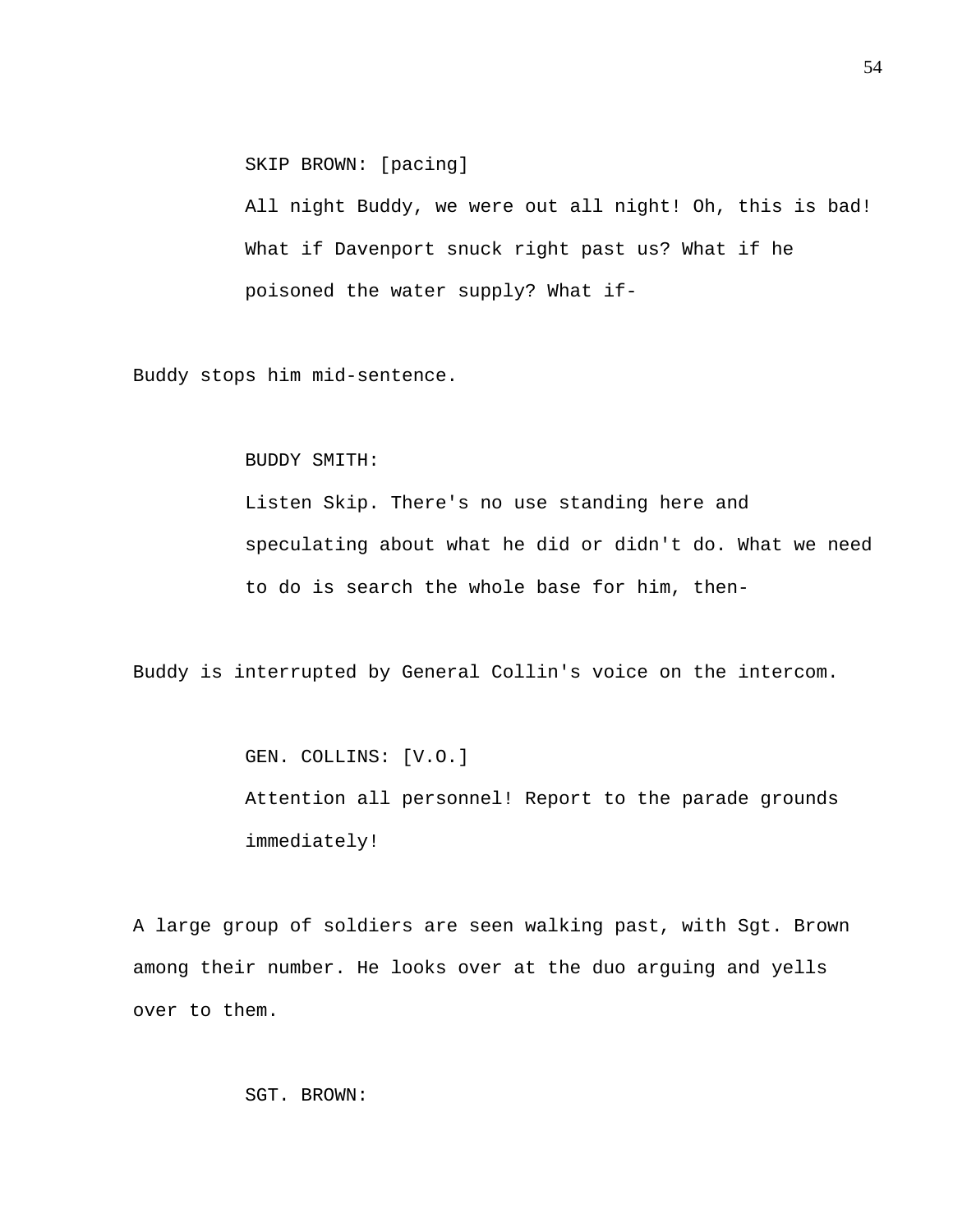SKIP BROWN: [pacing]

All night Buddy, we were out all night! Oh, this is bad! What if Davenport snuck right past us? What if he poisoned the water supply? What if-

Buddy stops him mid-sentence.

BUDDY SMITH:

Listen Skip. There's no use standing here and speculating about what he did or didn't do. What we need to do is search the whole base for him, then-

Buddy is interrupted by General Collin's voice on the intercom.

GEN. COLLINS: [V.O.]

Attention all personnel! Report to the parade grounds immediately!

A large group of soldiers are seen walking past, with Sgt. Brown among their number. He looks over at the duo arguing and yells over to them.

SGT. BROWN: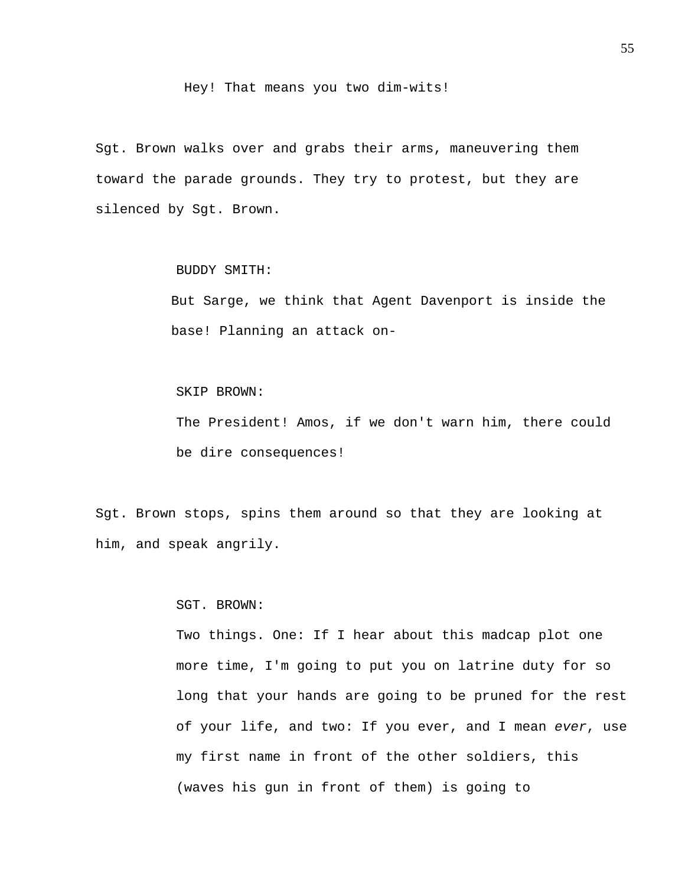Hey! That means you two dim-wits!

Sgt. Brown walks over and grabs their arms, maneuvering them toward the parade grounds. They try to protest, but they are silenced by Sgt. Brown.

BUDDY SMITH:

But Sarge, we think that Agent Davenport is inside the base! Planning an attack on-

SKIP BROWN:

The President! Amos, if we don't warn him, there could be dire consequences!

Sgt. Brown stops, spins them around so that they are looking at him, and speak angrily.

SGT. BROWN:

Two things. One: If I hear about this madcap plot one more time, I'm going to put you on latrine duty for so long that your hands are going to be pruned for the rest of your life, and two: If you ever, and I mean *ever*, use my first name in front of the other soldiers, this (waves his gun in front of them) is going to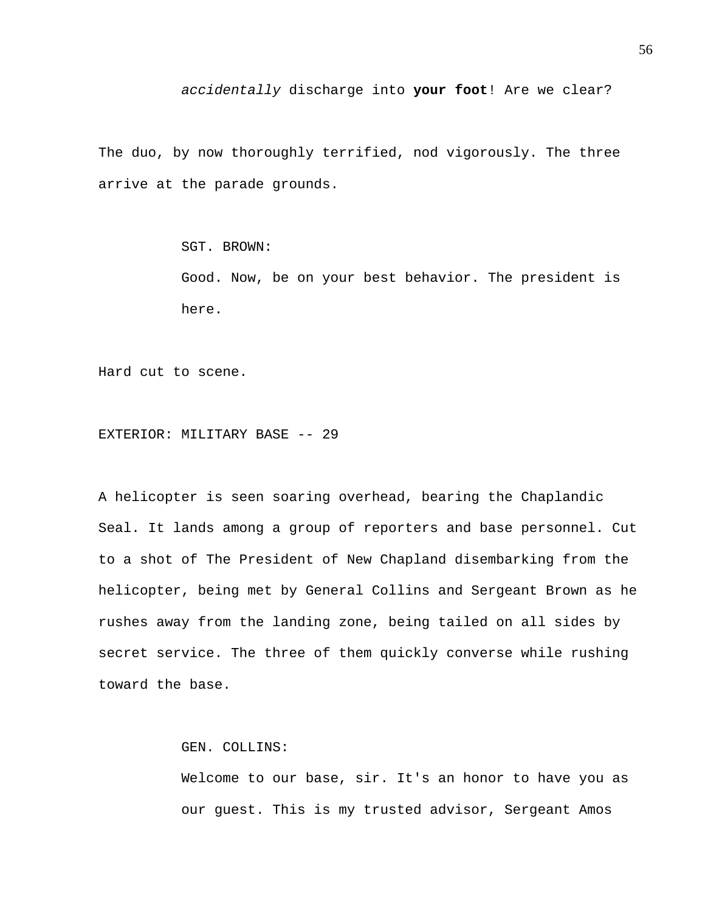*accidentally* discharge into **your foot**! Are we clear?

The duo, by now thoroughly terrified, nod vigorously. The three arrive at the parade grounds.

SGT. BROWN:
Good. Now, be on your best behavior. The president is here.

Hard cut to scene.

EXTERIOR: MILITARY BASE -- 29

A helicopter is seen soaring overhead, bearing the Chaplandic Seal. It lands among a group of reporters and base personnel. Cut to a shot of The President of New Chapland disembarking from the helicopter, being met by General Collins and Sergeant Brown as he rushes away from the landing zone, being tailed on all sides by secret service. The three of them quickly converse while rushing toward the base.

GEN. COLLINS:
Welcome to our base, sir. It's an honor to have you as our guest. This is my trusted advisor, Sergeant Amos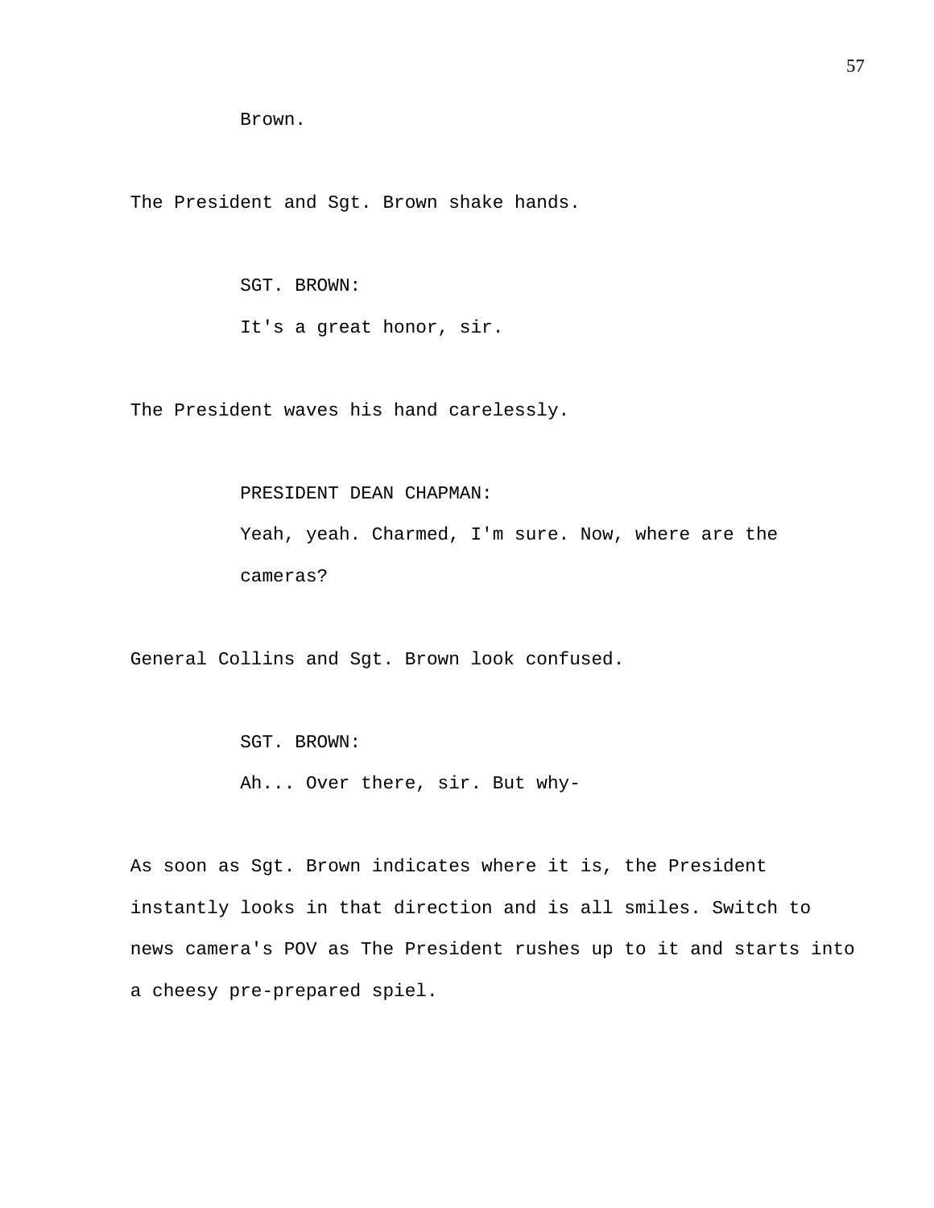Brown.

The President and Sgt. Brown shake hands.

SGT. BROWN:

It's a great honor, sir.

The President waves his hand carelessly.

PRESIDENT DEAN CHAPMAN:

Yeah, yeah. Charmed, I'm sure. Now, where are the cameras?

General Collins and Sgt. Brown look confused.

SGT. BROWN:

Ah... Over there, sir. But why-

As soon as Sgt. Brown indicates where it is, the President instantly looks in that direction and is all smiles. Switch to news camera's POV as The President rushes up to it and starts into a cheesy pre-prepared spiel.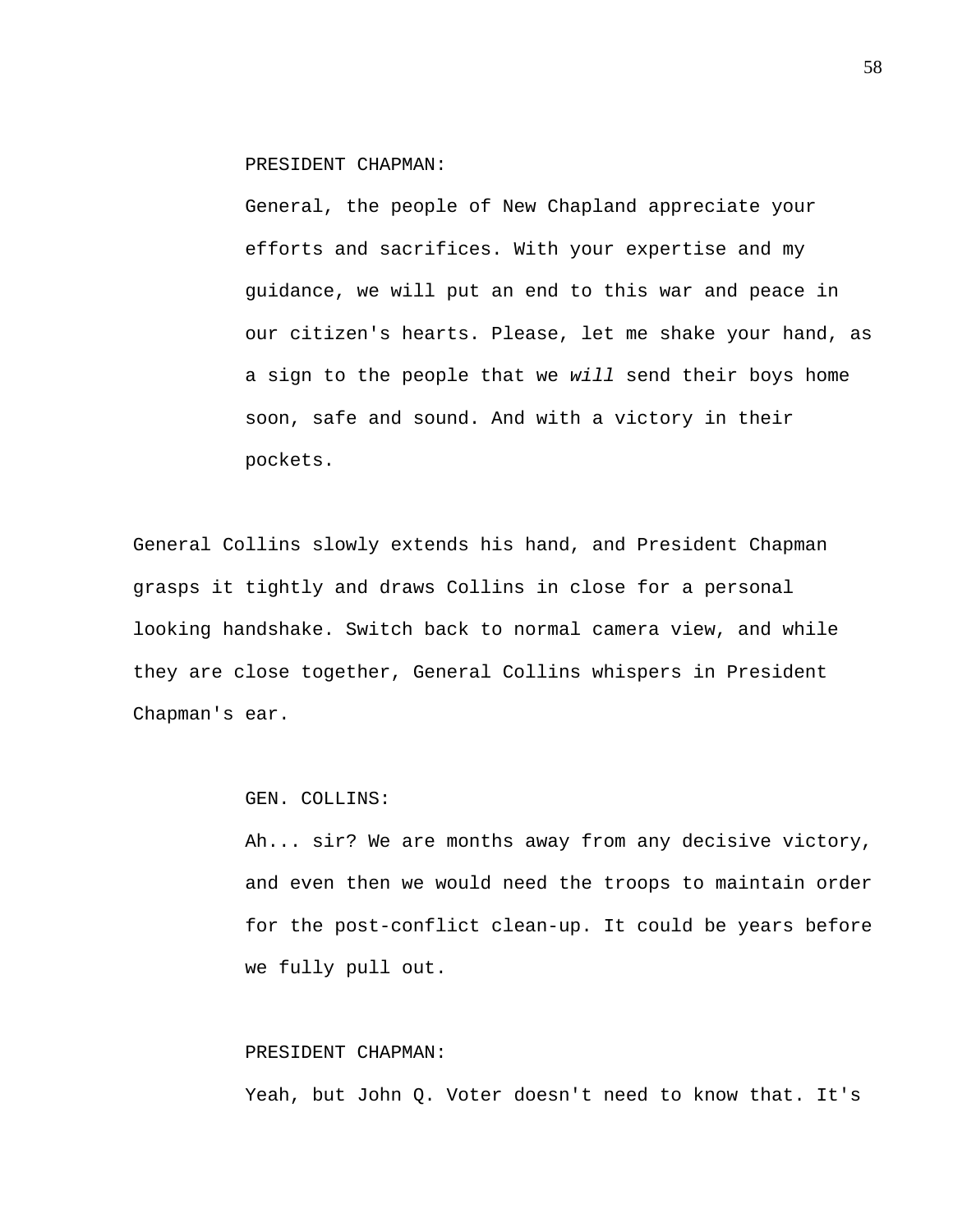PRESIDENT CHAPMAN:

General, the people of New Chapland appreciate your efforts and sacrifices. With your expertise and my guidance, we will put an end to this war and peace in our citizen's hearts. Please, let me shake your hand, as a sign to the people that we *will* send their boys home soon, safe and sound. And with a victory in their pockets.

General Collins slowly extends his hand, and President Chapman grasps it tightly and draws Collins in close for a personal looking handshake. Switch back to normal camera view, and while they are close together, General Collins whispers in President Chapman's ear.

GEN. COLLINS:

Ah... sir? We are months away from any decisive victory, and even then we would need the troops to maintain order for the post-conflict clean-up. It could be years before we fully pull out.

PRESIDENT CHAPMAN:

Yeah, but John Q. Voter doesn't need to know that. It's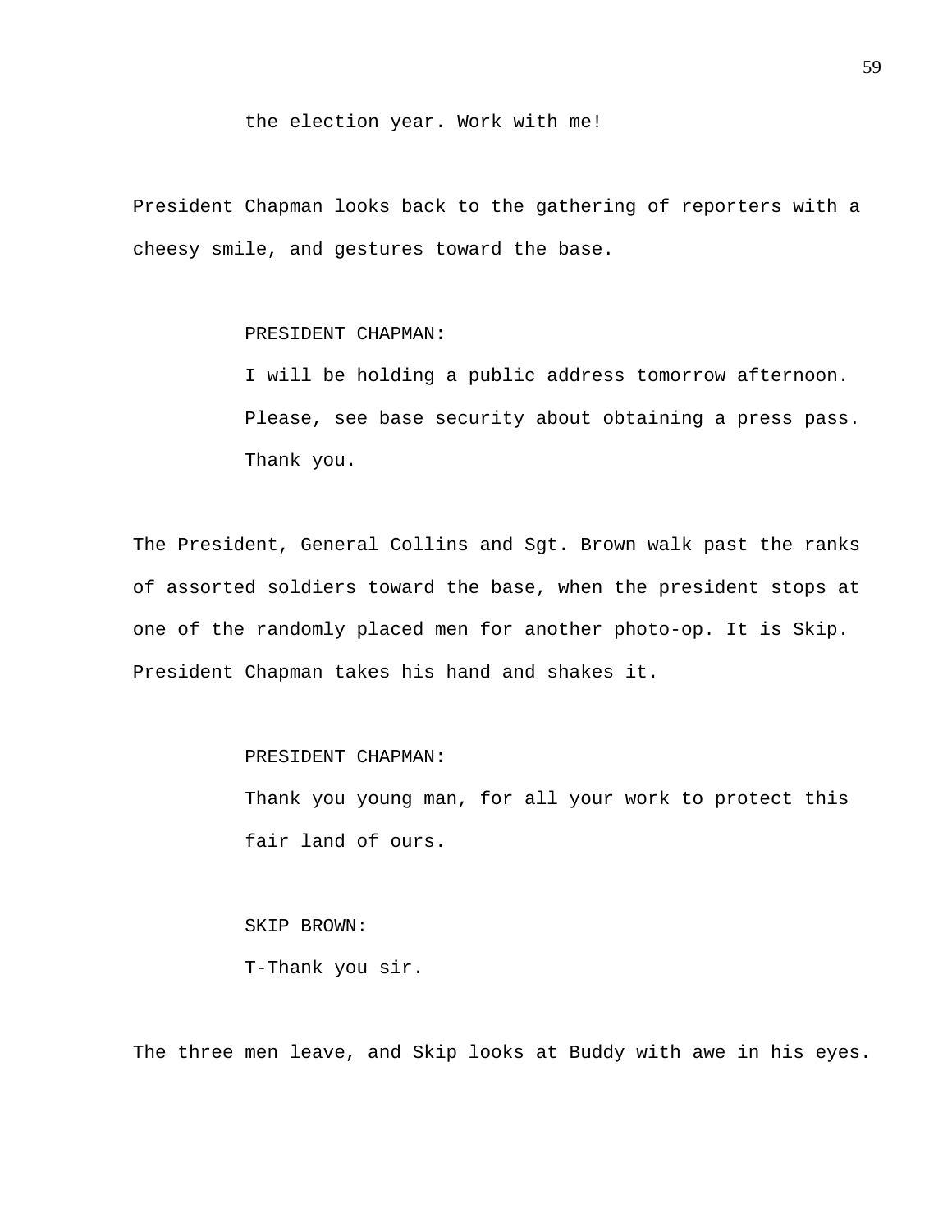the election year. Work with me!

President Chapman looks back to the gathering of reporters with a cheesy smile, and gestures toward the base.

PRESIDENT CHAPMAN:

I will be holding a public address tomorrow afternoon. Please, see base security about obtaining a press pass. Thank you.

The President, General Collins and Sgt. Brown walk past the ranks of assorted soldiers toward the base, when the president stops at one of the randomly placed men for another photo-op. It is Skip. President Chapman takes his hand and shakes it.

PRESIDENT CHAPMAN:

Thank you young man, for all your work to protect this fair land of ours.

SKIP BROWN:

T-Thank you sir.

The three men leave, and Skip looks at Buddy with awe in his eyes.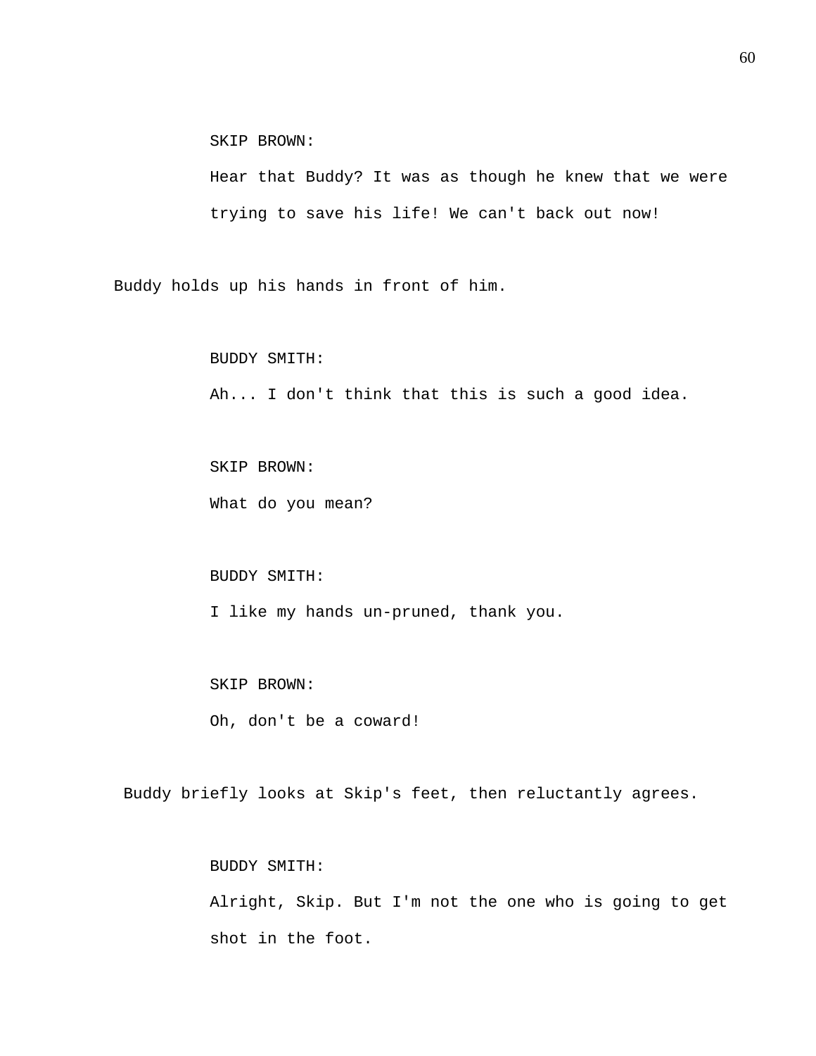SKIP BROWN:

Hear that Buddy? It was as though he knew that we were trying to save his life! We can't back out now!

Buddy holds up his hands in front of him.

BUDDY SMITH:

Ah... I don't think that this is such a good idea.

SKIP BROWN:

What do you mean?

BUDDY SMITH:

I like my hands un-pruned, thank you.

SKIP BROWN:

Oh, don't be a coward!

Buddy briefly looks at Skip's feet, then reluctantly agrees.

BUDDY SMITH:

Alright, Skip. But I'm not the one who is going to get shot in the foot.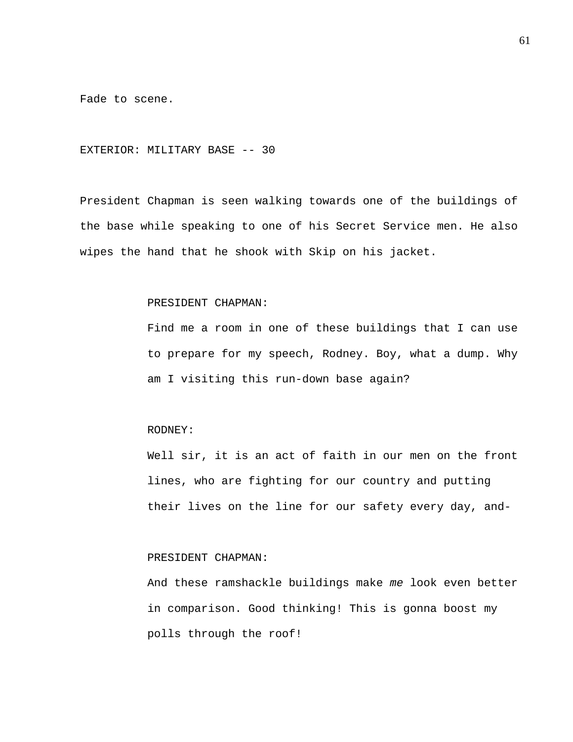Fade to scene.

EXTERIOR: MILITARY BASE -- 30

President Chapman is seen walking towards one of the buildings of the base while speaking to one of his Secret Service men. He also wipes the hand that he shook with Skip on his jacket.

PRESIDENT CHAPMAN:

Find me a room in one of these buildings that I can use to prepare for my speech, Rodney. Boy, what a dump. Why am I visiting this run-down base again?

RODNEY:

Well sir, it is an act of faith in our men on the front lines, who are fighting for our country and putting their lives on the line for our safety every day, and-

PRESIDENT CHAPMAN:

And these ramshackle buildings make *me* look even better in comparison. Good thinking! This is gonna boost my polls through the roof!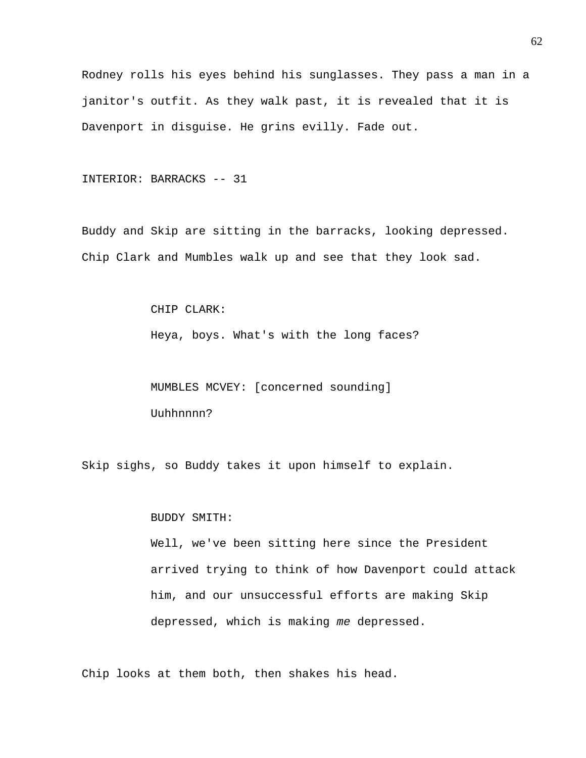Rodney rolls his eyes behind his sunglasses. They pass a man in a janitor's outfit. As they walk past, it is revealed that it is Davenport in disguise. He grins evilly. Fade out.

INTERIOR: BARRACKS -- 31

Buddy and Skip are sitting in the barracks, looking depressed. Chip Clark and Mumbles walk up and see that they look sad.

CHIP CLARK:
Heya, boys. What's with the long faces?

MUMBLES MCVEY: [concerned sounding]
Uuhhnnnn?

Skip sighs, so Buddy takes it upon himself to explain.

BUDDY SMITH:
Well, we've been sitting here since the President arrived trying to think of how Davenport could attack him, and our unsuccessful efforts are making Skip depressed, which is making *me* depressed.

Chip looks at them both, then shakes his head.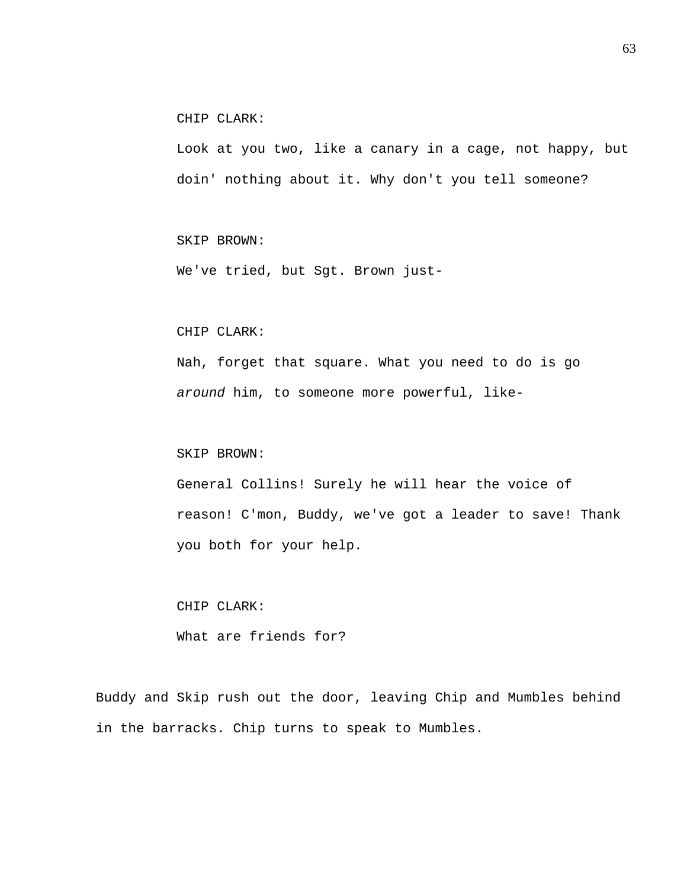CHIP CLARK:

Look at you two, like a canary in a cage, not happy, but doin' nothing about it. Why don't you tell someone?

SKIP BROWN:

We've tried, but Sgt. Brown just-

CHIP CLARK:

Nah, forget that square. What you need to do is go *around* him, to someone more powerful, like-

SKIP BROWN:

General Collins! Surely he will hear the voice of reason! C'mon, Buddy, we've got a leader to save! Thank you both for your help.

CHIP CLARK:

What are friends for?

Buddy and Skip rush out the door, leaving Chip and Mumbles behind in the barracks. Chip turns to speak to Mumbles.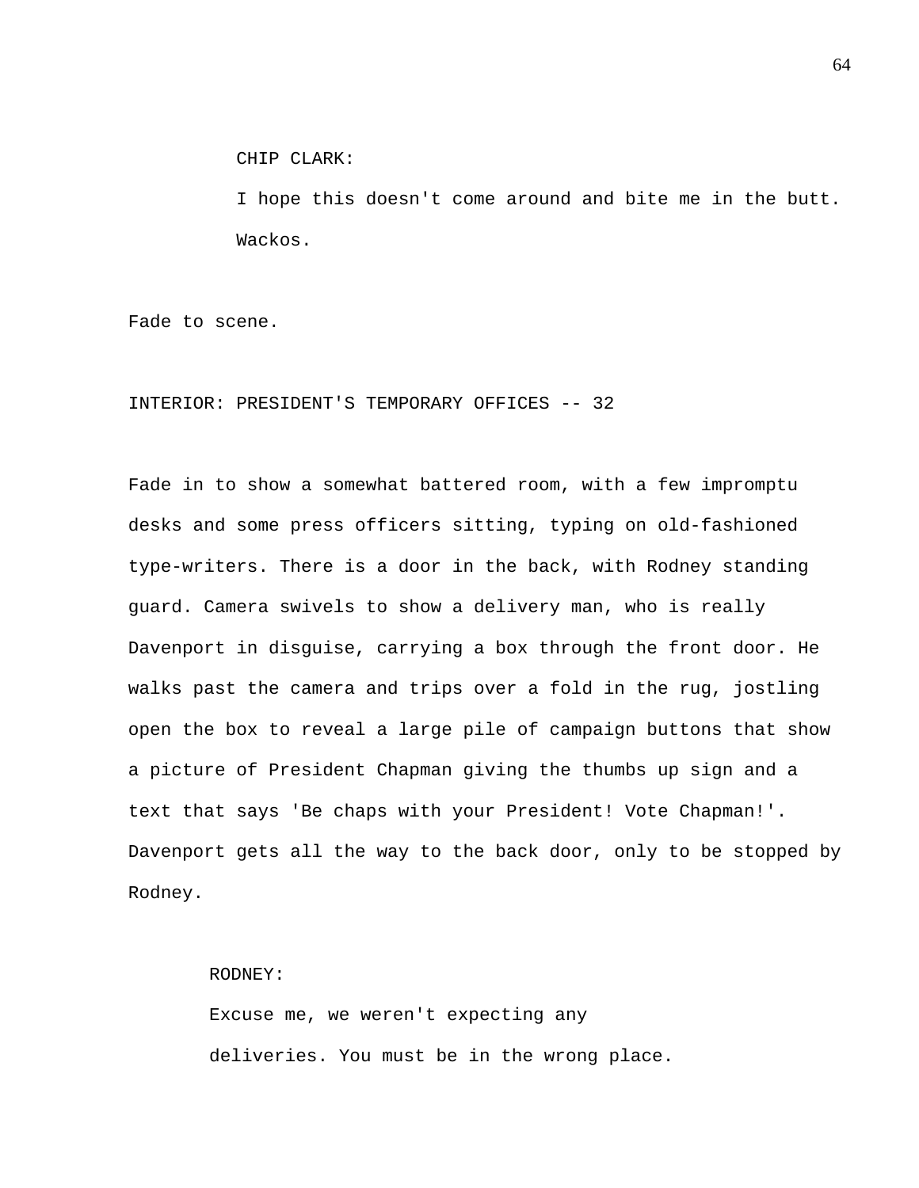CHIP CLARK:

I hope this doesn't come around and bite me in the butt. Wackos.

Fade to scene.

INTERIOR: PRESIDENT'S TEMPORARY OFFICES -- 32

Fade in to show a somewhat battered room, with a few impromptu desks and some press officers sitting, typing on old-fashioned type-writers. There is a door in the back, with Rodney standing guard. Camera swivels to show a delivery man, who is really Davenport in disguise, carrying a box through the front door. He walks past the camera and trips over a fold in the rug, jostling open the box to reveal a large pile of campaign buttons that show a picture of President Chapman giving the thumbs up sign and a text that says 'Be chaps with your President! Vote Chapman!'. Davenport gets all the way to the back door, only to be stopped by Rodney.

RODNEY:

Excuse me, we weren't expecting any deliveries. You must be in the wrong place.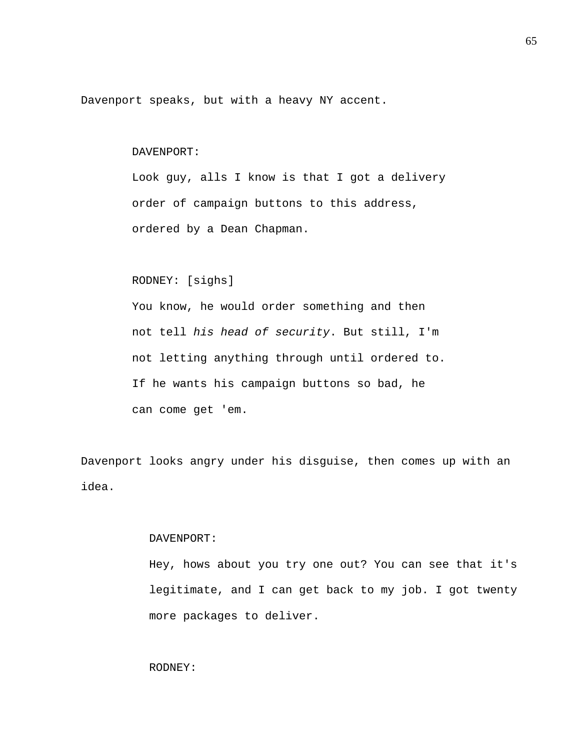Davenport speaks, but with a heavy NY accent.

DAVENPORT:
Look guy, alls I know is that I got a delivery order of campaign buttons to this address, ordered by a Dean Chapman.

RODNEY: [sighs]
You know, he would order something and then not tell *his head of security*. But still, I'm not letting anything through until ordered to. If he wants his campaign buttons so bad, he can come get 'em.

Davenport looks angry under his disguise, then comes up with an idea.

DAVENPORT:
Hey, hows about you try one out? You can see that it's legitimate, and I can get back to my job. I got twenty more packages to deliver.

RODNEY: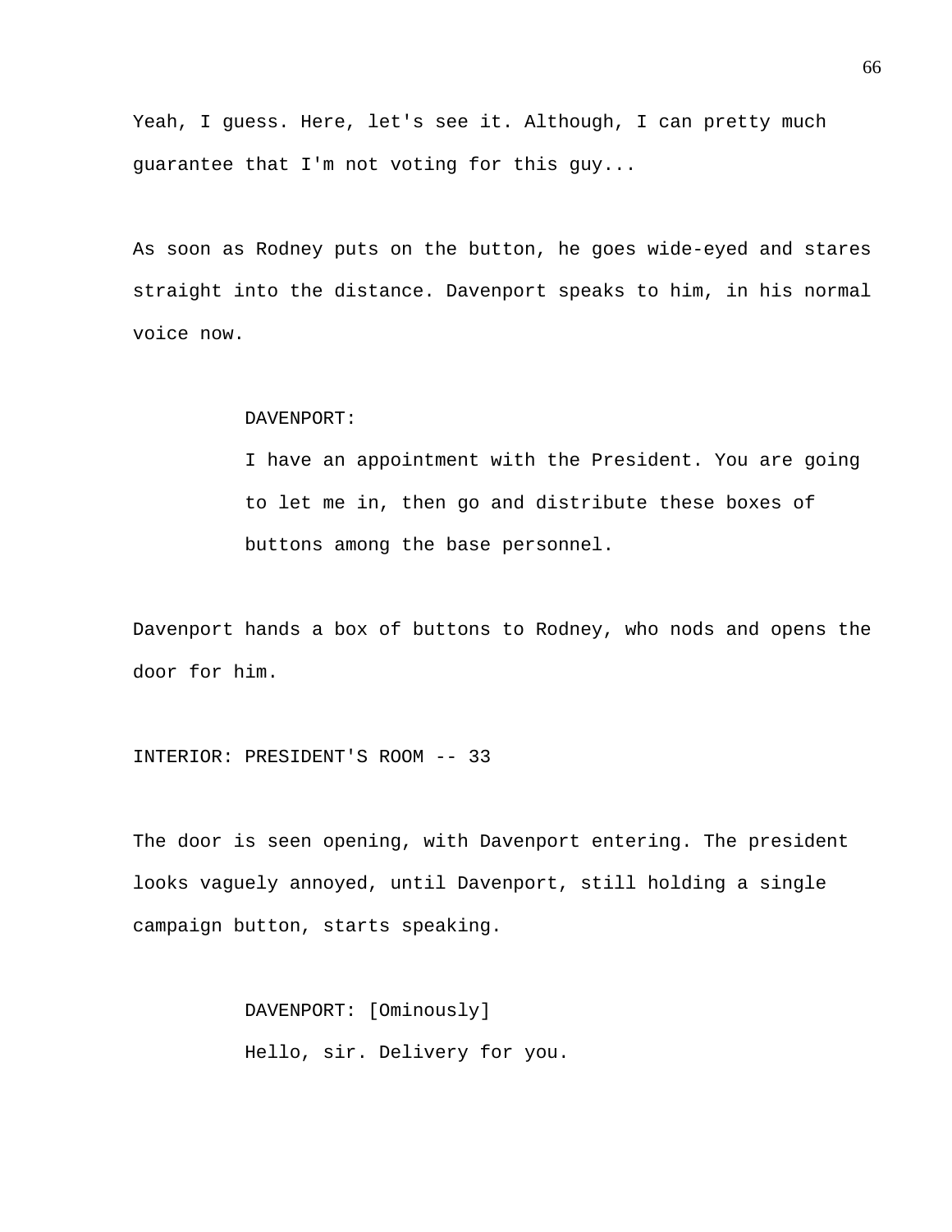Yeah, I guess. Here, let's see it. Although, I can pretty much guarantee that I'm not voting for this guy...

As soon as Rodney puts on the button, he goes wide-eyed and stares straight into the distance. Davenport speaks to him, in his normal voice now.

> DAVENPORT:
>
> I have an appointment with the President. You are going to let me in, then go and distribute these boxes of buttons among the base personnel.

Davenport hands a box of buttons to Rodney, who nods and opens the door for him.

INTERIOR: PRESIDENT'S ROOM -- 33

The door is seen opening, with Davenport entering. The president looks vaguely annoyed, until Davenport, still holding a single campaign button, starts speaking.

> DAVENPORT: [Ominously]
>
> Hello, sir. Delivery for you.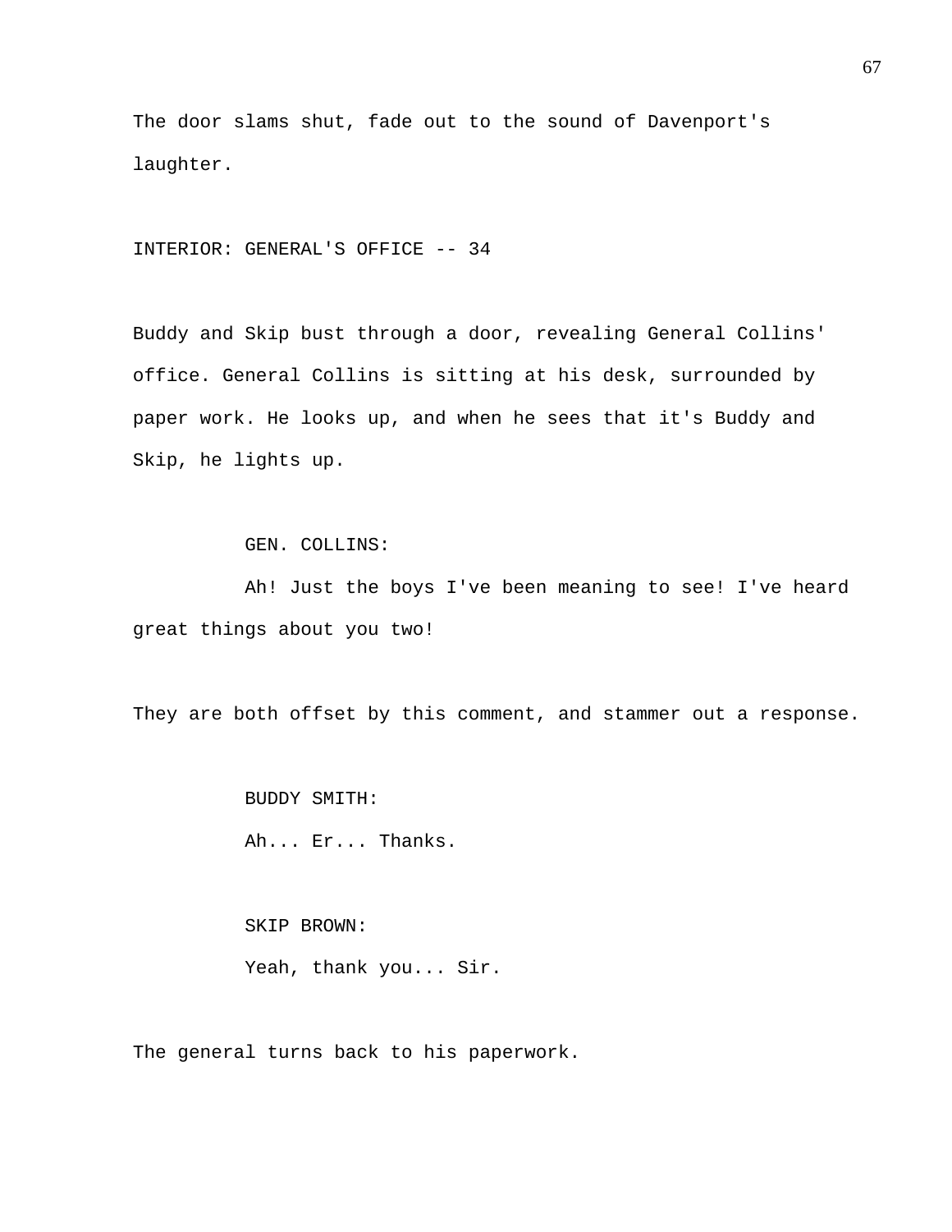The door slams shut, fade out to the sound of Davenport's laughter.

INTERIOR: GENERAL'S OFFICE -- 34

Buddy and Skip bust through a door, revealing General Collins' office. General Collins is sitting at his desk, surrounded by paper work. He looks up, and when he sees that it's Buddy and Skip, he lights up.

GEN. COLLINS:

Ah! Just the boys I've been meaning to see! I've heard great things about you two!

They are both offset by this comment, and stammer out a response.

BUDDY SMITH:

Ah... Er... Thanks.

SKIP BROWN:

Yeah, thank you... Sir.

The general turns back to his paperwork.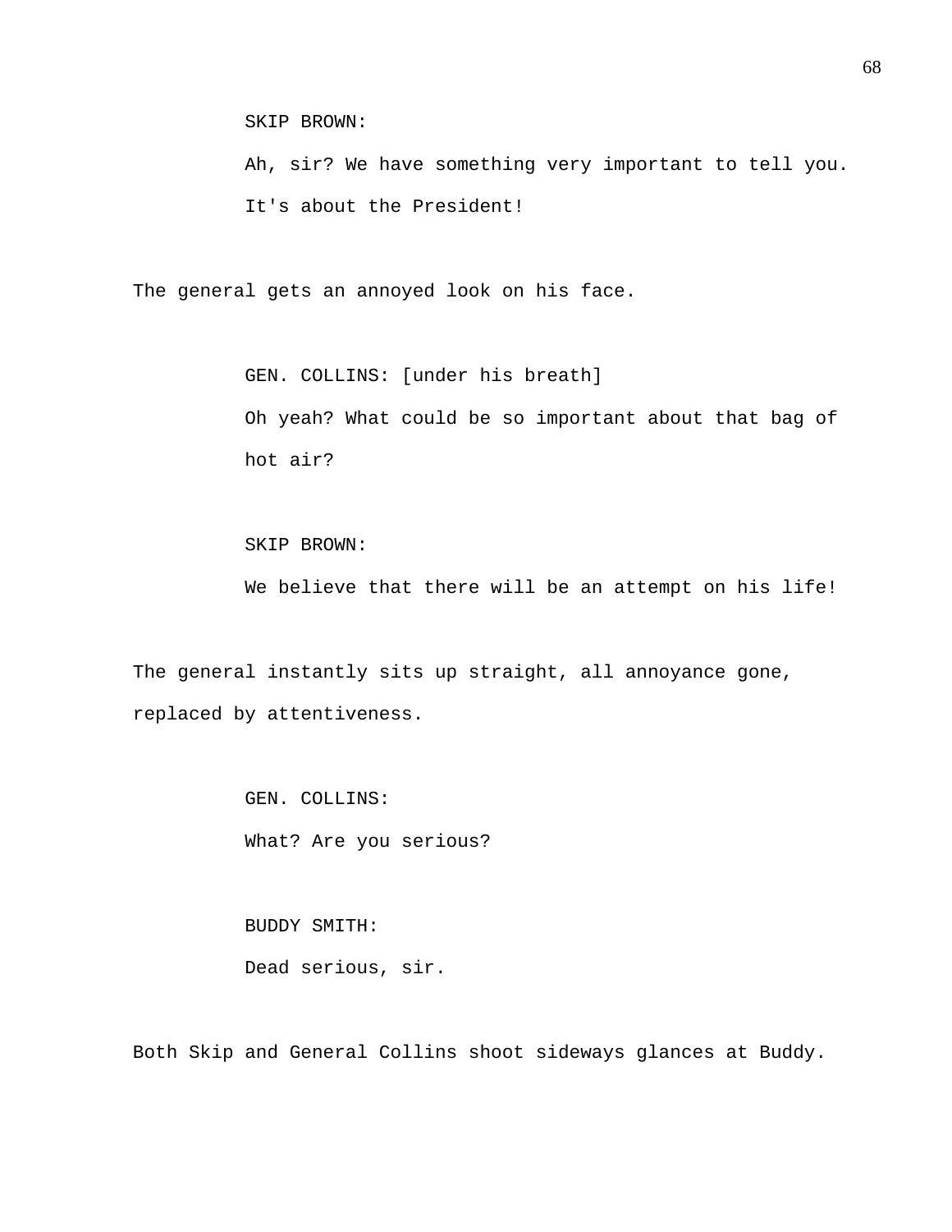SKIP BROWN:

Ah, sir? We have something very important to tell you. It's about the President!

The general gets an annoyed look on his face.

GEN. COLLINS: [under his breath]

Oh yeah? What could be so important about that bag of hot air?

SKIP BROWN:

We believe that there will be an attempt on his life!

The general instantly sits up straight, all annoyance gone, replaced by attentiveness.

GEN. COLLINS:

What? Are you serious?

BUDDY SMITH:

Dead serious, sir.

Both Skip and General Collins shoot sideways glances at Buddy.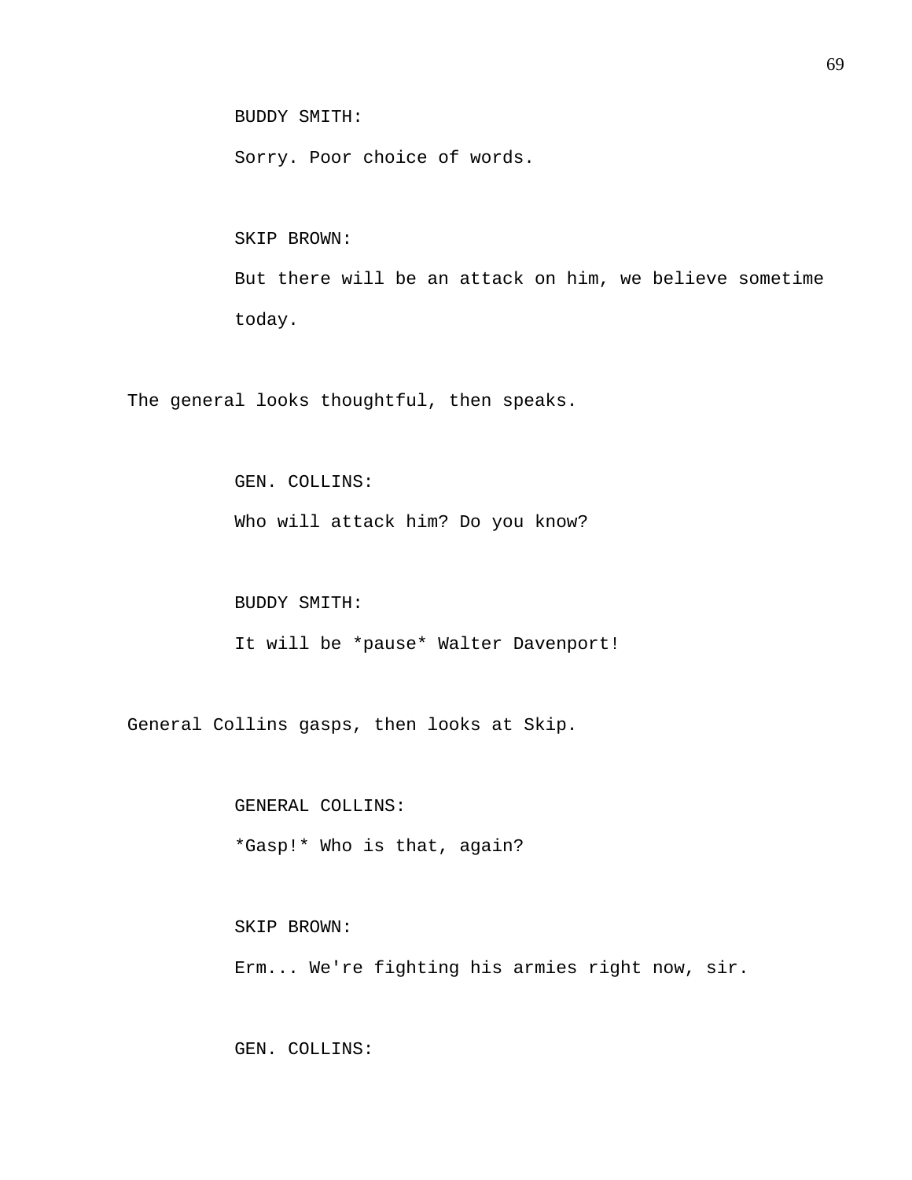BUDDY SMITH:

Sorry. Poor choice of words.

SKIP BROWN:

But there will be an attack on him, we believe sometime today.

The general looks thoughtful, then speaks.

GEN. COLLINS:

Who will attack him? Do you know?

BUDDY SMITH:

It will be *pause* Walter Davenport!

General Collins gasps, then looks at Skip.

GENERAL COLLINS:

*Gasp!* Who is that, again?

SKIP BROWN:

Erm... We're fighting his armies right now, sir.

GEN. COLLINS: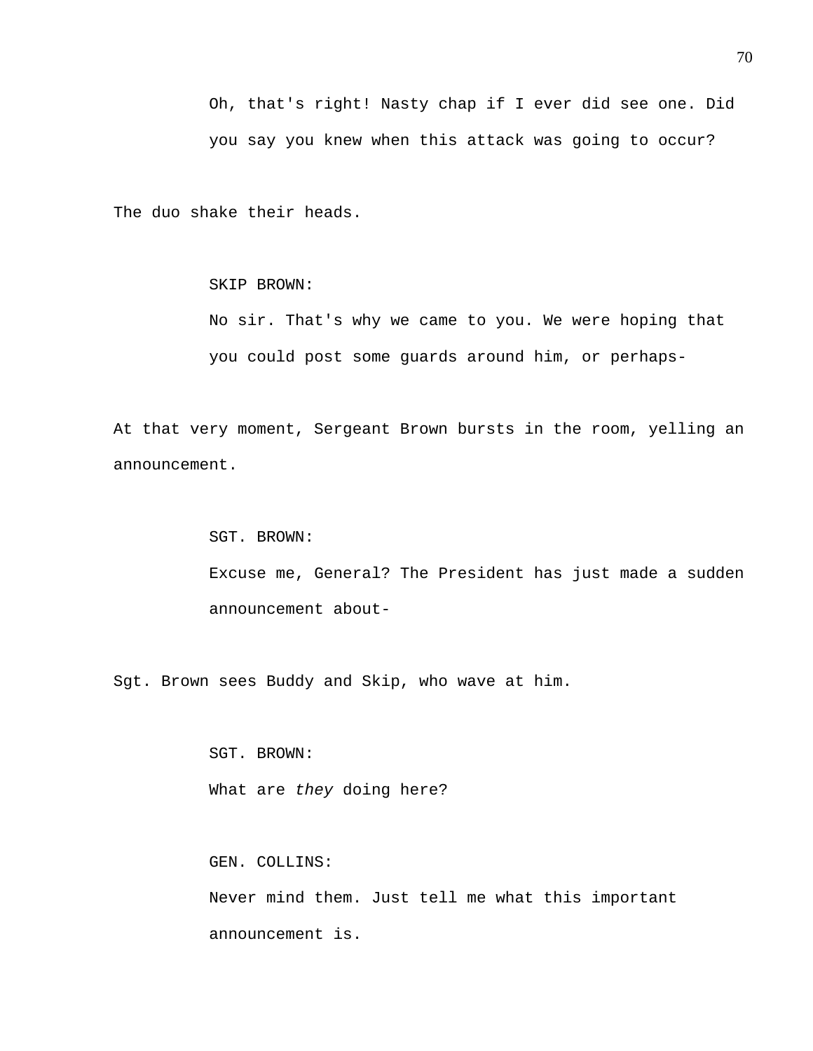Oh, that's right! Nasty chap if I ever did see one. Did you say you knew when this attack was going to occur?

The duo shake their heads.

SKIP BROWN:
No sir. That's why we came to you. We were hoping that you could post some guards around him, or perhaps-

At that very moment, Sergeant Brown bursts in the room, yelling an announcement.

SGT. BROWN:
Excuse me, General? The President has just made a sudden announcement about-

Sgt. Brown sees Buddy and Skip, who wave at him.

SGT. BROWN:
What are *they* doing here?

GEN. COLLINS:
Never mind them. Just tell me what this important announcement is.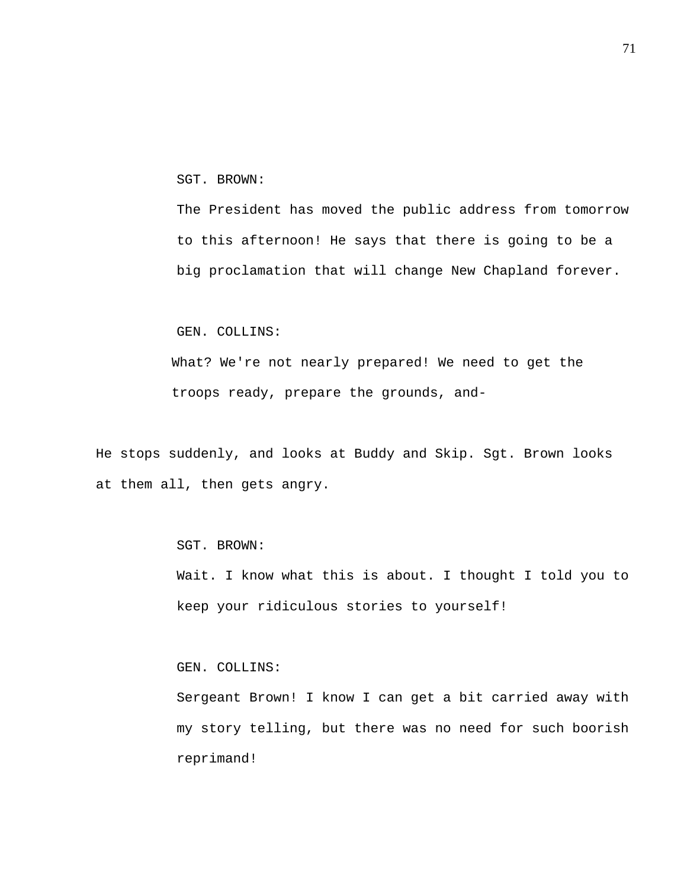SGT. BROWN:

The President has moved the public address from tomorrow to this afternoon! He says that there is going to be a big proclamation that will change New Chapland forever.

GEN. COLLINS:

What? We're not nearly prepared! We need to get the troops ready, prepare the grounds, and-

He stops suddenly, and looks at Buddy and Skip. Sgt. Brown looks at them all, then gets angry.

SGT. BROWN:

Wait. I know what this is about. I thought I told you to keep your ridiculous stories to yourself!

GEN. COLLINS:

Sergeant Brown! I know I can get a bit carried away with my story telling, but there was no need for such boorish reprimand!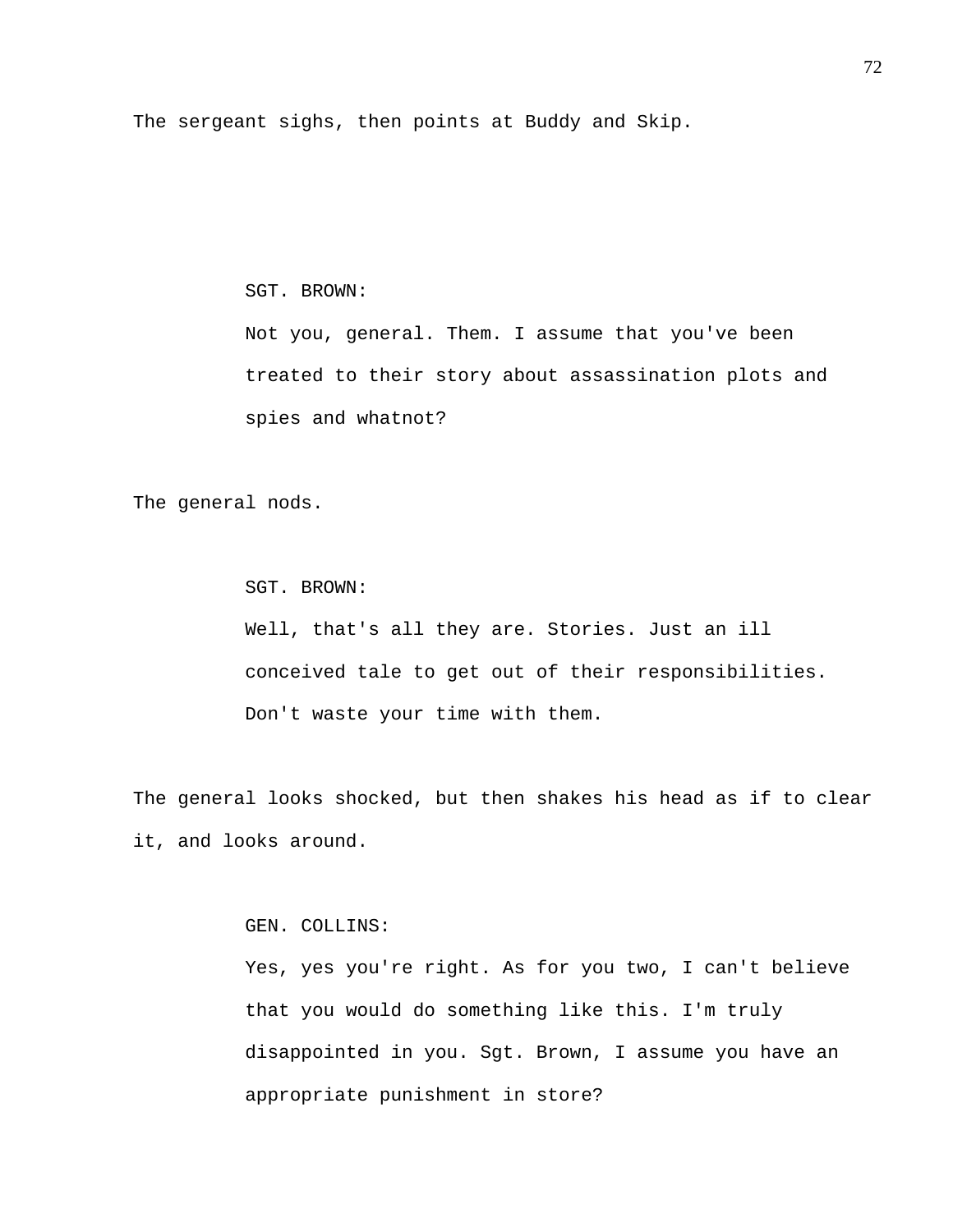The sergeant sighs, then points at Buddy and Skip.

SGT. BROWN:

Not you, general. Them. I assume that you've been treated to their story about assassination plots and spies and whatnot?

The general nods.

SGT. BROWN:

Well, that's all they are. Stories. Just an ill conceived tale to get out of their responsibilities. Don't waste your time with them.

The general looks shocked, but then shakes his head as if to clear it, and looks around.

GEN. COLLINS:

Yes, yes you're right. As for you two, I can't believe that you would do something like this. I'm truly disappointed in you. Sgt. Brown, I assume you have an appropriate punishment in store?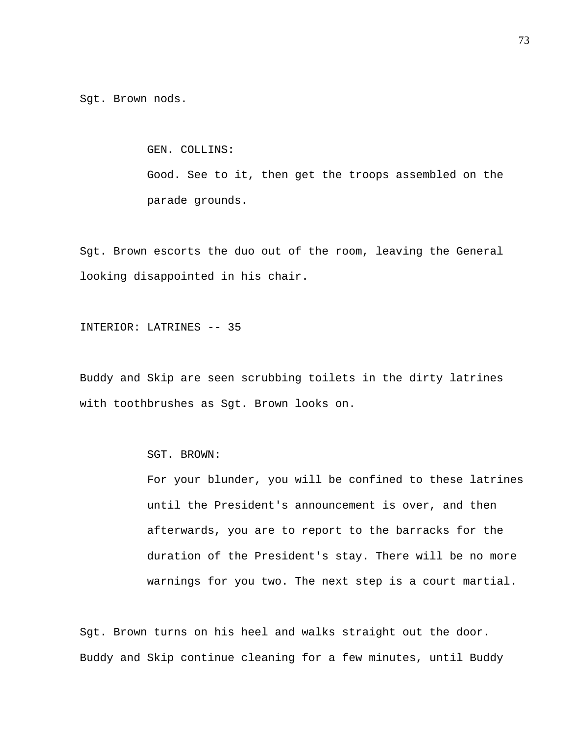Sgt. Brown nods.

GEN. COLLINS:

Good. See to it, then get the troops assembled on the parade grounds.

Sgt. Brown escorts the duo out of the room, leaving the General looking disappointed in his chair.

INTERIOR: LATRINES -- 35

Buddy and Skip are seen scrubbing toilets in the dirty latrines with toothbrushes as Sgt. Brown looks on.

SGT. BROWN:

For your blunder, you will be confined to these latrines until the President's announcement is over, and then afterwards, you are to report to the barracks for the duration of the President's stay. There will be no more warnings for you two. The next step is a court martial.

Sgt. Brown turns on his heel and walks straight out the door. Buddy and Skip continue cleaning for a few minutes, until Buddy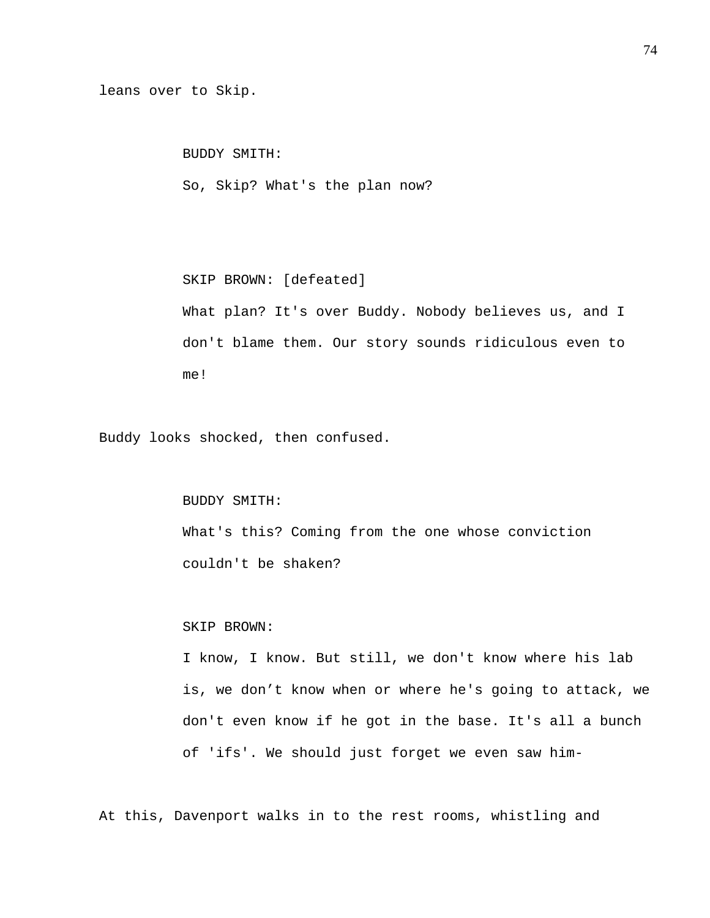leans over to Skip.

BUDDY SMITH:

So, Skip? What's the plan now?

SKIP BROWN: [defeated]

What plan? It's over Buddy. Nobody believes us, and I don't blame them. Our story sounds ridiculous even to me!

Buddy looks shocked, then confused.

BUDDY SMITH:

What's this? Coming from the one whose conviction couldn't be shaken?

SKIP BROWN:

I know, I know. But still, we don't know where his lab is, we don't know when or where he's going to attack, we don't even know if he got in the base. It's all a bunch of 'ifs'. We should just forget we even saw him-

At this, Davenport walks in to the rest rooms, whistling and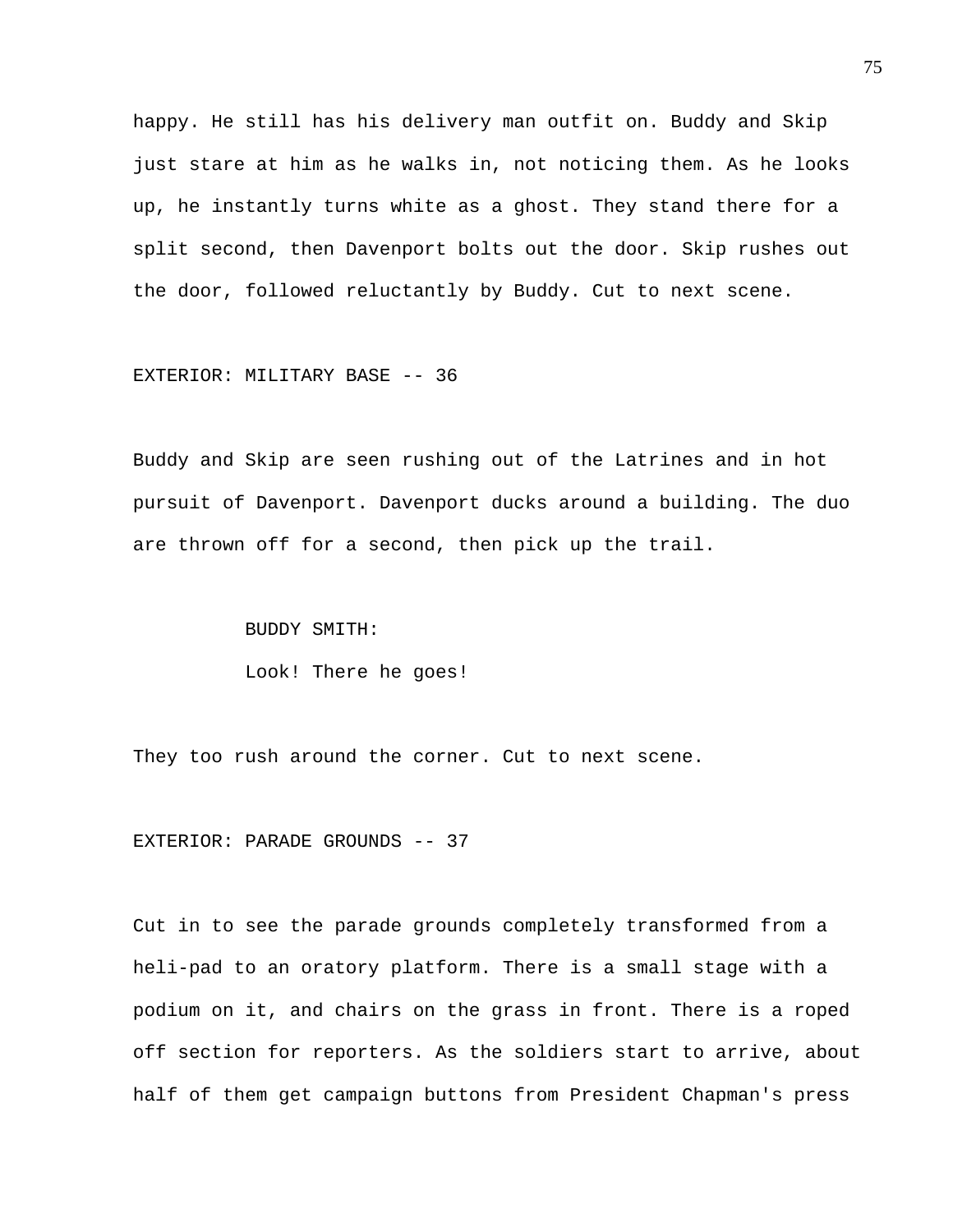happy. He still has his delivery man outfit on. Buddy and Skip just stare at him as he walks in, not noticing them. As he looks up, he instantly turns white as a ghost. They stand there for a split second, then Davenport bolts out the door. Skip rushes out the door, followed reluctantly by Buddy. Cut to next scene.

EXTERIOR: MILITARY BASE -- 36

Buddy and Skip are seen rushing out of the Latrines and in hot pursuit of Davenport. Davenport ducks around a building. The duo are thrown off for a second, then pick up the trail.

BUDDY SMITH:

Look! There he goes!

They too rush around the corner. Cut to next scene.

EXTERIOR: PARADE GROUNDS -- 37

Cut in to see the parade grounds completely transformed from a heli-pad to an oratory platform. There is a small stage with a podium on it, and chairs on the grass in front. There is a roped off section for reporters. As the soldiers start to arrive, about half of them get campaign buttons from President Chapman's press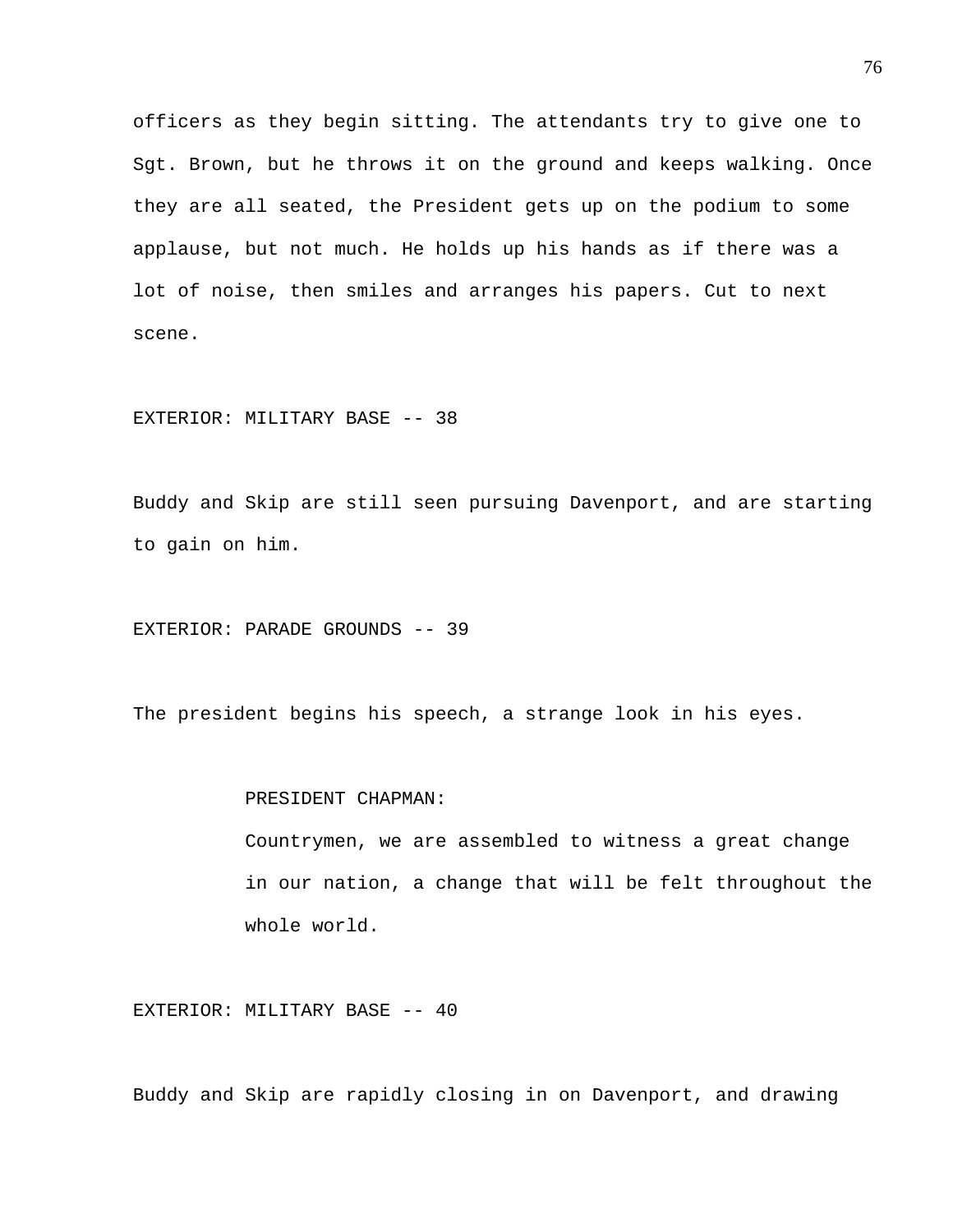officers as they begin sitting. The attendants try to give one to Sgt. Brown, but he throws it on the ground and keeps walking. Once they are all seated, the President gets up on the podium to some applause, but not much. He holds up his hands as if there was a lot of noise, then smiles and arranges his papers. Cut to next scene.

EXTERIOR: MILITARY BASE -- 38

Buddy and Skip are still seen pursuing Davenport, and are starting to gain on him.

EXTERIOR: PARADE GROUNDS -- 39

The president begins his speech, a strange look in his eyes.

PRESIDENT CHAPMAN:

Countrymen, we are assembled to witness a great change in our nation, a change that will be felt throughout the whole world.

EXTERIOR: MILITARY BASE -- 40

Buddy and Skip are rapidly closing in on Davenport, and drawing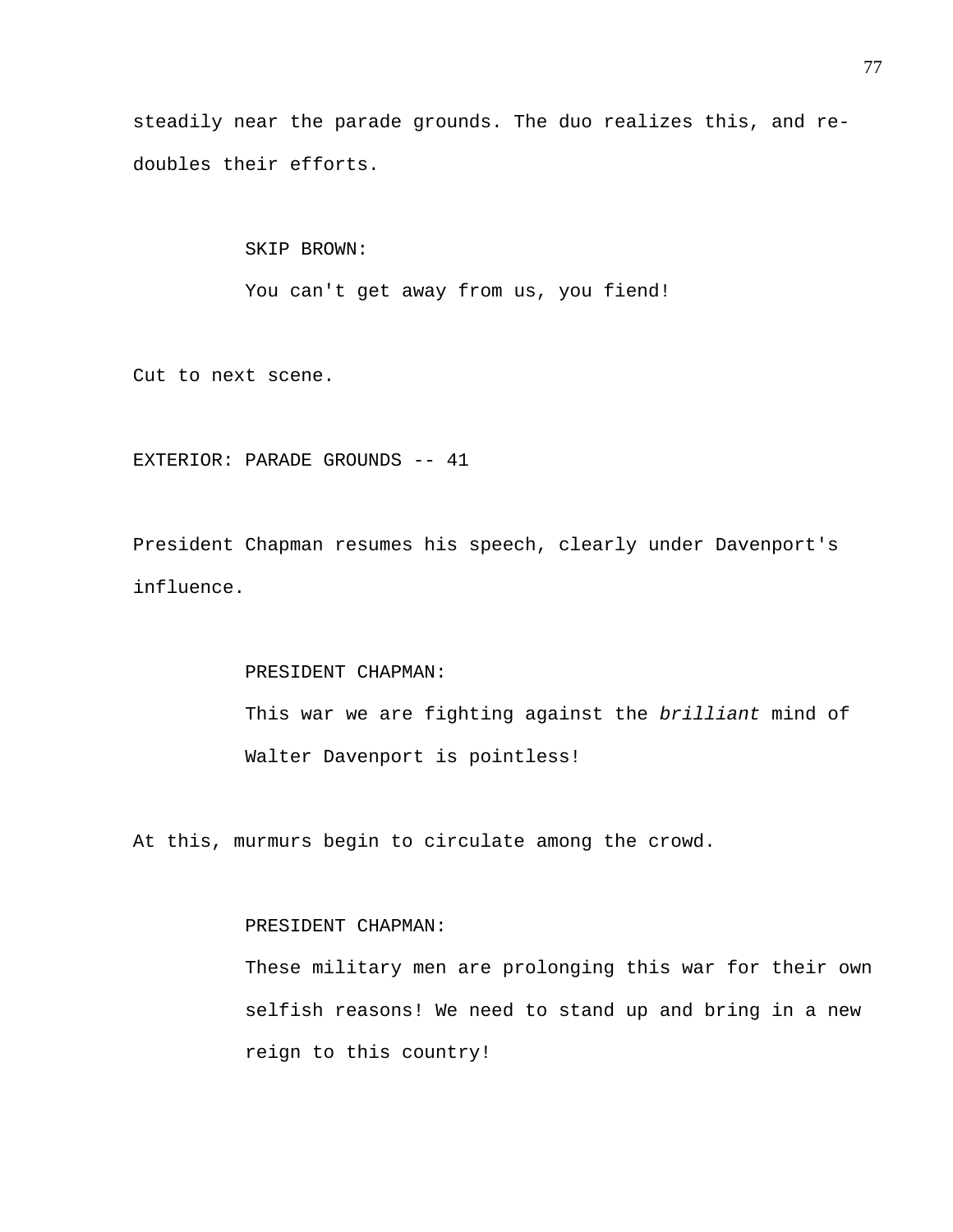steadily near the parade grounds. The duo realizes this, and re-doubles their efforts.

SKIP BROWN:

You can't get away from us, you fiend!

Cut to next scene.

EXTERIOR: PARADE GROUNDS -- 41

President Chapman resumes his speech, clearly under Davenport's influence.

PRESIDENT CHAPMAN:

This war we are fighting against the *brilliant* mind of Walter Davenport is pointless!

At this, murmurs begin to circulate among the crowd.

PRESIDENT CHAPMAN:

These military men are prolonging this war for their own selfish reasons! We need to stand up and bring in a new reign to this country!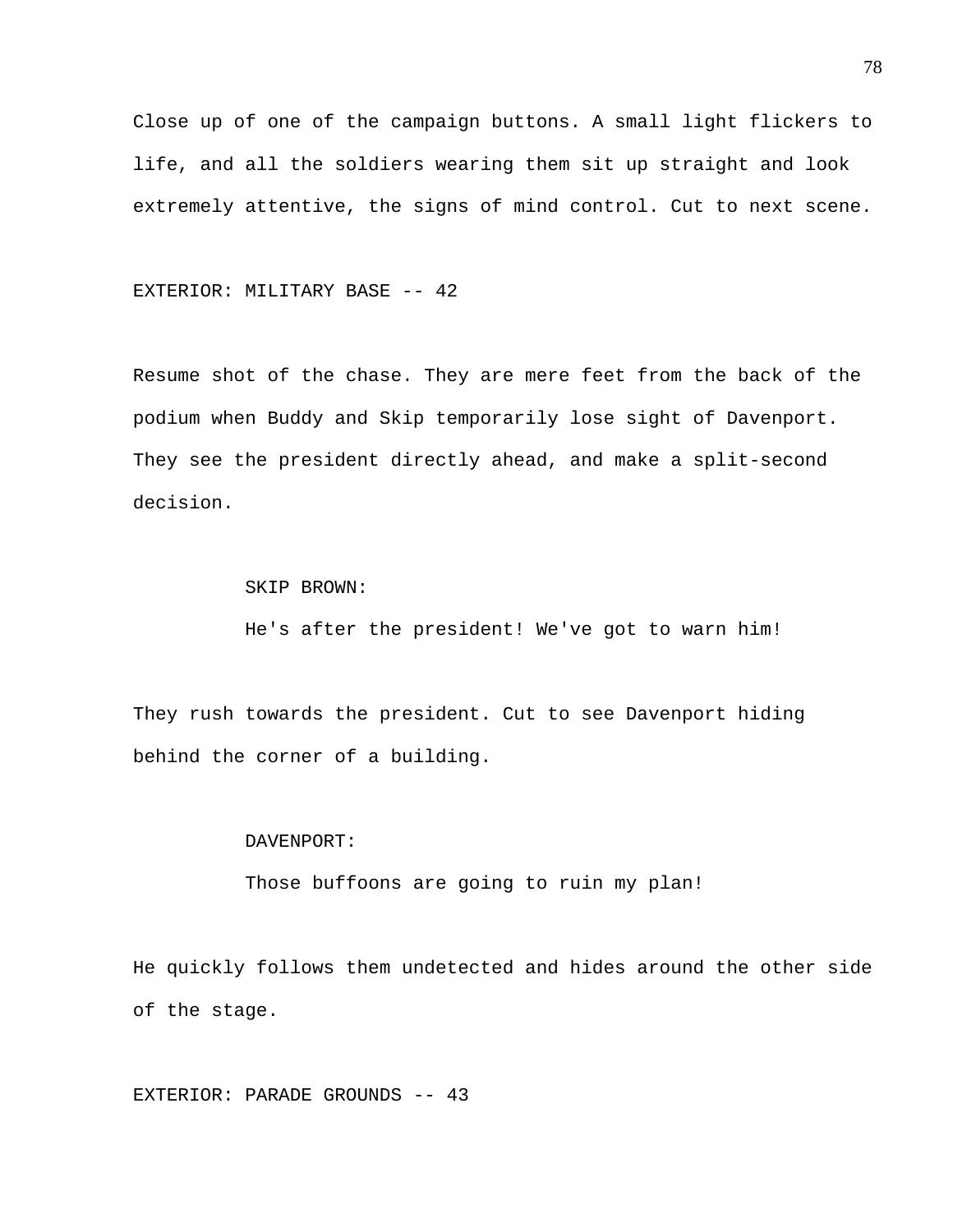Close up of one of the campaign buttons. A small light flickers to life, and all the soldiers wearing them sit up straight and look extremely attentive, the signs of mind control. Cut to next scene.

EXTERIOR: MILITARY BASE -- 42

Resume shot of the chase. They are mere feet from the back of the podium when Buddy and Skip temporarily lose sight of Davenport. They see the president directly ahead, and make a split-second decision.

SKIP BROWN:

He's after the president! We've got to warn him!

They rush towards the president. Cut to see Davenport hiding behind the corner of a building.

DAVENPORT:

Those buffoons are going to ruin my plan!

He quickly follows them undetected and hides around the other side of the stage.

EXTERIOR: PARADE GROUNDS -- 43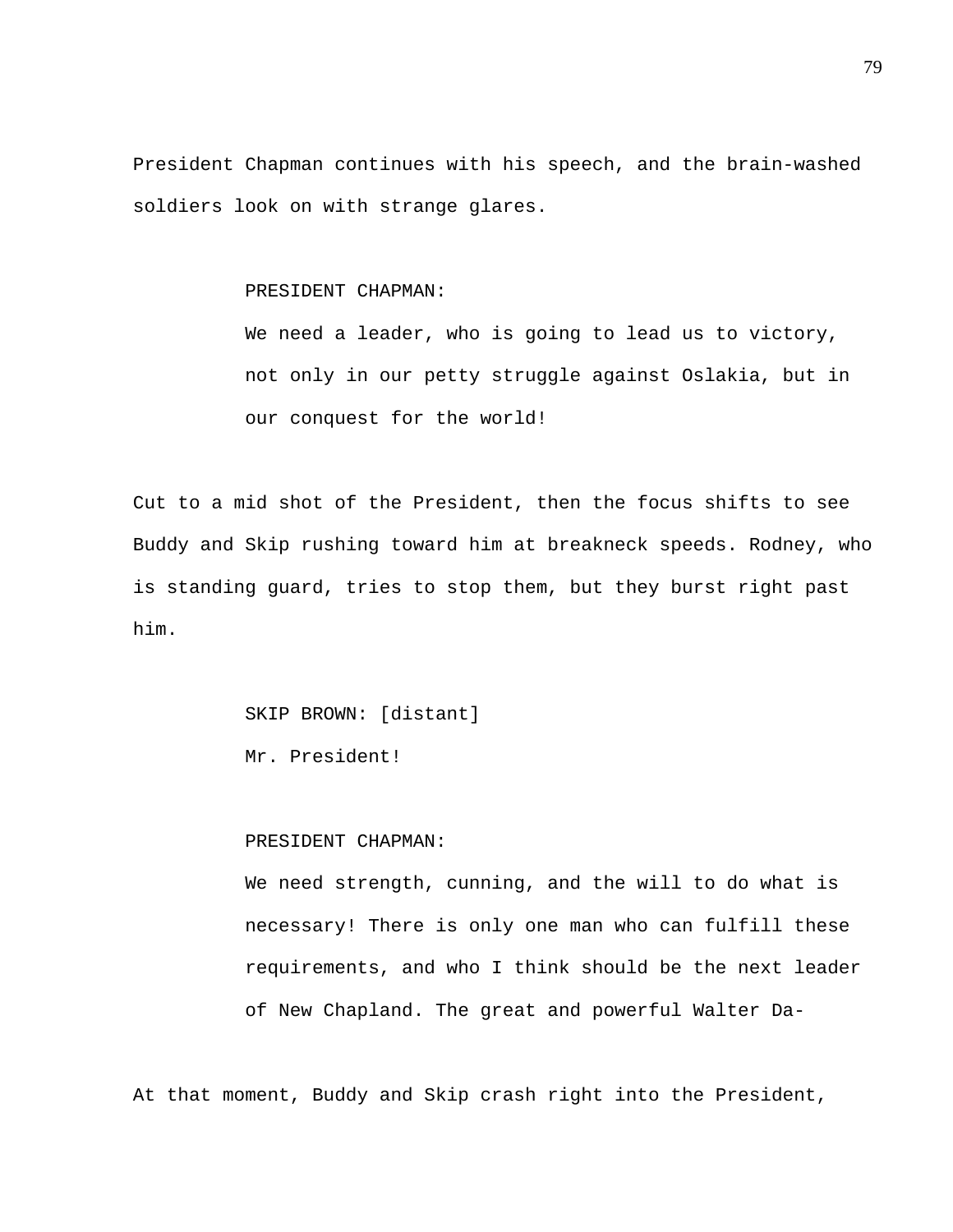President Chapman continues with his speech, and the brain-washed soldiers look on with strange glares.

PRESIDENT CHAPMAN:
We need a leader, who is going to lead us to victory, not only in our petty struggle against Oslakia, but in our conquest for the world!

Cut to a mid shot of the President, then the focus shifts to see Buddy and Skip rushing toward him at breakneck speeds. Rodney, who is standing guard, tries to stop them, but they burst right past him.

SKIP BROWN: [distant]
Mr. President!

PRESIDENT CHAPMAN:
We need strength, cunning, and the will to do what is necessary! There is only one man who can fulfill these requirements, and who I think should be the next leader of New Chapland. The great and powerful Walter Da-

At that moment, Buddy and Skip crash right into the President,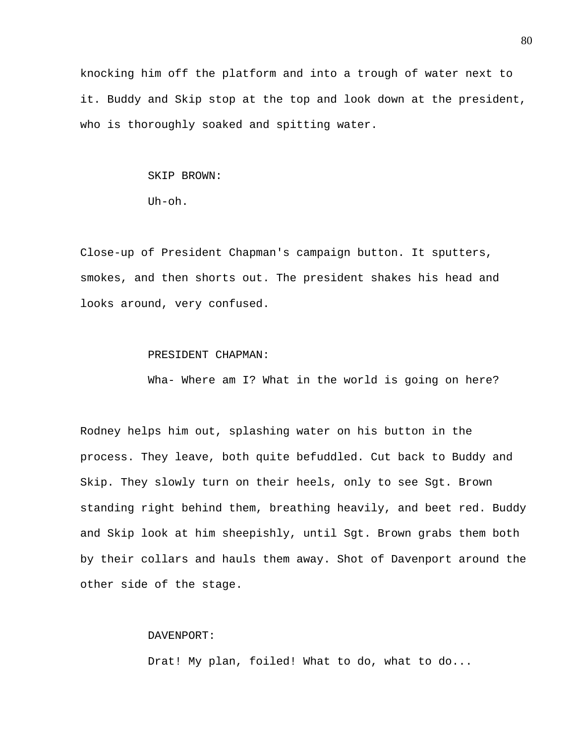knocking him off the platform and into a trough of water next to it. Buddy and Skip stop at the top and look down at the president, who is thoroughly soaked and spitting water.

SKIP BROWN:

Uh-oh.

Close-up of President Chapman's campaign button. It sputters, smokes, and then shorts out. The president shakes his head and looks around, very confused.

PRESIDENT CHAPMAN:

Wha- Where am I? What in the world is going on here?

Rodney helps him out, splashing water on his button in the process. They leave, both quite befuddled. Cut back to Buddy and Skip. They slowly turn on their heels, only to see Sgt. Brown standing right behind them, breathing heavily, and beet red. Buddy and Skip look at him sheepishly, until Sgt. Brown grabs them both by their collars and hauls them away. Shot of Davenport around the other side of the stage.

DAVENPORT:

Drat! My plan, foiled! What to do, what to do...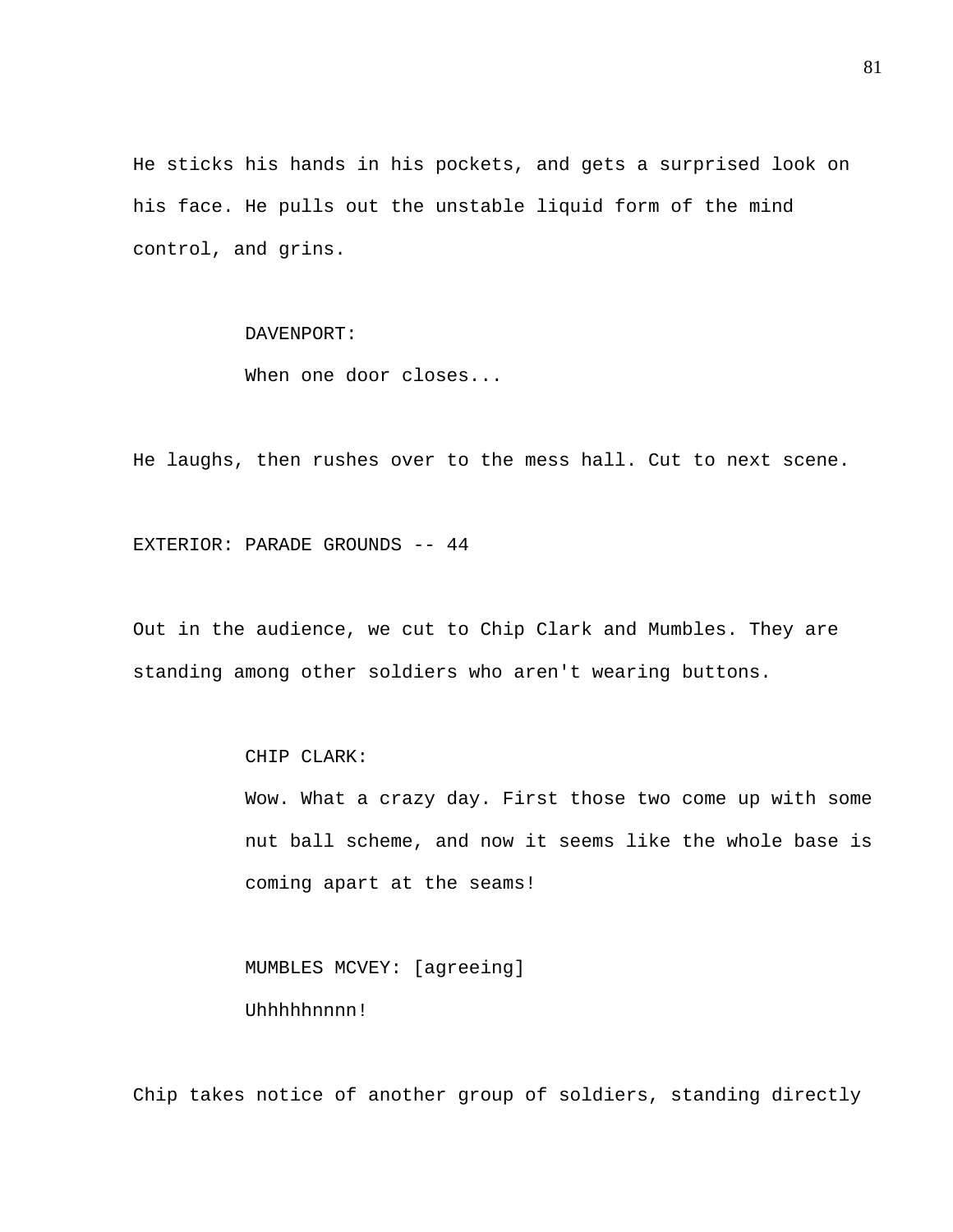He sticks his hands in his pockets, and gets a surprised look on his face. He pulls out the unstable liquid form of the mind control, and grins.

DAVENPORT:
When one door closes...

He laughs, then rushes over to the mess hall. Cut to next scene.

EXTERIOR: PARADE GROUNDS -- 44

Out in the audience, we cut to Chip Clark and Mumbles. They are standing among other soldiers who aren't wearing buttons.

CHIP CLARK:
Wow. What a crazy day. First those two come up with some nut ball scheme, and now it seems like the whole base is coming apart at the seams!

MUMBLES MCVEY: [agreeing]
Uhhhhhnnnn!

Chip takes notice of another group of soldiers, standing directly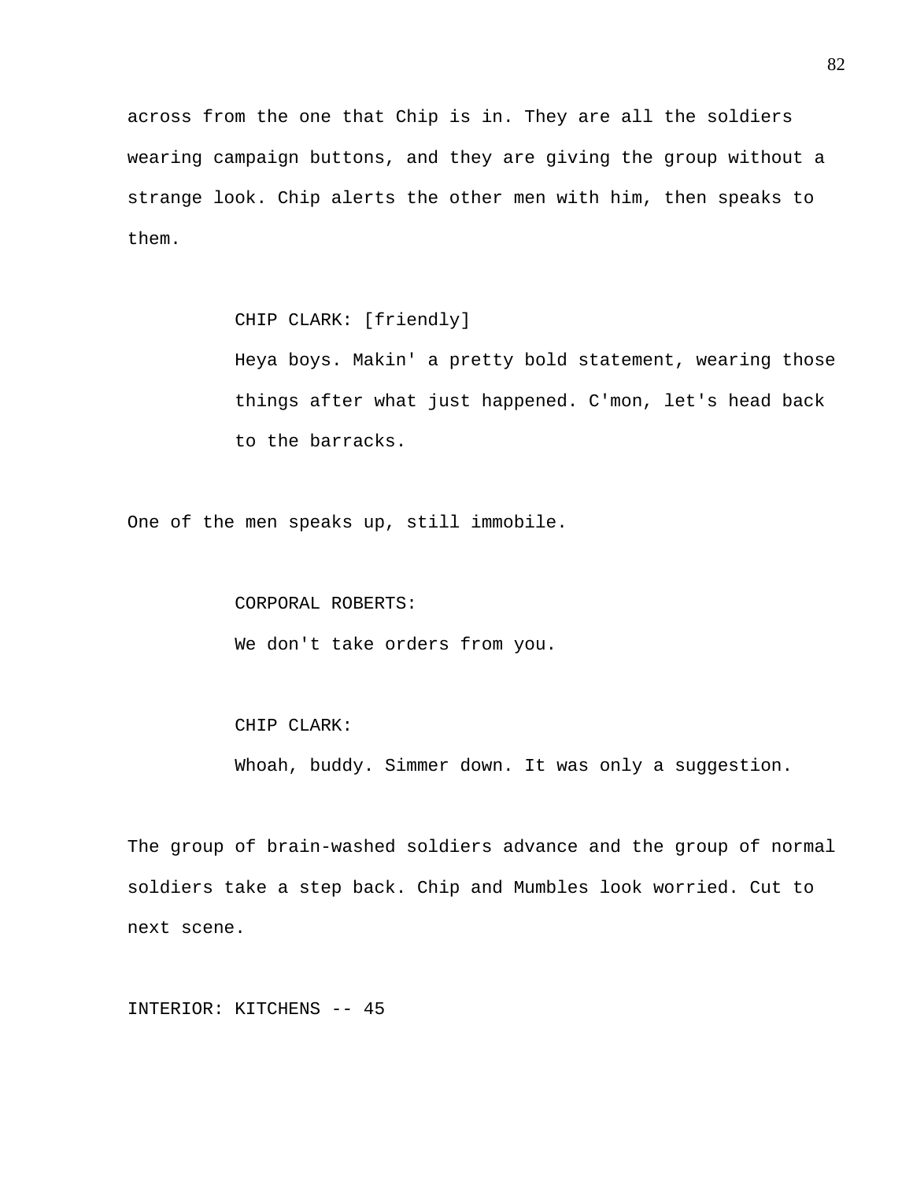across from the one that Chip is in. They are all the soldiers wearing campaign buttons, and they are giving the group without a strange look. Chip alerts the other men with him, then speaks to them.

> CHIP CLARK: [friendly]
> Heya boys. Makin' a pretty bold statement, wearing those things after what just happened. C'mon, let's head back to the barracks.

One of the men speaks up, still immobile.

> CORPORAL ROBERTS:
> We don't take orders from you.

> CHIP CLARK:
> Whoah, buddy. Simmer down. It was only a suggestion.

The group of brain-washed soldiers advance and the group of normal soldiers take a step back. Chip and Mumbles look worried. Cut to next scene.

INTERIOR: KITCHENS -- 45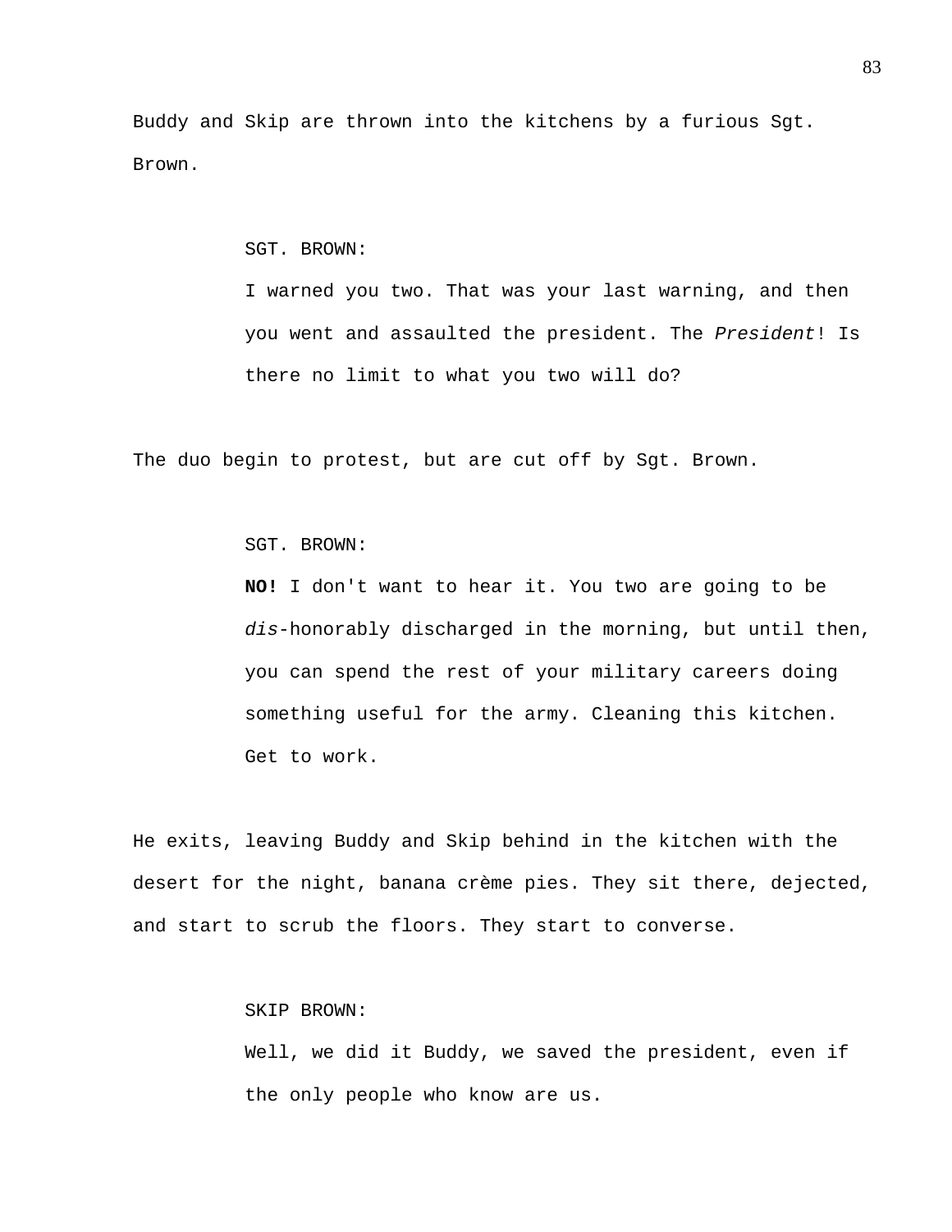Buddy and Skip are thrown into the kitchens by a furious Sgt. Brown.

SGT. BROWN:

I warned you two. That was your last warning, and then you went and assaulted the president. The *President*! Is there no limit to what you two will do?

The duo begin to protest, but are cut off by Sgt. Brown.

SGT. BROWN:

**NO!** I don't want to hear it. You two are going to be *dis*-honorably discharged in the morning, but until then, you can spend the rest of your military careers doing something useful for the army. Cleaning this kitchen. Get to work.

He exits, leaving Buddy and Skip behind in the kitchen with the desert for the night, banana crème pies. They sit there, dejected, and start to scrub the floors. They start to converse.

SKIP BROWN:

Well, we did it Buddy, we saved the president, even if the only people who know are us.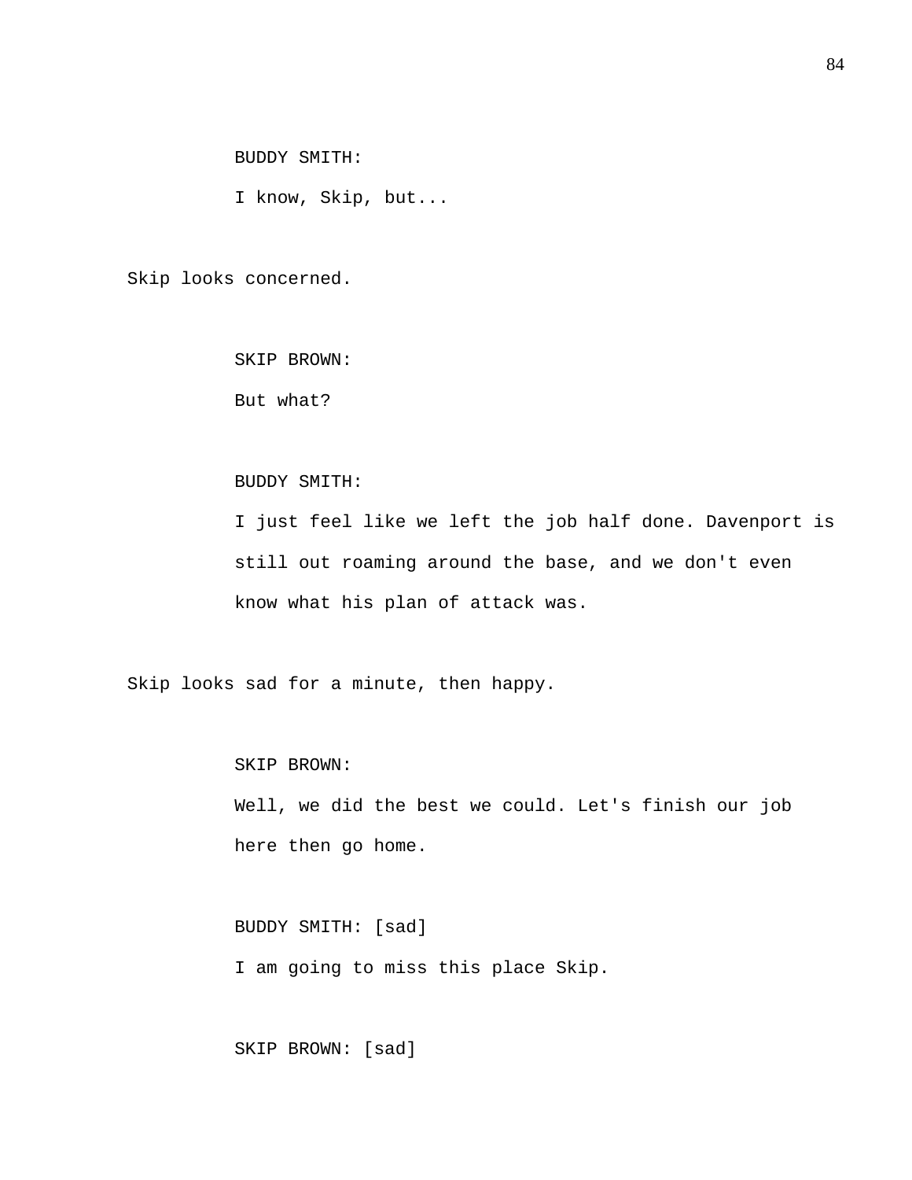BUDDY SMITH:

I know, Skip, but...

Skip looks concerned.

SKIP BROWN:

But what?

BUDDY SMITH:

I just feel like we left the job half done. Davenport is still out roaming around the base, and we don't even know what his plan of attack was.

Skip looks sad for a minute, then happy.

SKIP BROWN:

Well, we did the best we could. Let's finish our job here then go home.

BUDDY SMITH: [sad]

I am going to miss this place Skip.

SKIP BROWN: [sad]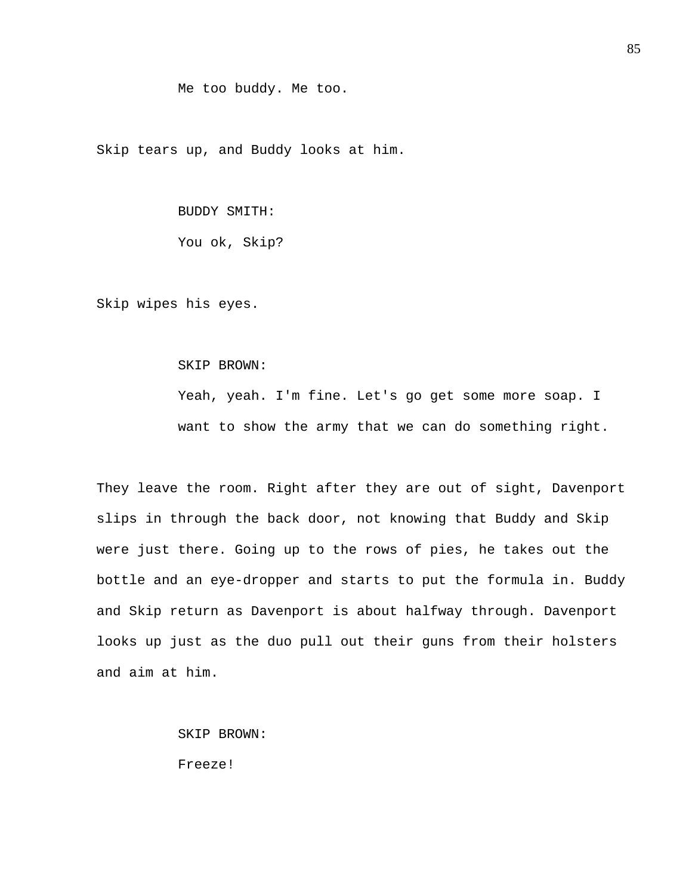Me too buddy. Me too.

Skip tears up, and Buddy looks at him.

BUDDY SMITH:

You ok, Skip?

Skip wipes his eyes.

SKIP BROWN:

Yeah, yeah. I'm fine. Let's go get some more soap. I want to show the army that we can do something right.

They leave the room. Right after they are out of sight, Davenport slips in through the back door, not knowing that Buddy and Skip were just there. Going up to the rows of pies, he takes out the bottle and an eye-dropper and starts to put the formula in. Buddy and Skip return as Davenport is about halfway through. Davenport looks up just as the duo pull out their guns from their holsters and aim at him.

SKIP BROWN:

Freeze!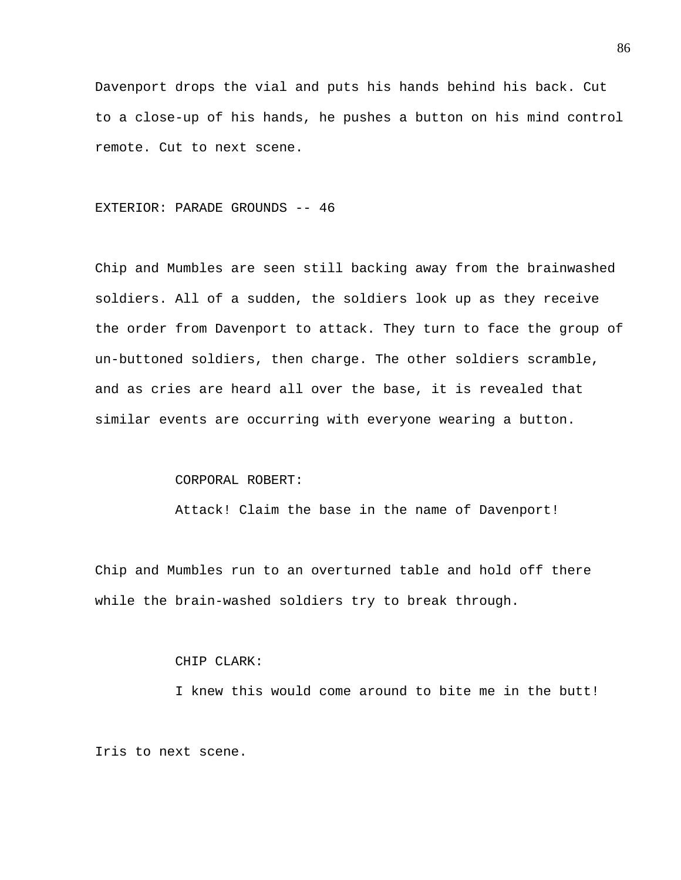Davenport drops the vial and puts his hands behind his back. Cut to a close-up of his hands, he pushes a button on his mind control remote. Cut to next scene.

EXTERIOR: PARADE GROUNDS -- 46

Chip and Mumbles are seen still backing away from the brainwashed soldiers. All of a sudden, the soldiers look up as they receive the order from Davenport to attack. They turn to face the group of un-buttoned soldiers, then charge. The other soldiers scramble, and as cries are heard all over the base, it is revealed that similar events are occurring with everyone wearing a button.

CORPORAL ROBERT:

Attack! Claim the base in the name of Davenport!

Chip and Mumbles run to an overturned table and hold off there while the brain-washed soldiers try to break through.

CHIP CLARK:

I knew this would come around to bite me in the butt!

Iris to next scene.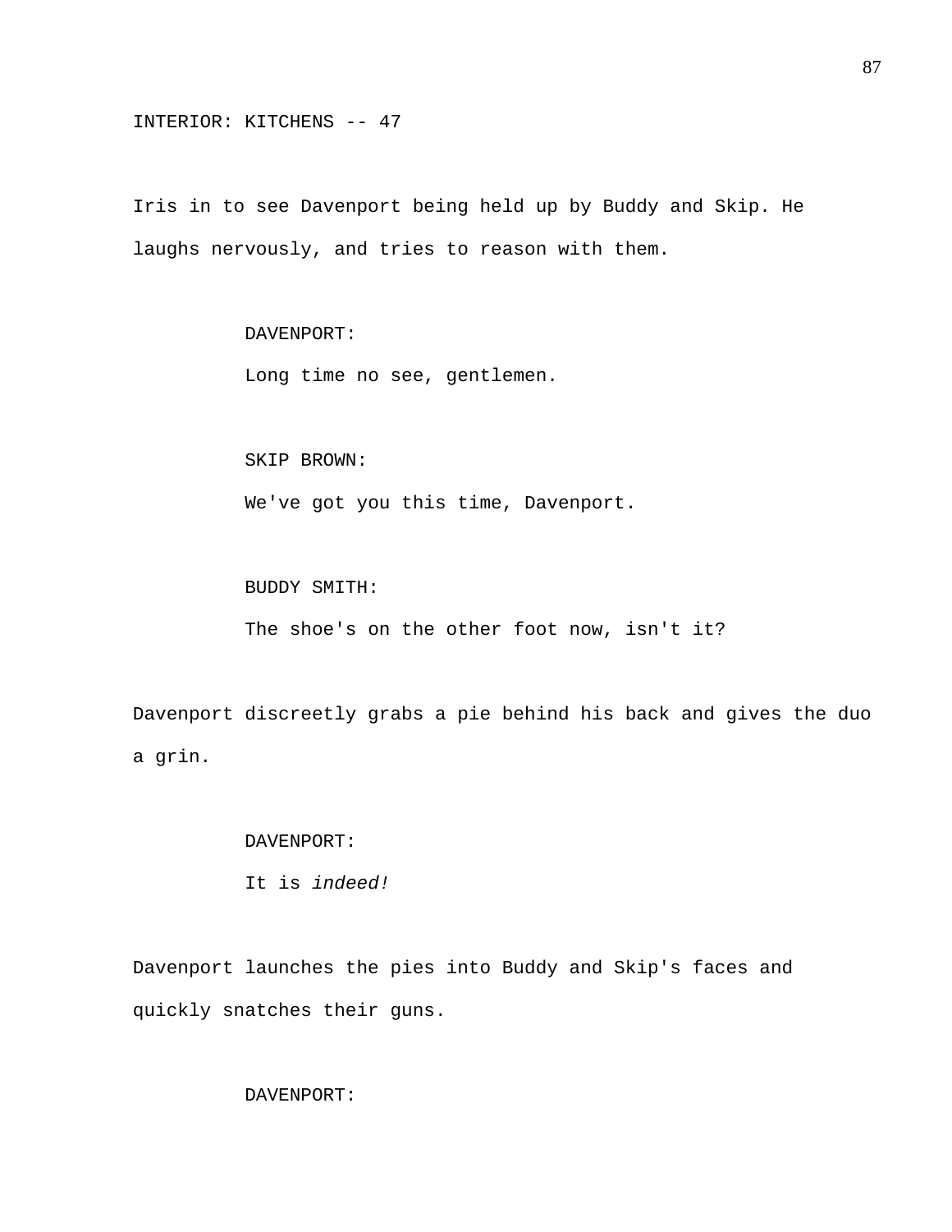INTERIOR: KITCHENS -- 47

Iris in to see Davenport being held up by Buddy and Skip. He laughs nervously, and tries to reason with them.

DAVENPORT:

Long time no see, gentlemen.

SKIP BROWN:

We've got you this time, Davenport.

BUDDY SMITH:

The shoe's on the other foot now, isn't it?

Davenport discreetly grabs a pie behind his back and gives the duo a grin.

DAVENPORT:

It is *indeed!*

Davenport launches the pies into Buddy and Skip's faces and quickly snatches their guns.

DAVENPORT: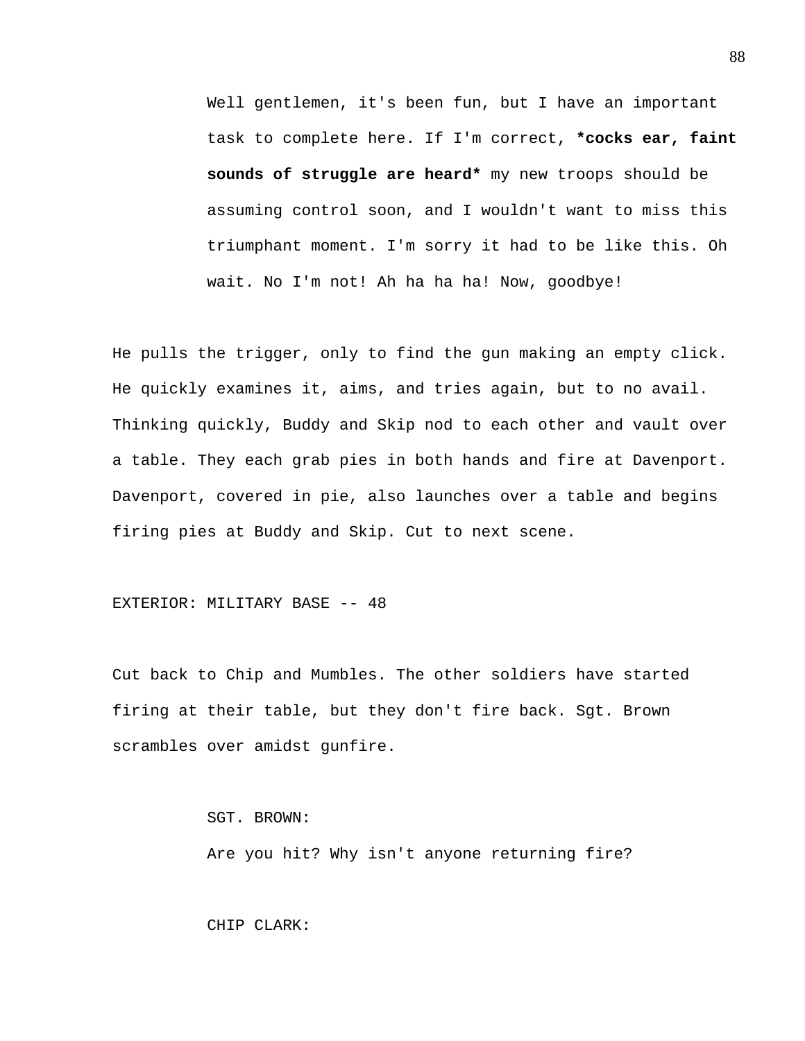Well gentlemen, it's been fun, but I have an important task to complete here. If I'm correct, **\*cocks ear, faint sounds of struggle are heard\*** my new troops should be assuming control soon, and I wouldn't want to miss this triumphant moment. I'm sorry it had to be like this. Oh wait. No I'm not! Ah ha ha ha! Now, goodbye!

He pulls the trigger, only to find the gun making an empty click. He quickly examines it, aims, and tries again, but to no avail. Thinking quickly, Buddy and Skip nod to each other and vault over a table. They each grab pies in both hands and fire at Davenport. Davenport, covered in pie, also launches over a table and begins firing pies at Buddy and Skip. Cut to next scene.

EXTERIOR: MILITARY BASE -- 48

Cut back to Chip and Mumbles. The other soldiers have started firing at their table, but they don't fire back. Sgt. Brown scrambles over amidst gunfire.

SGT. BROWN:

Are you hit? Why isn't anyone returning fire?

CHIP CLARK: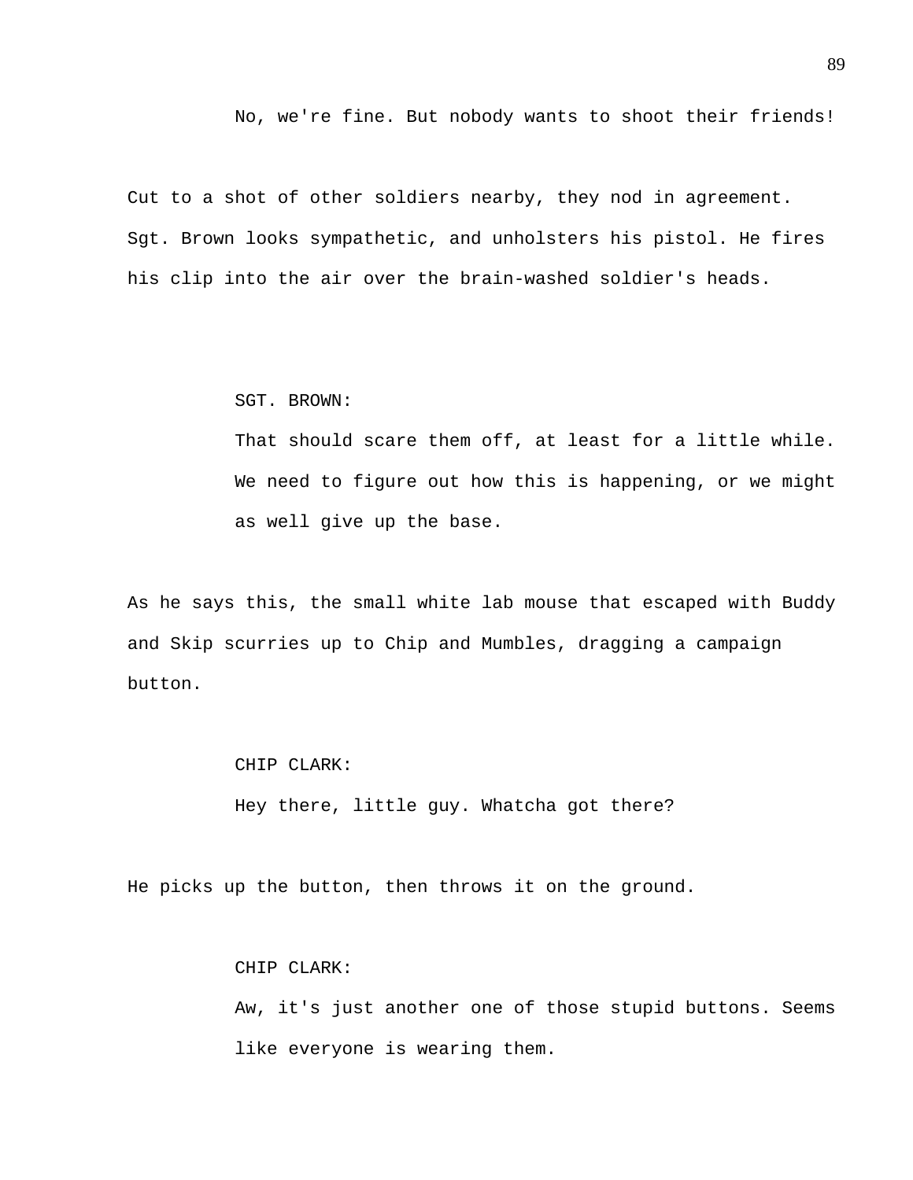No, we're fine. But nobody wants to shoot their friends!

Cut to a shot of other soldiers nearby, they nod in agreement. Sgt. Brown looks sympathetic, and unholsters his pistol. He fires his clip into the air over the brain-washed soldier's heads.

SGT. BROWN:

That should scare them off, at least for a little while. We need to figure out how this is happening, or we might as well give up the base.

As he says this, the small white lab mouse that escaped with Buddy and Skip scurries up to Chip and Mumbles, dragging a campaign button.

CHIP CLARK:

Hey there, little guy. Whatcha got there?

He picks up the button, then throws it on the ground.

CHIP CLARK:

Aw, it's just another one of those stupid buttons. Seems like everyone is wearing them.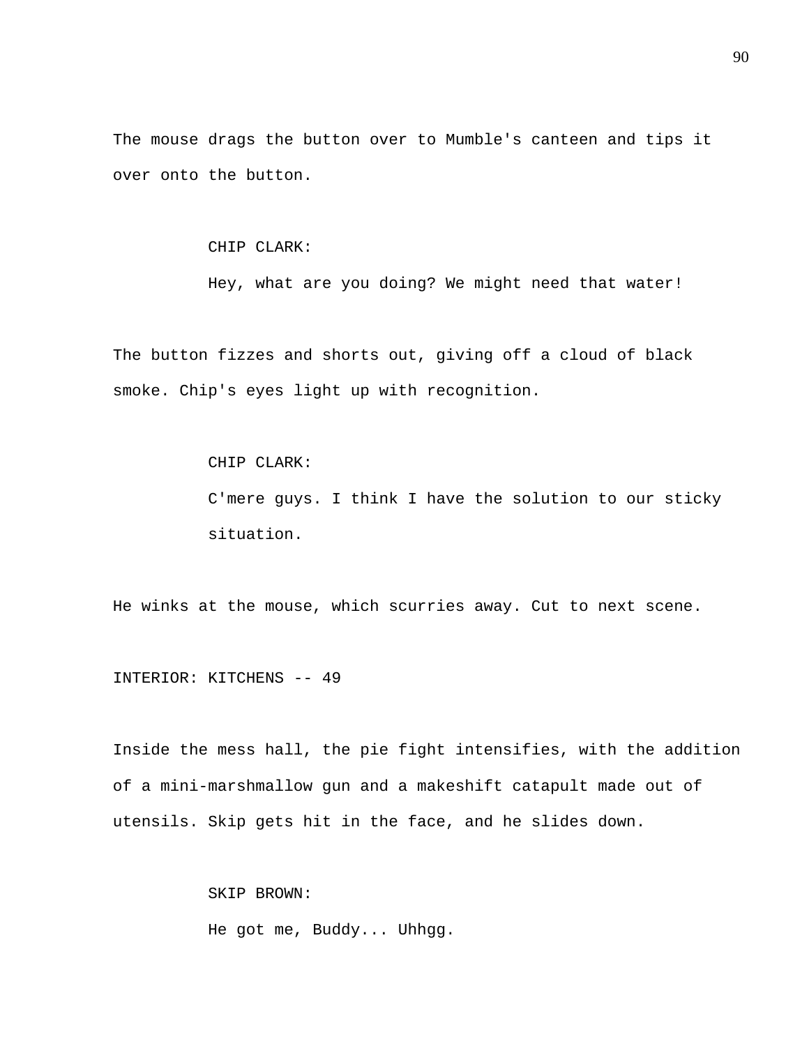The mouse drags the button over to Mumble's canteen and tips it over onto the button.

CHIP CLARK:

Hey, what are you doing? We might need that water!

The button fizzes and shorts out, giving off a cloud of black smoke. Chip's eyes light up with recognition.

CHIP CLARK:

C'mere guys. I think I have the solution to our sticky situation.

He winks at the mouse, which scurries away. Cut to next scene.

INTERIOR: KITCHENS -- 49

Inside the mess hall, the pie fight intensifies, with the addition of a mini-marshmallow gun and a makeshift catapult made out of utensils. Skip gets hit in the face, and he slides down.

SKIP BROWN:

He got me, Buddy... Uhhgg.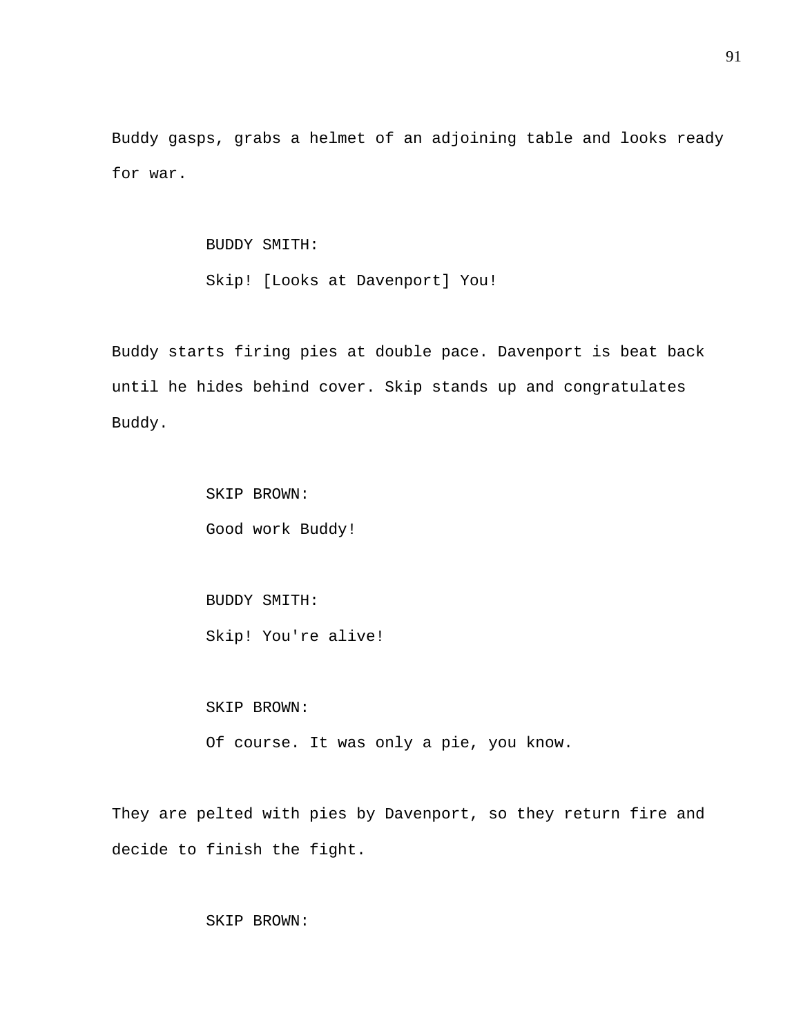Buddy gasps, grabs a helmet of an adjoining table and looks ready for war.

BUDDY SMITH:

Skip! [Looks at Davenport] You!

Buddy starts firing pies at double pace. Davenport is beat back until he hides behind cover. Skip stands up and congratulates Buddy.

SKIP BROWN:

Good work Buddy!

BUDDY SMITH:

Skip! You're alive!

SKIP BROWN:

Of course. It was only a pie, you know.

They are pelted with pies by Davenport, so they return fire and decide to finish the fight.

SKIP BROWN: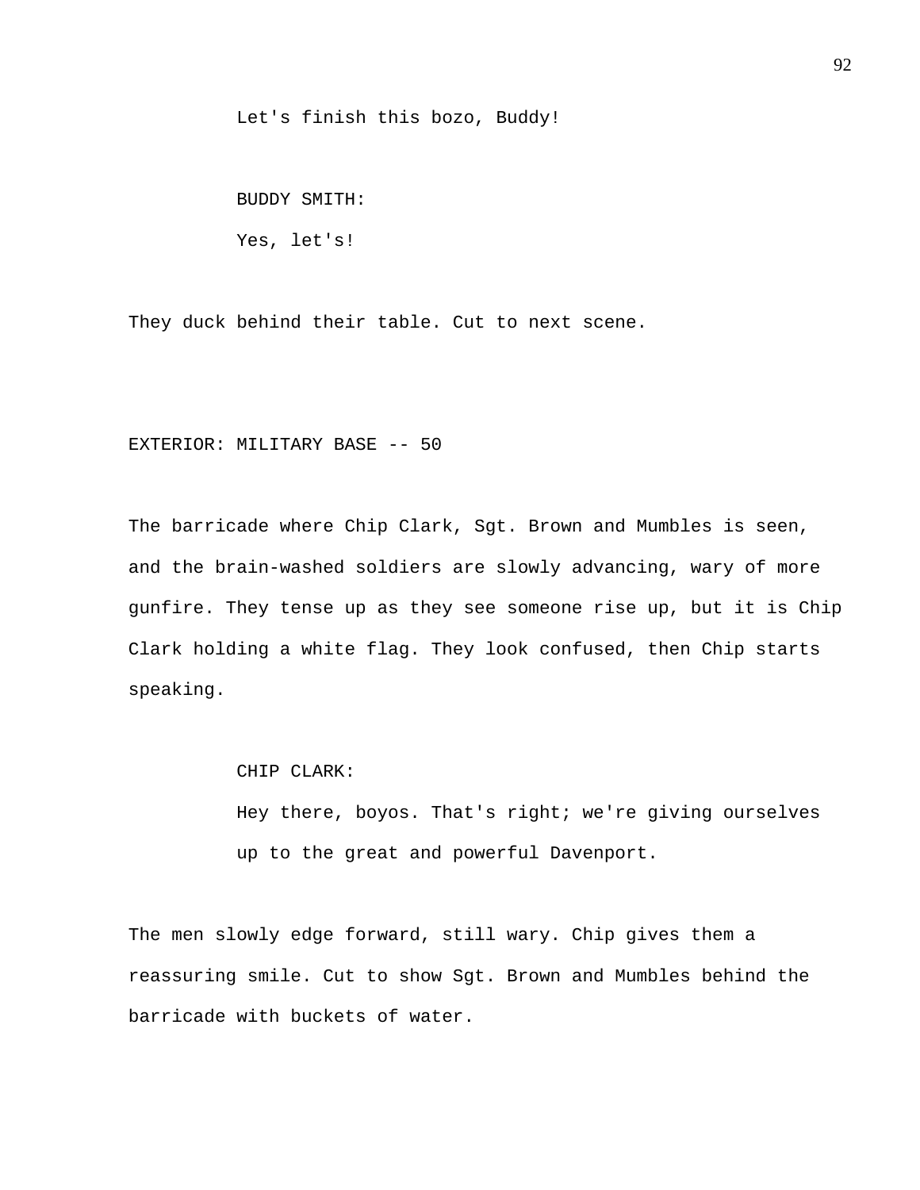Let's finish this bozo, Buddy!

BUDDY SMITH:

Yes, let's!

They duck behind their table. Cut to next scene.

EXTERIOR: MILITARY BASE -- 50

The barricade where Chip Clark, Sgt. Brown and Mumbles is seen, and the brain-washed soldiers are slowly advancing, wary of more gunfire. They tense up as they see someone rise up, but it is Chip Clark holding a white flag. They look confused, then Chip starts speaking.

CHIP CLARK:

Hey there, boyos. That's right; we're giving ourselves up to the great and powerful Davenport.

The men slowly edge forward, still wary. Chip gives them a reassuring smile. Cut to show Sgt. Brown and Mumbles behind the barricade with buckets of water.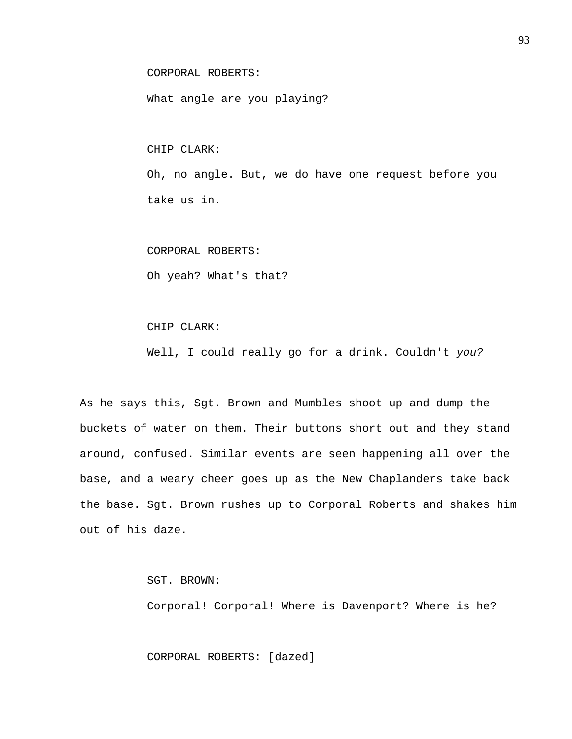CORPORAL ROBERTS:

What angle are you playing?

CHIP CLARK:

Oh, no angle. But, we do have one request before you take us in.

CORPORAL ROBERTS:

Oh yeah? What's that?

CHIP CLARK:

Well, I could really go for a drink. Couldn't *you?*

As he says this, Sgt. Brown and Mumbles shoot up and dump the buckets of water on them. Their buttons short out and they stand around, confused. Similar events are seen happening all over the base, and a weary cheer goes up as the New Chaplanders take back the base. Sgt. Brown rushes up to Corporal Roberts and shakes him out of his daze.

SGT. BROWN:

Corporal! Corporal! Where is Davenport? Where is he?

CORPORAL ROBERTS: [dazed]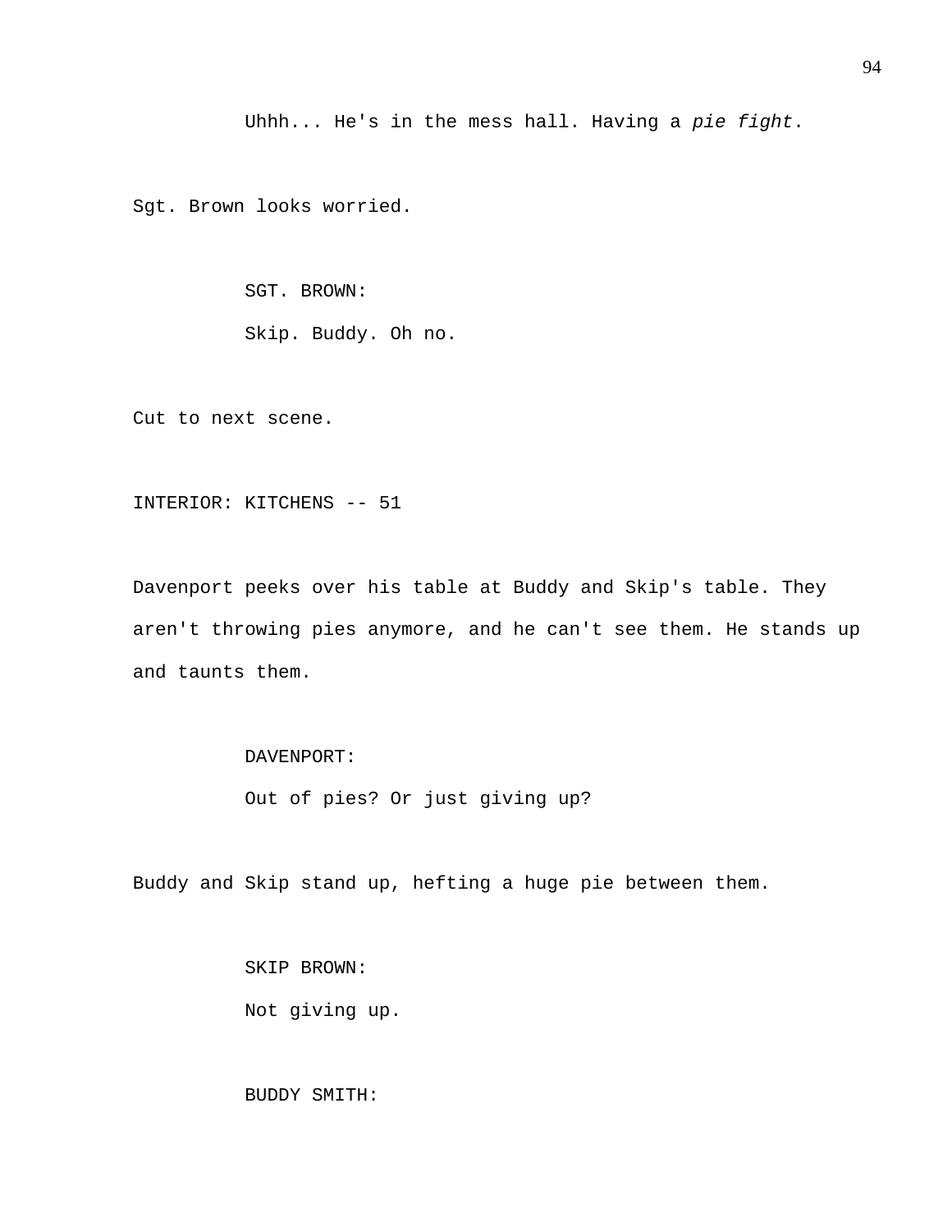Uhhh... He's in the mess hall. Having a *pie fight*.

Sgt. Brown looks worried.

SGT. BROWN:

Skip. Buddy. Oh no.

Cut to next scene.

INTERIOR: KITCHENS -- 51

Davenport peeks over his table at Buddy and Skip's table. They aren't throwing pies anymore, and he can't see them. He stands up and taunts them.

DAVENPORT:

Out of pies? Or just giving up?

Buddy and Skip stand up, hefting a huge pie between them.

SKIP BROWN:

Not giving up.

BUDDY SMITH: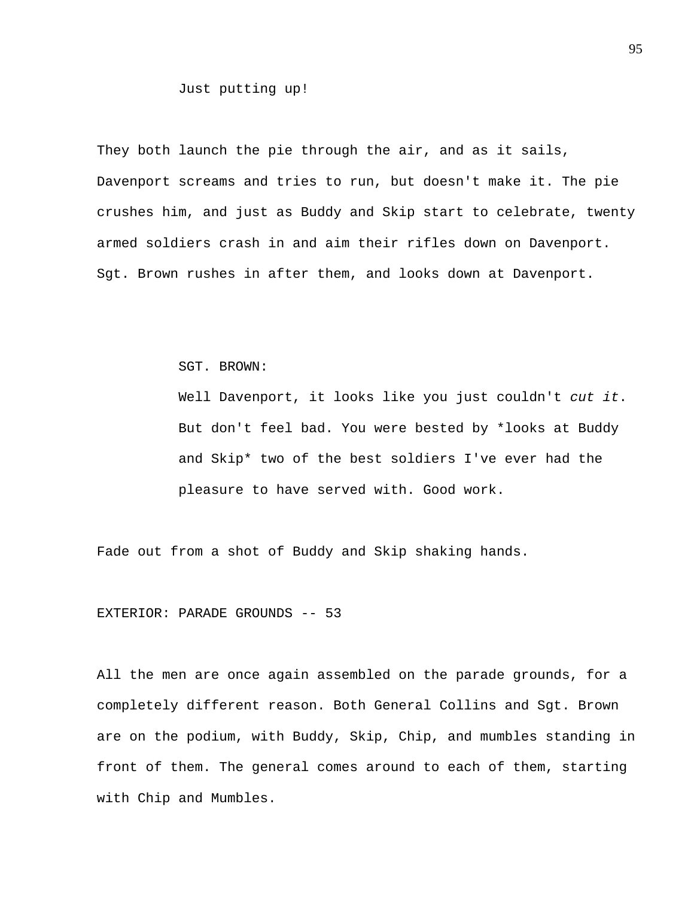Just putting up!

They both launch the pie through the air, and as it sails, Davenport screams and tries to run, but doesn't make it. The pie crushes him, and just as Buddy and Skip start to celebrate, twenty armed soldiers crash in and aim their rifles down on Davenport. Sgt. Brown rushes in after them, and looks down at Davenport.

SGT. BROWN:

Well Davenport, it looks like you just couldn't *cut it*. But don't feel bad. You were bested by *looks at Buddy and Skip* two of the best soldiers I've ever had the pleasure to have served with. Good work.

Fade out from a shot of Buddy and Skip shaking hands.

EXTERIOR: PARADE GROUNDS -- 53

All the men are once again assembled on the parade grounds, for a completely different reason. Both General Collins and Sgt. Brown are on the podium, with Buddy, Skip, Chip, and mumbles standing in front of them. The general comes around to each of them, starting with Chip and Mumbles.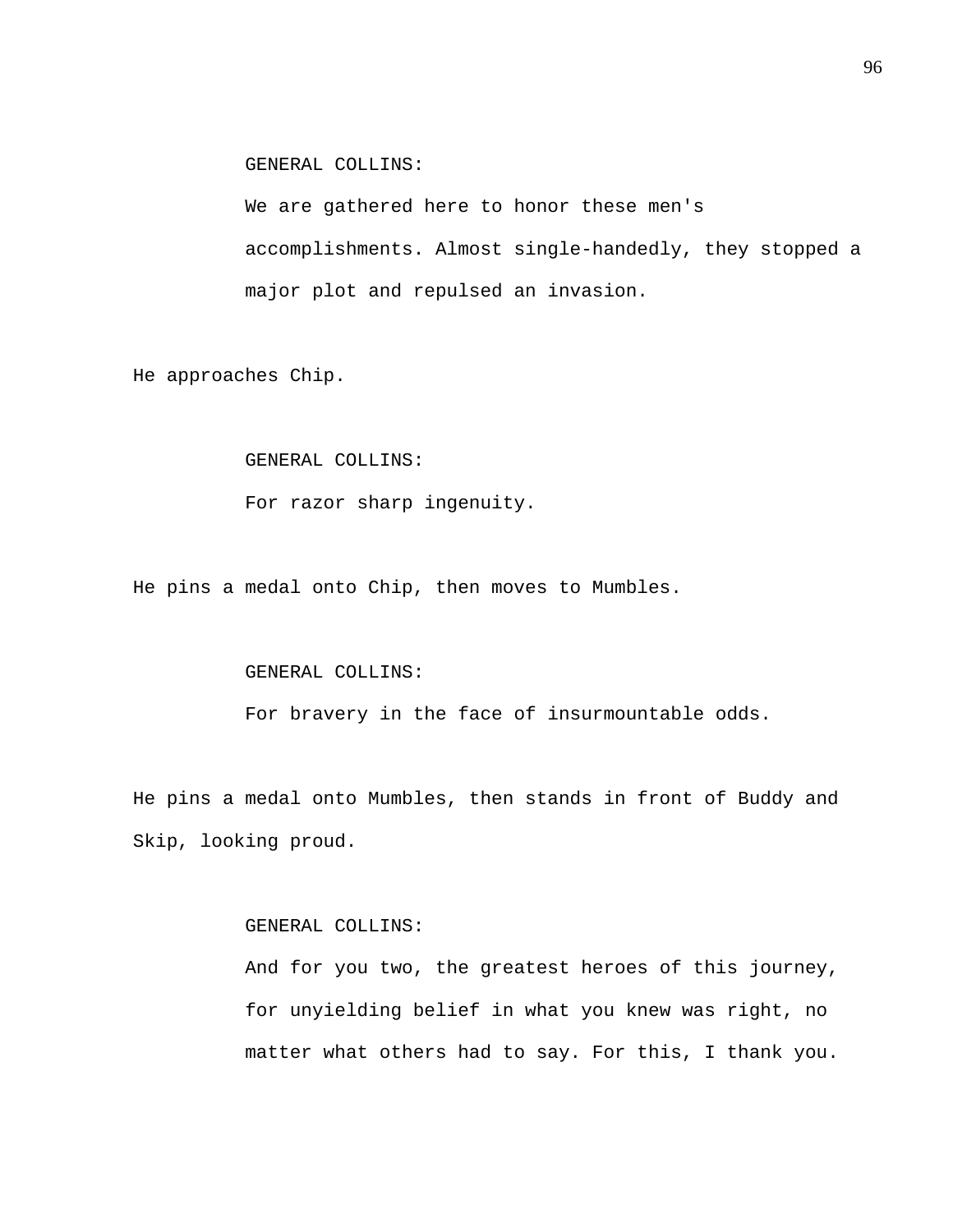GENERAL COLLINS:

We are gathered here to honor these men's accomplishments. Almost single-handedly, they stopped a major plot and repulsed an invasion.

He approaches Chip.

GENERAL COLLINS:

For razor sharp ingenuity.

He pins a medal onto Chip, then moves to Mumbles.

GENERAL COLLINS:

For bravery in the face of insurmountable odds.

He pins a medal onto Mumbles, then stands in front of Buddy and Skip, looking proud.

GENERAL COLLINS:

And for you two, the greatest heroes of this journey, for unyielding belief in what you knew was right, no matter what others had to say. For this, I thank you.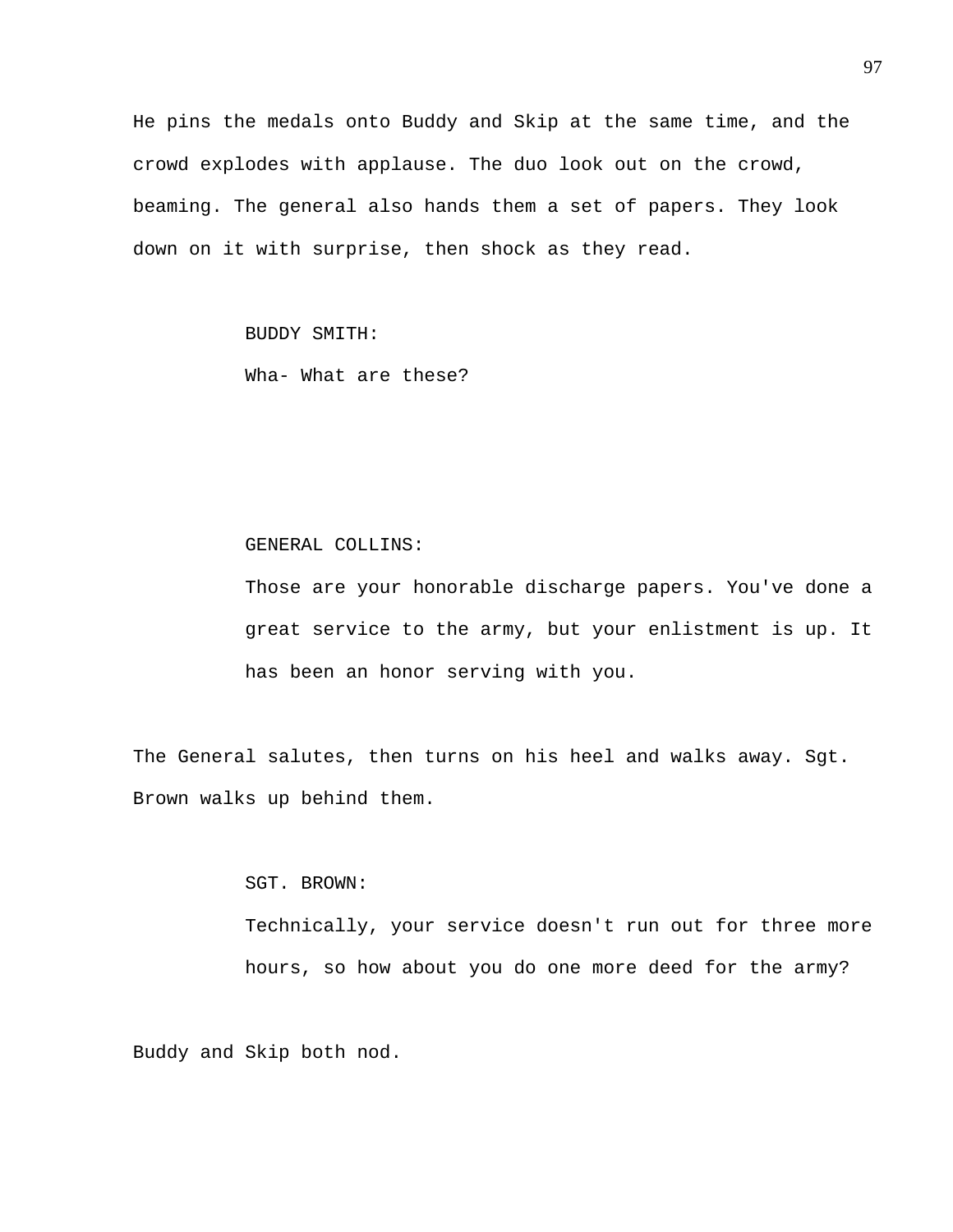He pins the medals onto Buddy and Skip at the same time, and the crowd explodes with applause. The duo look out on the crowd, beaming. The general also hands them a set of papers. They look down on it with surprise, then shock as they read.

BUDDY SMITH:

Wha- What are these?

GENERAL COLLINS:

Those are your honorable discharge papers. You've done a great service to the army, but your enlistment is up. It has been an honor serving with you.

The General salutes, then turns on his heel and walks away. Sgt. Brown walks up behind them.

SGT. BROWN:

Technically, your service doesn't run out for three more hours, so how about you do one more deed for the army?

Buddy and Skip both nod.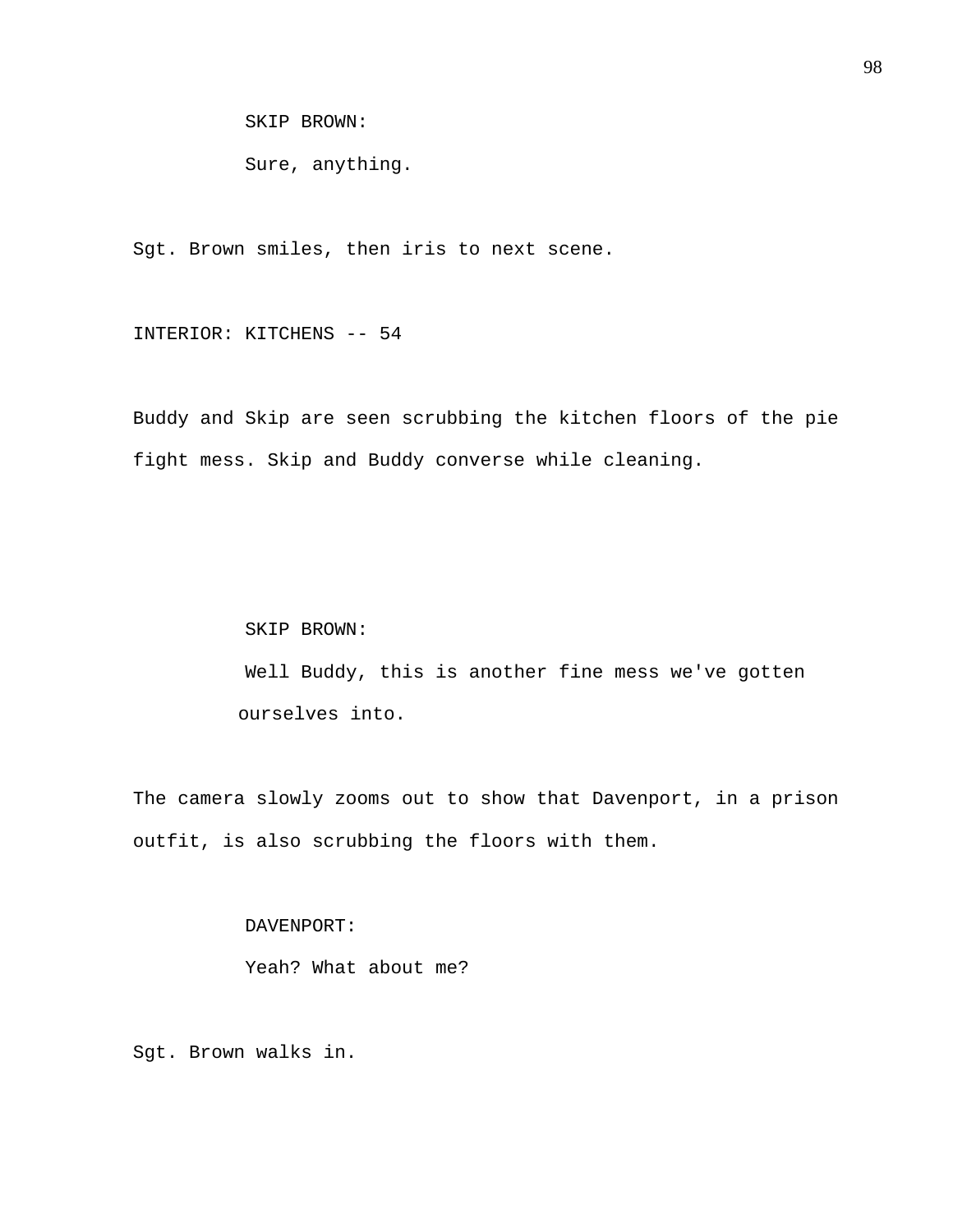SKIP BROWN:

Sure, anything.

Sgt. Brown smiles, then iris to next scene.

INTERIOR: KITCHENS -- 54

Buddy and Skip are seen scrubbing the kitchen floors of the pie fight mess. Skip and Buddy converse while cleaning.

SKIP BROWN:

Well Buddy, this is another fine mess we've gotten ourselves into.

The camera slowly zooms out to show that Davenport, in a prison outfit, is also scrubbing the floors with them.

DAVENPORT:

Yeah? What about me?

Sgt. Brown walks in.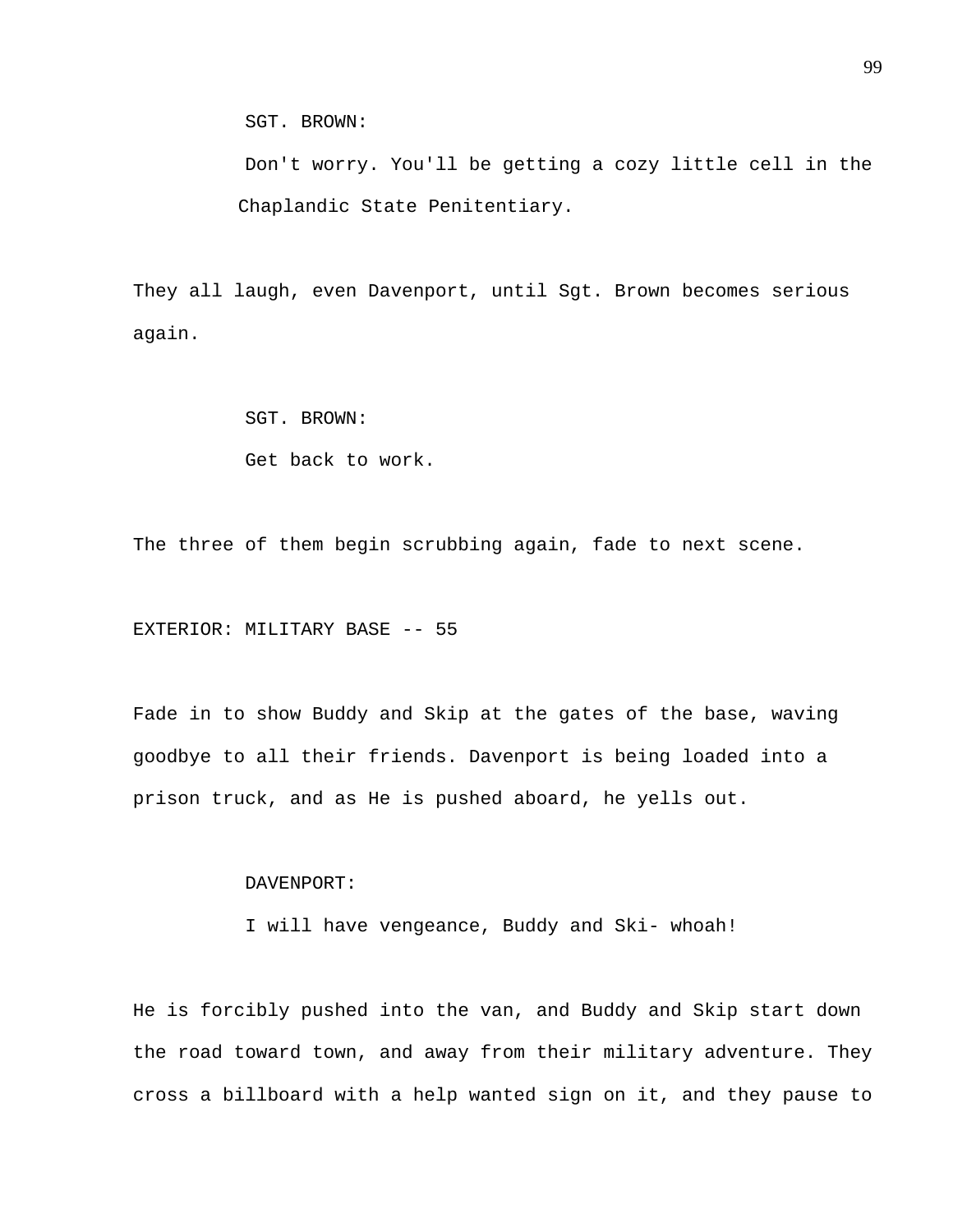SGT. BROWN:

Don't worry. You'll be getting a cozy little cell in the Chaplandic State Penitentiary.

They all laugh, even Davenport, until Sgt. Brown becomes serious again.

SGT. BROWN:

Get back to work.

The three of them begin scrubbing again, fade to next scene.

EXTERIOR: MILITARY BASE -- 55

Fade in to show Buddy and Skip at the gates of the base, waving goodbye to all their friends. Davenport is being loaded into a prison truck, and as He is pushed aboard, he yells out.

DAVENPORT:

I will have vengeance, Buddy and Ski- whoah!

He is forcibly pushed into the van, and Buddy and Skip start down the road toward town, and away from their military adventure. They cross a billboard with a help wanted sign on it, and they pause to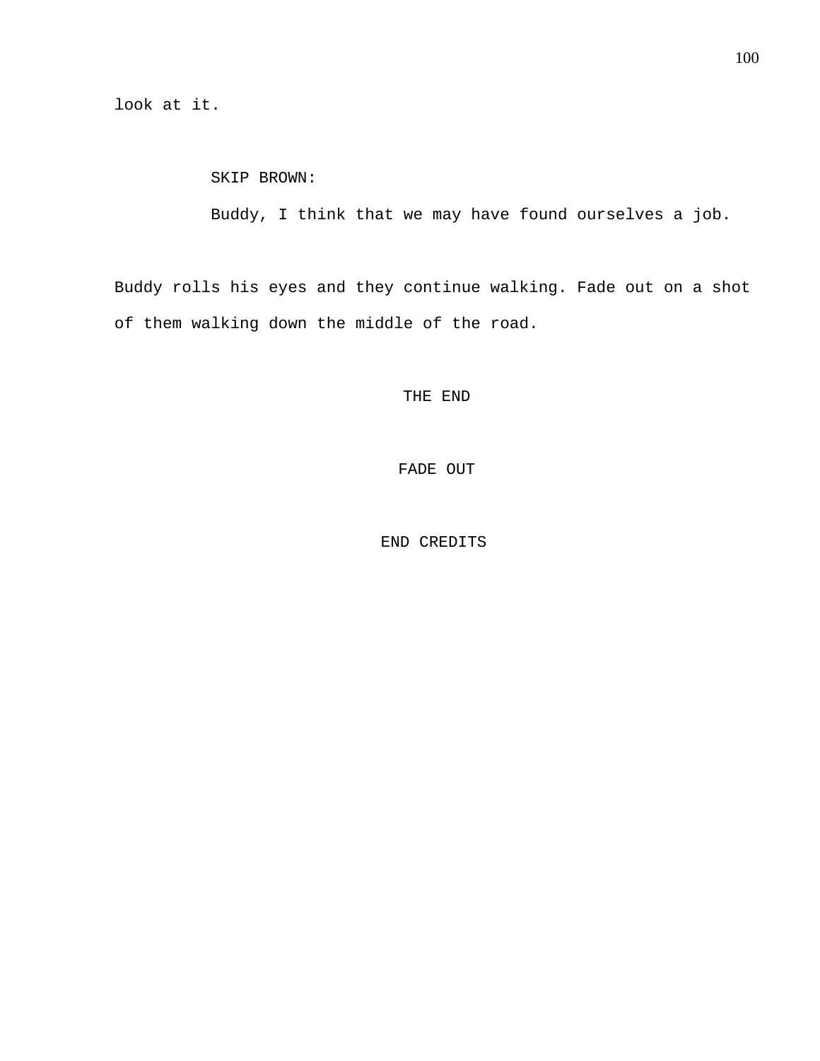look at it.

SKIP BROWN:

Buddy, I think that we may have found ourselves a job.

Buddy rolls his eyes and they continue walking. Fade out on a shot of them walking down the middle of the road.

THE END

FADE OUT

END CREDITS